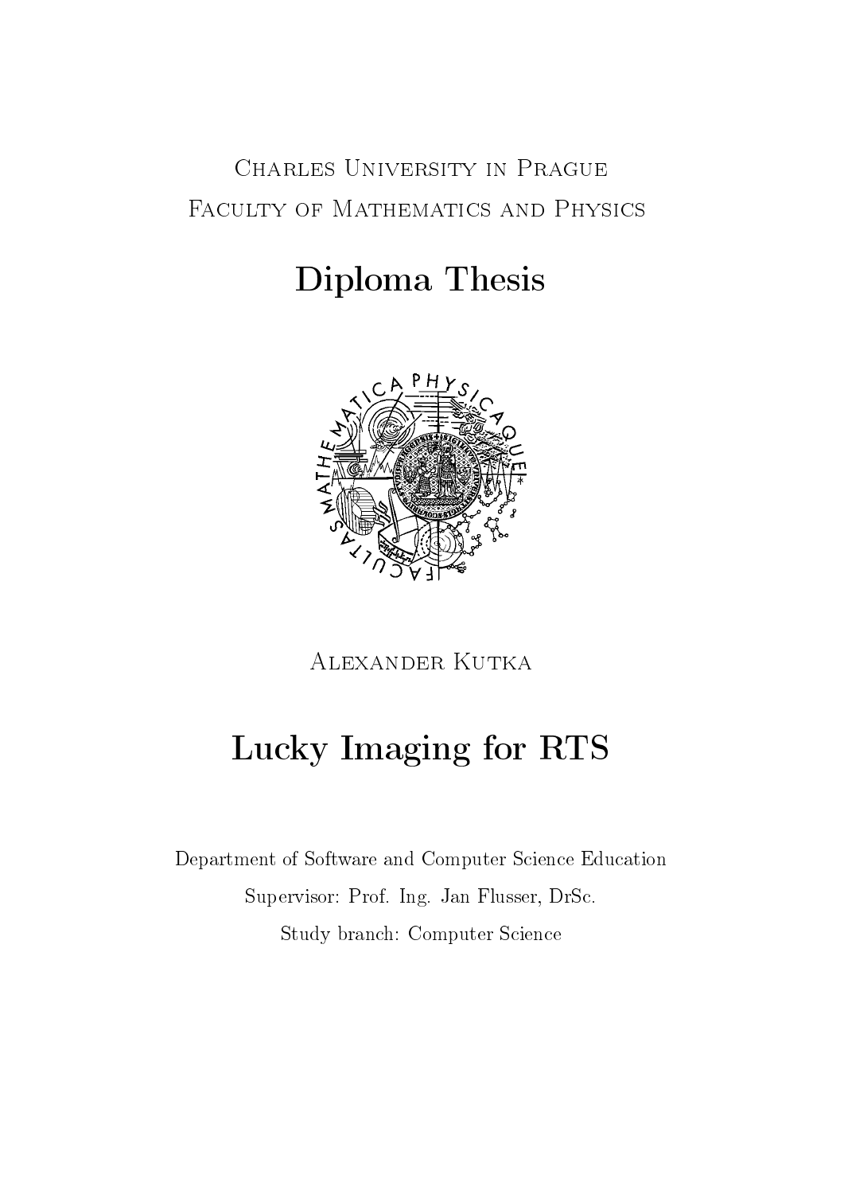Charles University in Prague

Faculty of Mathematics and Physics

# Diploma Thesis

Alexander Kutka

# Lucky Imaging for RTS

Department of Software and Computer Science Education

Supervisor: Prof. Ing. Jan Flusser, DrSc.

Study branch: Computer Science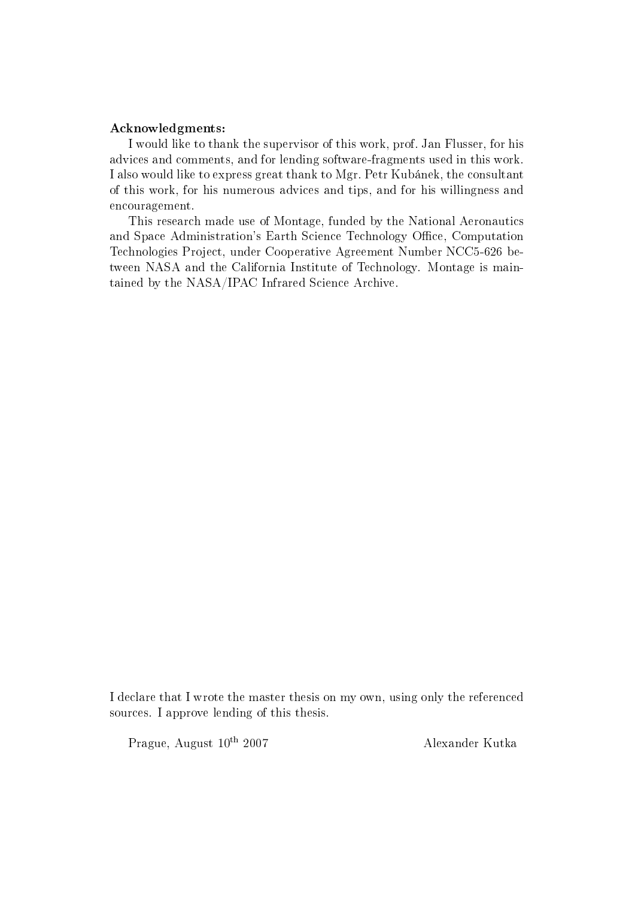**Acknowledgments:**

I would like to thank the supervisor of this work, prof. Jan Flusser, for his advices and comments, and for lending software-fragments used in this work. I also would like to express great thank to Mgr. Petr Kubánek, the consultant of this work, for his numerous advices and tips, and for his willingness and encouragement.

This research made use of Montage, funded by the National Aeronautics and Space Administration's Earth Science Technology Office, Computation Technologies Project, under Cooperative Agreement Number NCC5-626 between NASA and the California Institute of Technology. Montage is maintained by the NASA/IPAC Infrared Science Archive.

I declare that I wrote the master thesis on my own, using only the referenced sources. I approve lending of this thesis.

Prague, August 10th 2007 — Alexander Kutka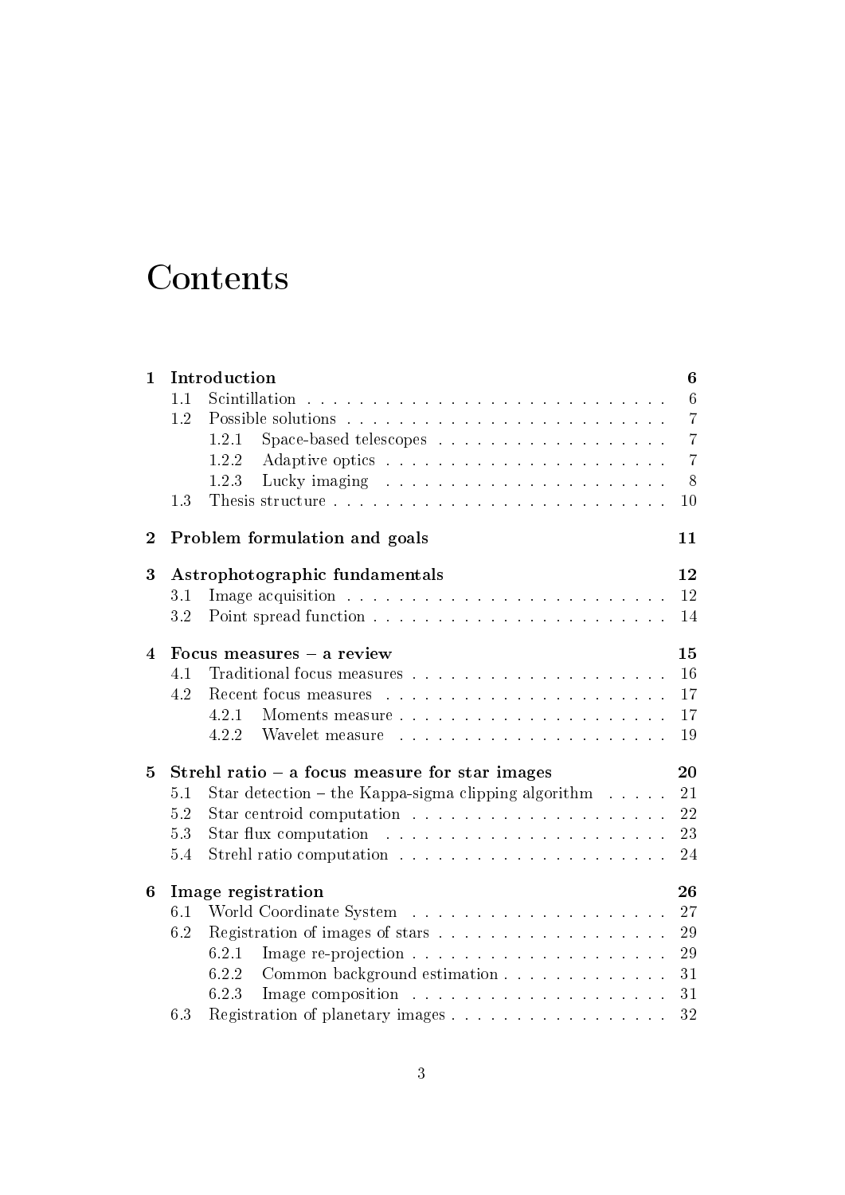# Contents

| | | |
|---|---|---|
| **1** | **Introduction** | **6** |
| 1.1 | Scintillation | 6 |
| 1.2 | Possible solutions | 7 |
| 1.2.1 | Space-based telescopes | 7 |
| 1.2.2 | Adaptive optics | 7 |
| 1.2.3 | Lucky imaging | 8 |
| 1.3 | Thesis structure | 10 |
| **2** | **Problem formulation and goals** | **11** |
| **3** | **Astrophotographic fundamentals** | **12** |
| 3.1 | Image acquisition | 12 |
| 3.2 | Point spread function | 14 |
| **4** | **Focus measures – a review** | **15** |
| 4.1 | Traditional focus measures | 16 |
| 4.2 | Recent focus measures | 17 |
| 4.2.1 | Moments measure | 17 |
| 4.2.2 | Wavelet measure | 19 |
| **5** | **Strehl ratio – a focus measure for star images** | **20** |
| 5.1 | Star detection – the Kappa-sigma clipping algorithm | 21 |
| 5.2 | Star centroid computation | 22 |
| 5.3 | Star flux computation | 23 |
| 5.4 | Strehl ratio computation | 24 |
| **6** | **Image registration** | **26** |
| 6.1 | World Coordinate System | 27 |
| 6.2 | Registration of images of stars | 29 |
| 6.2.1 | Image re-projection | 29 |
| 6.2.2 | Common background estimation | 31 |
| 6.2.3 | Image composition | 31 |
| 6.3 | Registration of planetary images | 32 |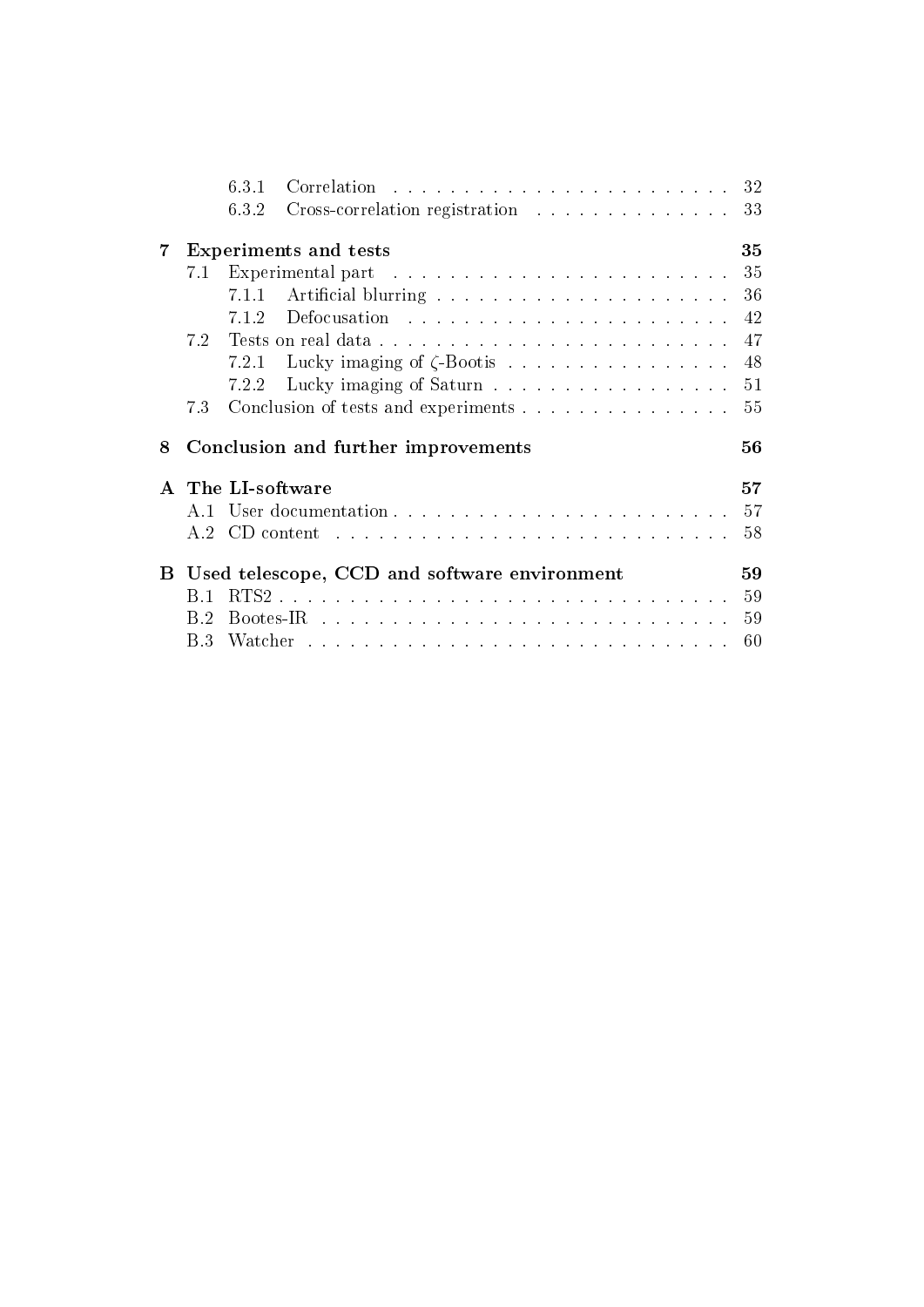- 6.3.1 Correlation . . . . . . . . . . . . . . . . . . . . . . . . 32
- 6.3.2 Cross-correlation registration . . . . . . . . . . . . . . 33

**7 Experiments and tests** **35**

- 7.1 Experimental part . . . . . . . . . . . . . . . . . . . . . . . . . 35
  - 7.1.1 Artificial blurring . . . . . . . . . . . . . . . . . . . . . . 36
  - 7.1.2 Defocusation . . . . . . . . . . . . . . . . . . . . . . . . 42
- 7.2 Tests on real data . . . . . . . . . . . . . . . . . . . . . . . . . 47
  - 7.2.1 Lucky imaging of $\zeta$-Bootis . . . . . . . . . . . . . . . . . 48
  - 7.2.2 Lucky imaging of Saturn . . . . . . . . . . . . . . . . . . 51
- 7.3 Conclusion of tests and experiments . . . . . . . . . . . . . . . 55

**8 Conclusion and further improvements** **56**

**A The LI-software** **57**

- A.1 User documentation . . . . . . . . . . . . . . . . . . . . . . . . 57
- A.2 CD content . . . . . . . . . . . . . . . . . . . . . . . . . . . . 58

**B Used telescope, CCD and software environment** **59**

- B.1 RTS2 . . . . . . . . . . . . . . . . . . . . . . . . . . . . . . . 59
- B.2 Bootes-IR . . . . . . . . . . . . . . . . . . . . . . . . . . . . . 59
- B.3 Watcher . . . . . . . . . . . . . . . . . . . . . . . . . . . . . . 60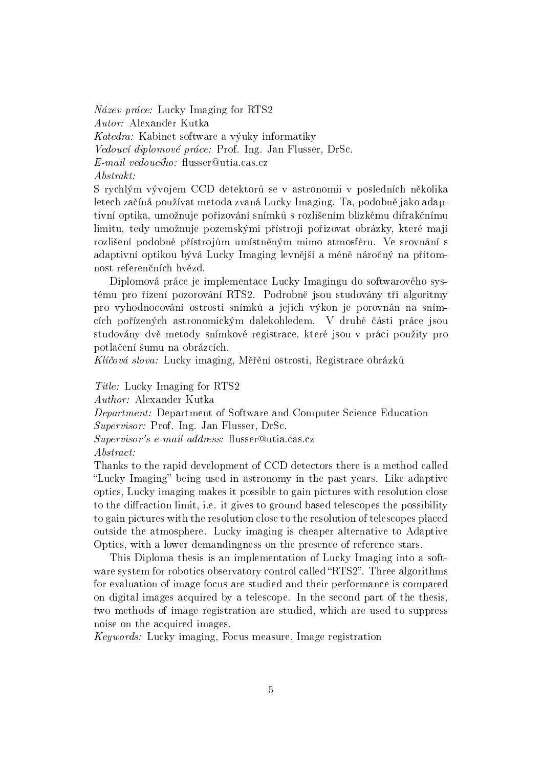*Název práce:* Lucky Imaging for RTS2
*Autor:* Alexander Kutka
*Katedra:* Kabinet software a výuky informatiky
*Vedoucí diplomové práce:* Prof. Ing. Jan Flusser, DrSc.
*E-mail vedoucího:* flusser@utia.cas.cz
*Abstrakt:*
S rychlým vývojem CCD detektorů se v astronomii v posledních několika letech začíná používat metoda zvaná Lucky Imaging. Ta, podobně jako adaptivní optika, umožnuje pořizování snímků s rozlišením blízkému difrakčnímu limitu, tedy umožnuje pozemskými přístroji pořizovat obrázky, které mají rozlišení podobné přístrojům umístněným mimo atmosféru. Ve srovnání s adaptivní optikou bývá Lucky Imaging levnější a méně náročný na přítomnost referenčních hvězd.

Diplomová práce je implementace Lucky Imagingu do softwarového systému pro řízení pozorování RTS2. Podrobně jsou studovány tři algoritmy pro vyhodnocování ostrosti snímků a jejich výkon je porovnán na snímcích pořízených astronomickým dalekohledem. V druhé části práce jsou studovány dvě metody snímkové registrace, které jsou v práci použity pro potlačení šumu na obrázcích.
*Klíčová slova:* Lucky imaging, Měření ostrosti, Registrace obrázků

*Title:* Lucky Imaging for RTS2
*Author:* Alexander Kutka
*Department:* Department of Software and Computer Science Education
*Supervisor:* Prof. Ing. Jan Flusser, DrSc.
*Supervisor's e-mail address:* flusser@utia.cas.cz
*Abstract:*
Thanks to the rapid development of CCD detectors there is a method called "Lucky Imaging" being used in astronomy in the past years. Like adaptive optics, Lucky imaging makes it possible to gain pictures with resolution close to the diffraction limit, i.e. it gives to ground based telescopes the possibility to gain pictures with the resolution close to the resolution of telescopes placed outside the atmosphere. Lucky imaging is cheaper alternative to Adaptive Optics, with a lower demandingness on the presence of reference stars.

This Diploma thesis is an implementation of Lucky Imaging into a software system for robotics observatory control called "RTS2". Three algorithms for evaluation of image focus are studied and their performance is compared on digital images acquired by a telescope. In the second part of the thesis, two methods of image registration are studied, which are used to suppress noise on the acquired images.
*Keywords:* Lucky imaging, Focus measure, Image registration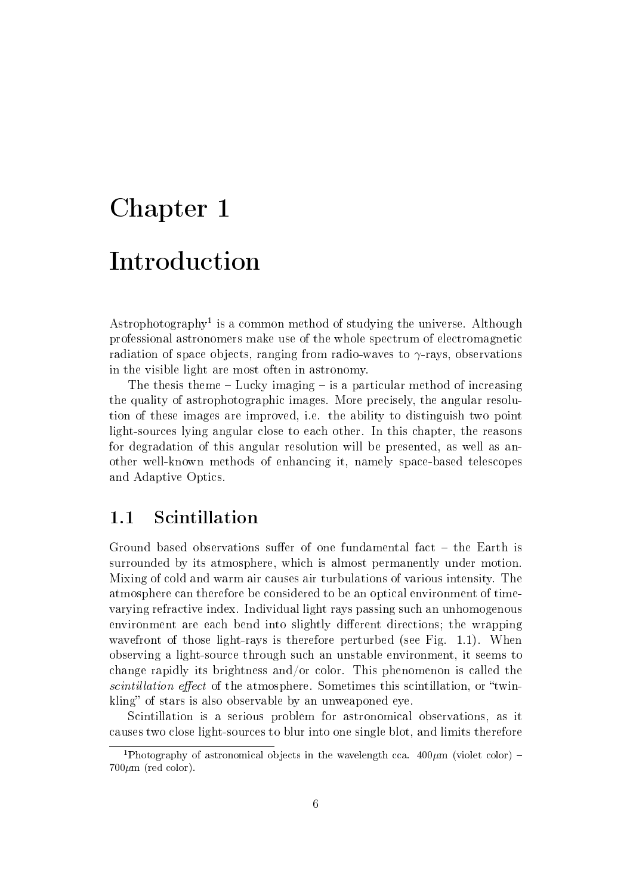# Chapter 1

# Introduction

Astrophotography[1] is a common method of studying the universe. Although professional astronomers make use of the whole spectrum of electromagnetic radiation of space objects, ranging from radio-waves to $\gamma$-rays, observations in the visible light are most often in astronomy.

The thesis theme – Lucky imaging – is a particular method of increasing the quality of astrophotographic images. More precisely, the angular resolution of these images are improved, i.e. the ability to distinguish two point light-sources lying angular close to each other. In this chapter, the reasons for degradation of this angular resolution will be presented, as well as another well-known methods of enhancing it, namely space-based telescopes and Adaptive Optics.

## 1.1 Scintillation

Ground based observations suffer of one fundamental fact – the Earth is surrounded by its atmosphere, which is almost permanently under motion. Mixing of cold and warm air causes air turbulations of various intensity. The atmosphere can therefore be considered to be an optical environment of time-varying refractive index. Individual light rays passing such an unhomogenous environment are each bend into slightly different directions; the wrapping wavefront of those light-rays is therefore perturbed (see Fig. 1.1). When observing a light-source through such an unstable environment, it seems to change rapidly its brightness and/or color. This phenomenon is called the *scintillation effect* of the atmosphere. Sometimes this scintillation, or "twinkling" of stars is also observable by an unweaponed eye.

Scintillation is a serious problem for astronomical observations, as it causes two close light-sources to blur into one single blot, and limits therefore

[1] Photography of astronomical objects in the wavelength cca. $400\mu$m (violet color) – $700\mu$m (red color).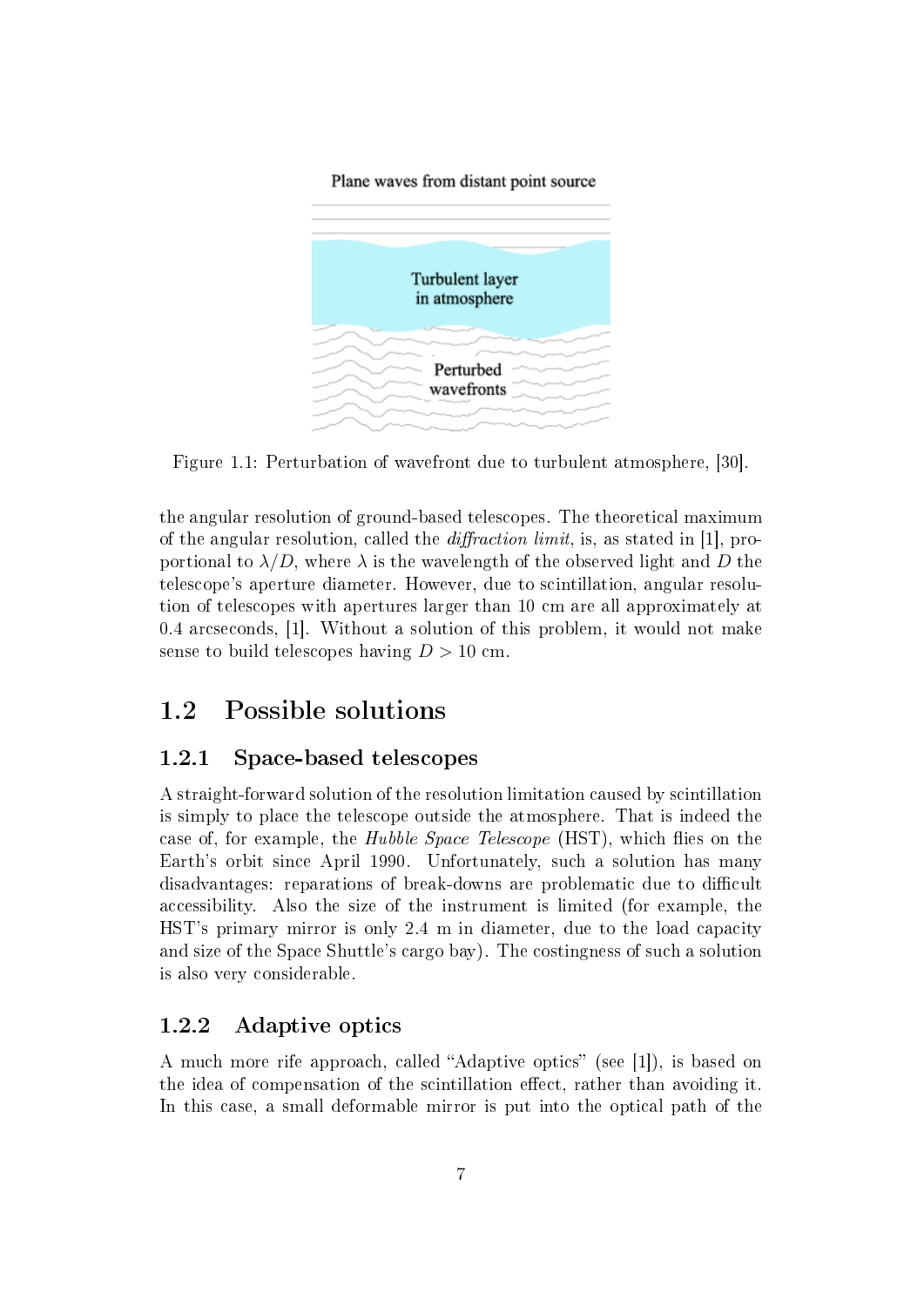Figure 1.1: Perturbation of wavefront due to turbulent atmosphere, [30].

the angular resolution of ground-based telescopes. The theoretical maximum of the angular resolution, called the *diffraction limit*, is, as stated in [1], proportional to $\lambda/D$, where $\lambda$ is the wavelength of the observed light and $D$ the telescope's aperture diameter. However, due to scintillation, angular resolution of telescopes with apertures larger than 10 cm are all approximately at 0.4 arcseconds, [1]. Without a solution of this problem, it would not make sense to build telescopes having $D > 10$ cm.

## 1.2 Possible solutions

### 1.2.1 Space-based telescopes

A straight-forward solution of the resolution limitation caused by scintillation is simply to place the telescope outside the atmosphere. That is indeed the case of, for example, the *Hubble Space Telescope* (HST), which flies on the Earth's orbit since April 1990. Unfortunately, such a solution has many disadvantages: reparations of break-downs are problematic due to difficult accessibility. Also the size of the instrument is limited (for example, the HST's primary mirror is only 2.4 m in diameter, due to the load capacity and size of the Space Shuttle's cargo bay). The costingness of such a solution is also very considerable.

### 1.2.2 Adaptive optics

A much more rife approach, called "Adaptive optics" (see [1]), is based on the idea of compensation of the scintillation effect, rather than avoiding it. In this case, a small deformable mirror is put into the optical path of the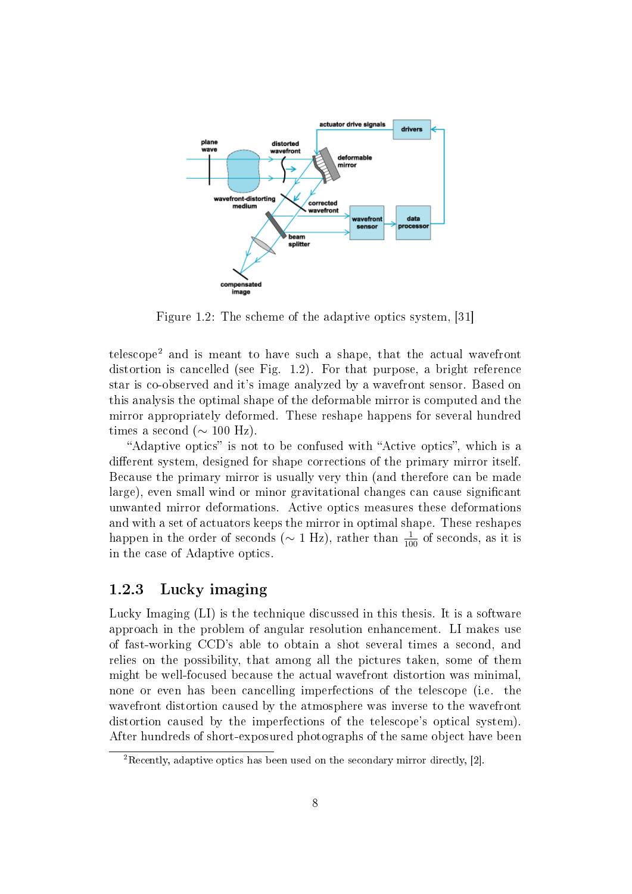Figure 1.2: The scheme of the adaptive optics system, [31]

telescope[2] and is meant to have such a shape, that the actual wavefront distortion is cancelled (see Fig. 1.2). For that purpose, a bright reference star is co-observed and it's image analyzed by a wavefront sensor. Based on this analysis the optimal shape of the deformable mirror is computed and the mirror appropriately deformed. These reshape happens for several hundred times a second ($\sim$ 100 Hz).

"Adaptive optics" is not to be confused with "Active optics", which is a different system, designed for shape corrections of the primary mirror itself. Because the primary mirror is usually very thin (and therefore can be made large), even small wind or minor gravitational changes can cause significant unwanted mirror deformations. Active optics measures these deformations and with a set of actuators keeps the mirror in optimal shape. These reshapes happen in the order of seconds ($\sim$ 1 Hz), rather than $\frac{1}{100}$ of seconds, as it is in the case of Adaptive optics.

### 1.2.3 Lucky imaging

Lucky Imaging (LI) is the technique discussed in this thesis. It is a software approach in the problem of angular resolution enhancement. LI makes use of fast-working CCD's able to obtain a shot several times a second, and relies on the possibility, that among all the pictures taken, some of them might be well-focused because the actual wavefront distortion was minimal, none or even has been cancelling imperfections of the telescope (i.e. the wavefront distortion caused by the atmosphere was inverse to the wavefront distortion caused by the imperfections of the telescope's optical system). After hundreds of short-exposured photographs of the same object have been

[2] Recently, adaptive optics has been used on the secondary mirror directly, [2].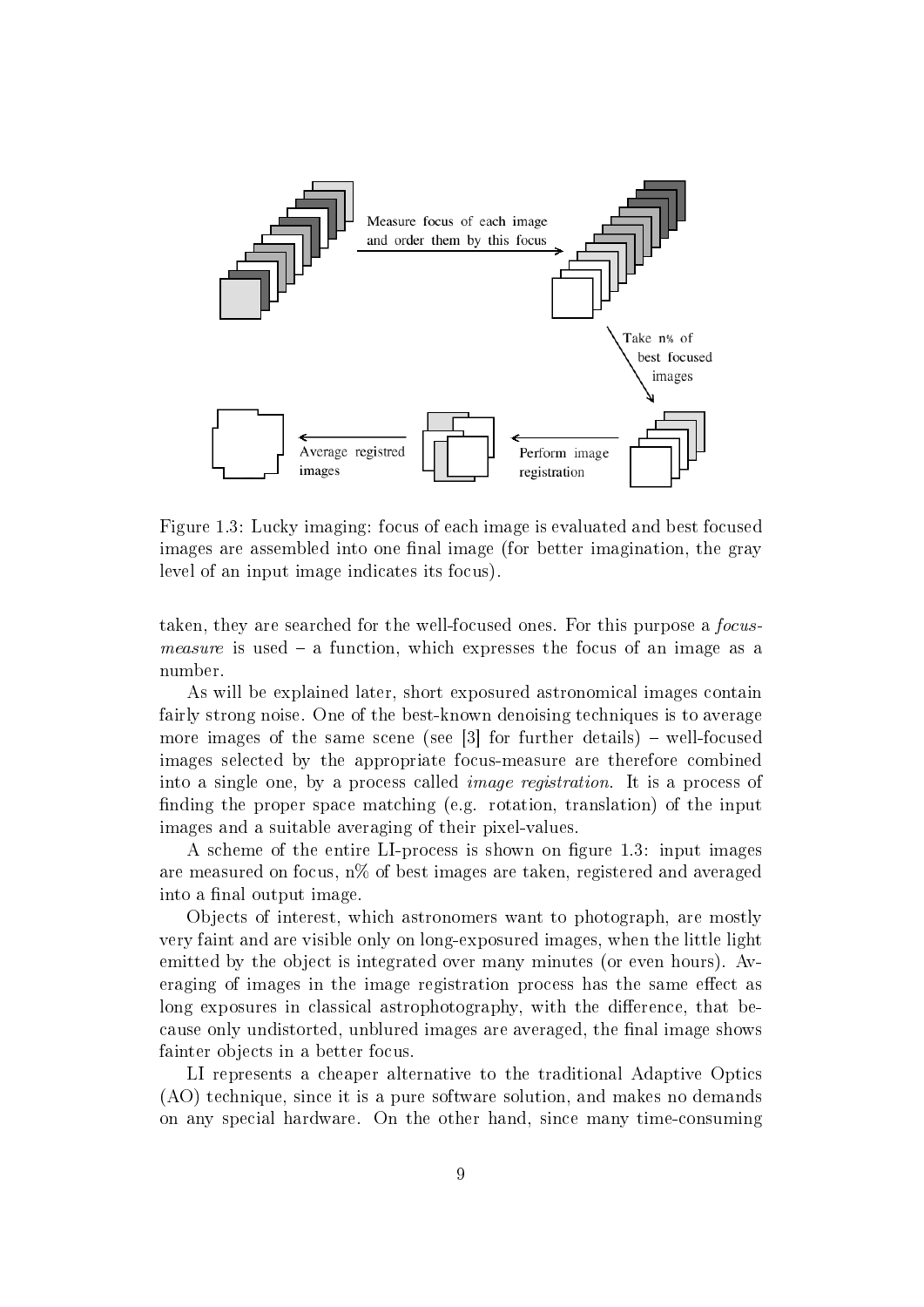Figure 1.3: Lucky imaging: focus of each image is evaluated and best focused images are assembled into one final image (for better imagination, the gray level of an input image indicates its focus).

taken, they are searched for the well-focused ones. For this purpose a *focus-measure* is used – a function, which expresses the focus of an image as a number.

As will be explained later, short exposured astronomical images contain fairly strong noise. One of the best-known denoising techniques is to average more images of the same scene (see [3] for further details) – well-focused images selected by the appropriate focus-measure are therefore combined into a single one, by a process called *image registration*. It is a process of finding the proper space matching (e.g. rotation, translation) of the input images and a suitable averaging of their pixel-values.

A scheme of the entire LI-process is shown on figure 1.3: input images are measured on focus, n% of best images are taken, registered and averaged into a final output image.

Objects of interest, which astronomers want to photograph, are mostly very faint and are visible only on long-exposured images, when the little light emitted by the object is integrated over many minutes (or even hours). Averaging of images in the image registration process has the same effect as long exposures in classical astrophotography, with the difference, that because only undistorted, unblured images are averaged, the final image shows fainter objects in a better focus.

LI represents a cheaper alternative to the traditional Adaptive Optics (AO) technique, since it is a pure software solution, and makes no demands on any special hardware. On the other hand, since many time-consuming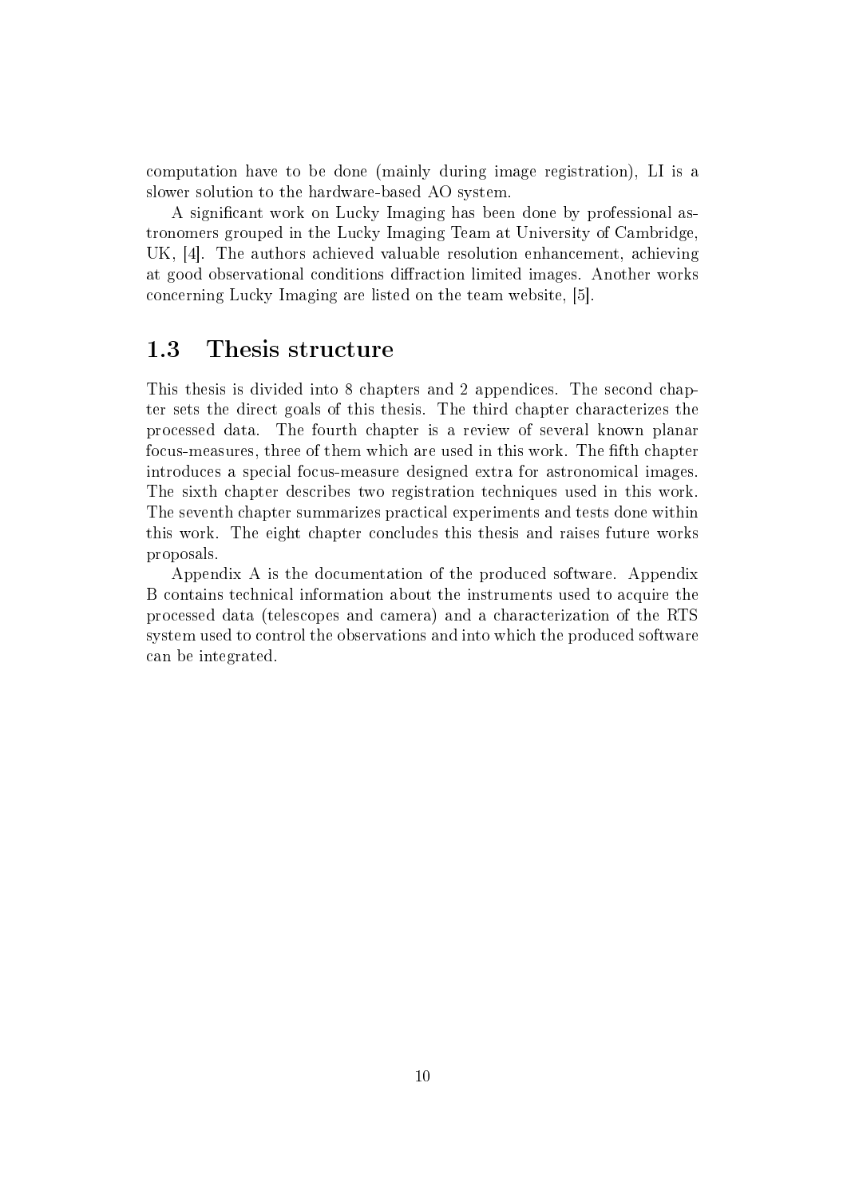computation have to be done (mainly during image registration), LI is a slower solution to the hardware-based AO system.

A significant work on Lucky Imaging has been done by professional astronomers grouped in the Lucky Imaging Team at University of Cambridge, UK, [4]. The authors achieved valuable resolution enhancement, achieving at good observational conditions diffraction limited images. Another works concerning Lucky Imaging are listed on the team website, [5].

## 1.3 Thesis structure

This thesis is divided into 8 chapters and 2 appendices. The second chapter sets the direct goals of this thesis. The third chapter characterizes the processed data. The fourth chapter is a review of several known planar focus-measures, three of them which are used in this work. The fifth chapter introduces a special focus-measure designed extra for astronomical images. The sixth chapter describes two registration techniques used in this work. The seventh chapter summarizes practical experiments and tests done within this work. The eight chapter concludes this thesis and raises future works proposals.

Appendix A is the documentation of the produced software. Appendix B contains technical information about the instruments used to acquire the processed data (telescopes and camera) and a characterization of the RTS system used to control the observations and into which the produced software can be integrated.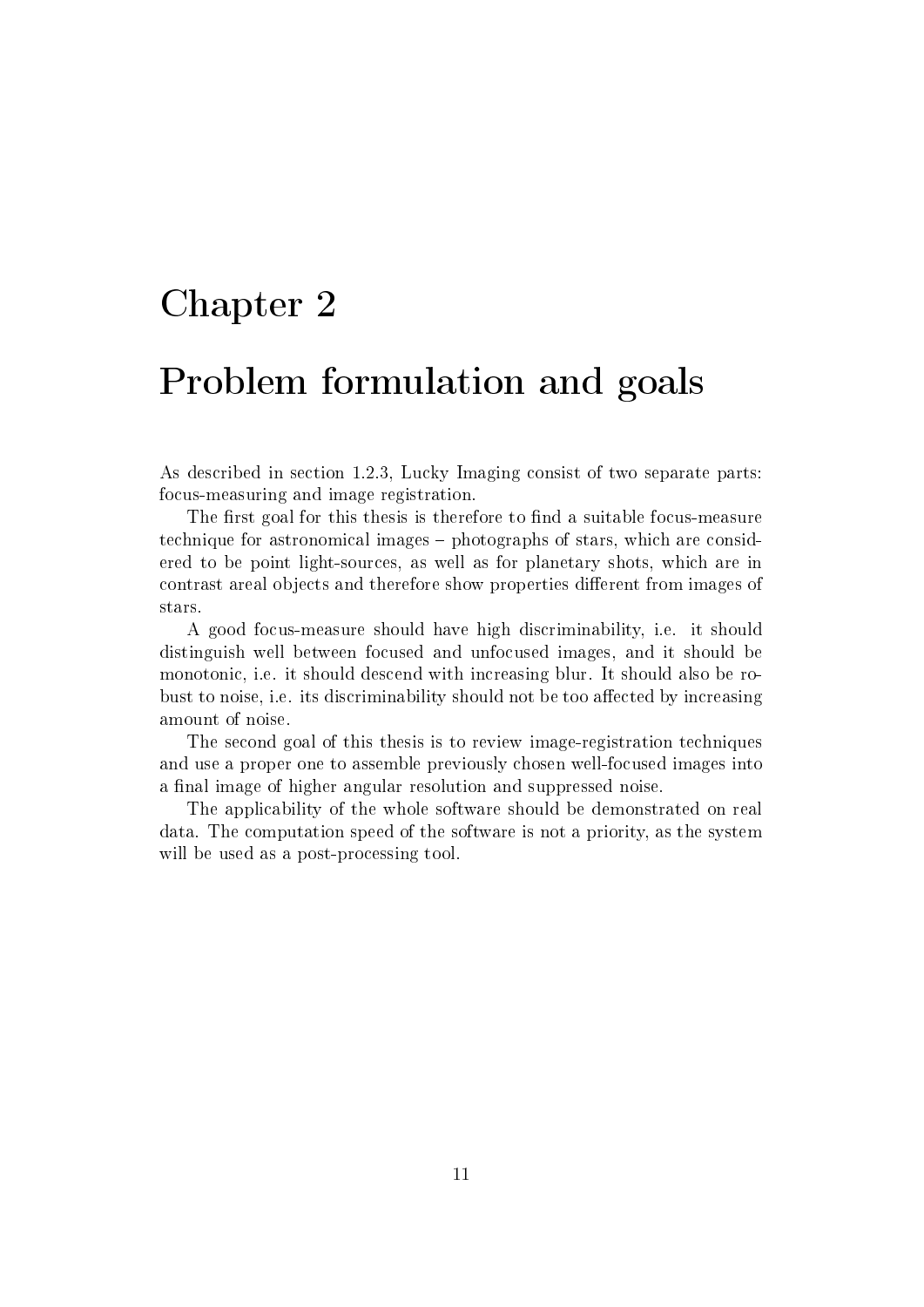# Chapter 2

# Problem formulation and goals

As described in section 1.2.3, Lucky Imaging consist of two separate parts: focus-measuring and image registration.

The first goal for this thesis is therefore to find a suitable focus-measure technique for astronomical images – photographs of stars, which are considered to be point light-sources, as well as for planetary shots, which are in contrast areal objects and therefore show properties different from images of stars.

A good focus-measure should have high discriminability, i.e. it should distinguish well between focused and unfocused images, and it should be monotonic, i.e. it should descend with increasing blur. It should also be robust to noise, i.e. its discriminability should not be too affected by increasing amount of noise.

The second goal of this thesis is to review image-registration techniques and use a proper one to assemble previously chosen well-focused images into a final image of higher angular resolution and suppressed noise.

The applicability of the whole software should be demonstrated on real data. The computation speed of the software is not a priority, as the system will be used as a post-processing tool.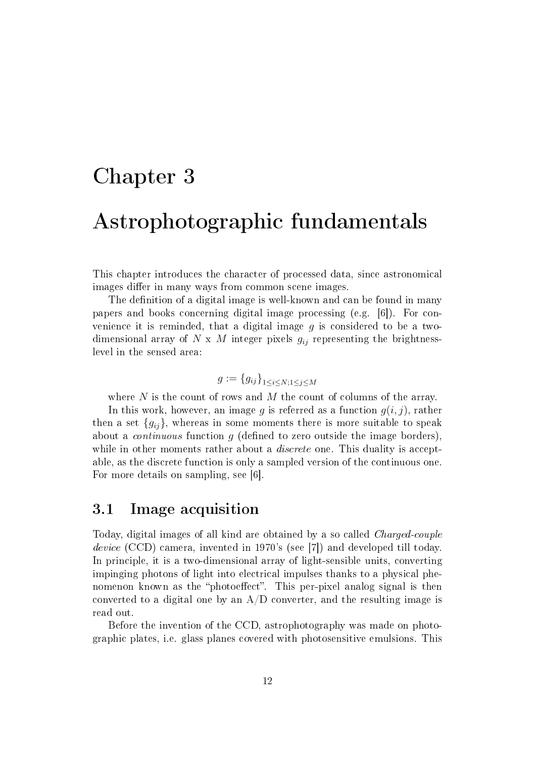# Chapter 3

# Astrophotographic fundamentals

This chapter introduces the character of processed data, since astronomical images differ in many ways from common scene images.

The definition of a digital image is well-known and can be found in many papers and books concerning digital image processing (e.g. [6]). For convenience it is reminded, that a digital image $g$ is considered to be a two-dimensional array of $N$ x $M$ integer pixels $g_{ij}$ representing the brightness-level in the sensed area:

$$g := \{g_{ij}\}_{1 \leq i \leq N; 1 \leq j \leq M}$$

where $N$ is the count of rows and $M$ the count of columns of the array.

In this work, however, an image $g$ is referred as a function $g(i, j)$, rather then a set $\{g_{ij}\}$, whereas in some moments there is more suitable to speak about a *continuous* function $g$ (defined to zero outside the image borders), while in other moments rather about a *discrete* one. This duality is acceptable, as the discrete function is only a sampled version of the continuous one. For more details on sampling, see [6].

## 3.1 Image acquisition

Today, digital images of all kind are obtained by a so called *Charged-couple device* (CCD) camera, invented in 1970's (see [7]) and developed till today. In principle, it is a two-dimensional array of light-sensible units, converting impinging photons of light into electrical impulses thanks to a physical phenomenon known as the "photoeffect". This per-pixel analog signal is then converted to a digital one by an A/D converter, and the resulting image is read out.

Before the invention of the CCD, astrophotography was made on photographic plates, i.e. glass planes covered with photosensitive emulsions. This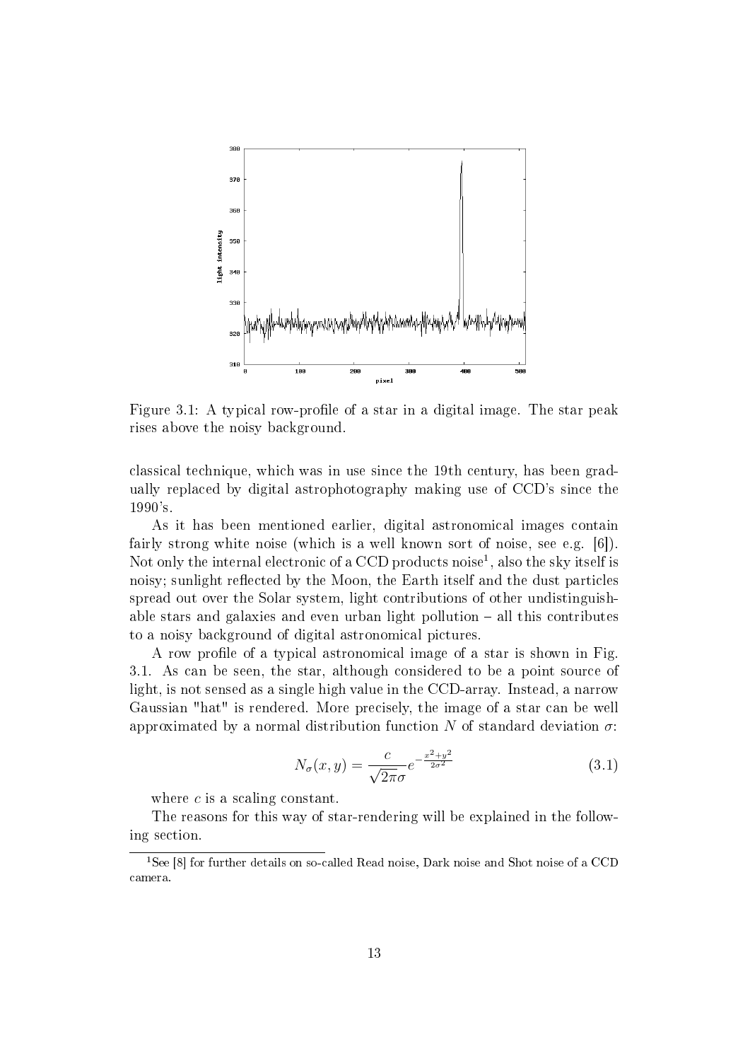Figure 3.1: A typical row-profile of a star in a digital image. The star peak rises above the noisy background.

classical technique, which was in use since the 19th century, has been gradually replaced by digital astrophotography making use of CCD's since the 1990's.

As it has been mentioned earlier, digital astronomical images contain fairly strong white noise (which is a well known sort of noise, see e.g. [6]). Not only the internal electronic of a CCD products noise[1], also the sky itself is noisy; sunlight reflected by the Moon, the Earth itself and the dust particles spread out over the Solar system, light contributions of other undistinguishable stars and galaxies and even urban light pollution – all this contributes to a noisy background of digital astronomical pictures.

A row profile of a typical astronomical image of a star is shown in Fig. 3.1. As can be seen, the star, although considered to be a point source of light, is not sensed as a single high value in the CCD-array. Instead, a narrow Gaussian "hat" is rendered. More precisely, the image of a star can be well approximated by a normal distribution function $N$ of standard deviation $\sigma$:

$$N_\sigma(x, y) = \frac{c}{\sqrt{2\pi}\sigma} e^{-\frac{x^2+y^2}{2\sigma^2}} \tag{3.1}$$

where $c$ is a scaling constant.

The reasons for this way of star-rendering will be explained in the following section.

[1] See [8] for further details on so-called Read noise, Dark noise and Shot noise of a CCD camera.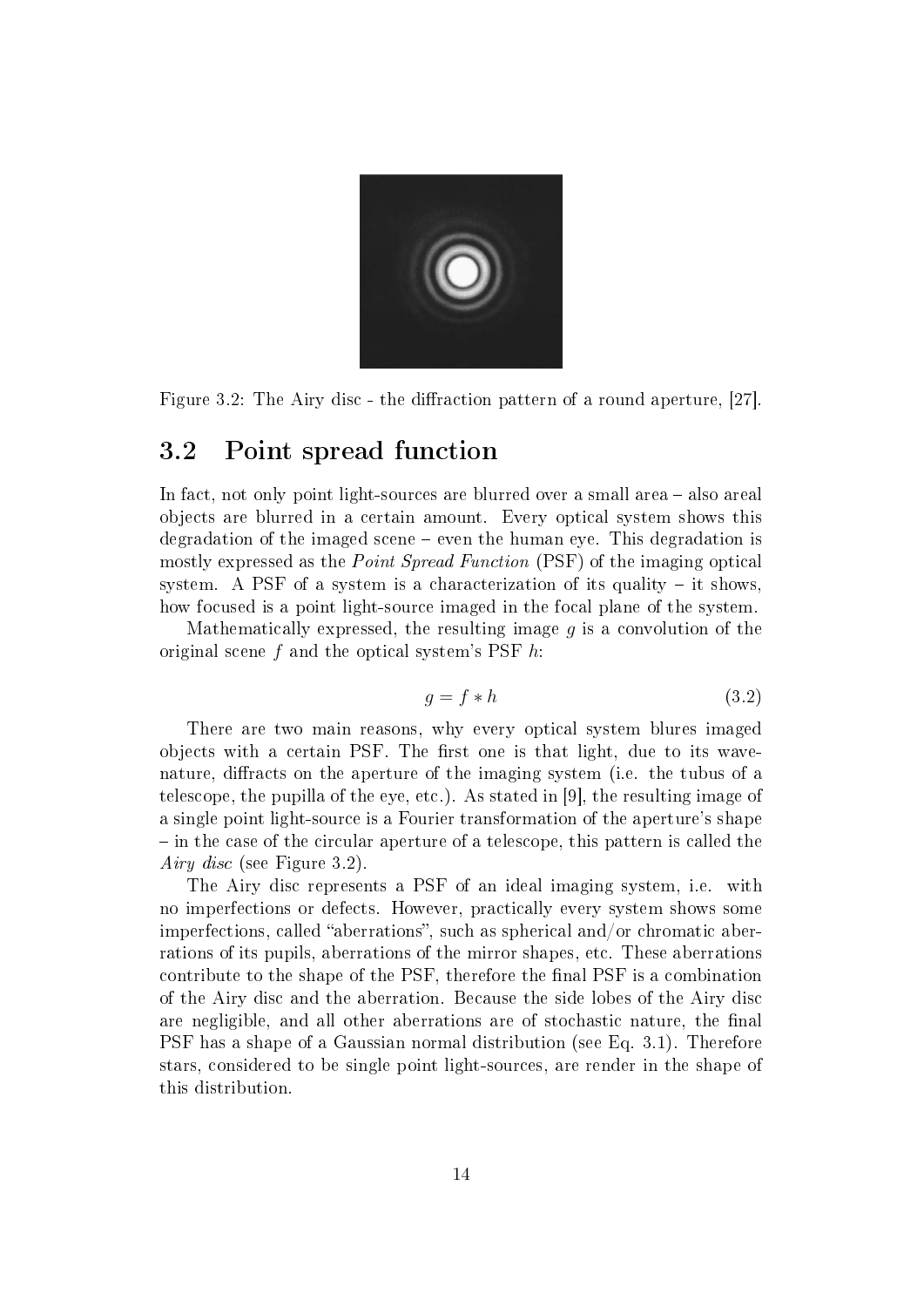Figure 3.2: The Airy disc - the diffraction pattern of a round aperture, [27].

## 3.2 Point spread function

In fact, not only point light-sources are blurred over a small area – also areal objects are blurred in a certain amount. Every optical system shows this degradation of the imaged scene – even the human eye. This degradation is mostly expressed as the *Point Spread Function* (PSF) of the imaging optical system. A PSF of a system is a characterization of its quality – it shows, how focused is a point light-source imaged in the focal plane of the system.

Mathematically expressed, the resulting image $g$ is a convolution of the original scene $f$ and the optical system's PSF $h$:

$$g = f * h \tag{3.2}$$

There are two main reasons, why every optical system blures imaged objects with a certain PSF. The first one is that light, due to its wave-nature, diffracts on the aperture of the imaging system (i.e. the tubus of a telescope, the pupilla of the eye, etc.). As stated in [9], the resulting image of a single point light-source is a Fourier transformation of the aperture's shape – in the case of the circular aperture of a telescope, this pattern is called the *Airy disc* (see Figure 3.2).

The Airy disc represents a PSF of an ideal imaging system, i.e. with no imperfections or defects. However, practically every system shows some imperfections, called "aberrations", such as spherical and/or chromatic aberrations of its pupils, aberrations of the mirror shapes, etc. These aberrations contribute to the shape of the PSF, therefore the final PSF is a combination of the Airy disc and the aberration. Because the side lobes of the Airy disc are negligible, and all other aberrations are of stochastic nature, the final PSF has a shape of a Gaussian normal distribution (see Eq. 3.1). Therefore stars, considered to be single point light-sources, are render in the shape of this distribution.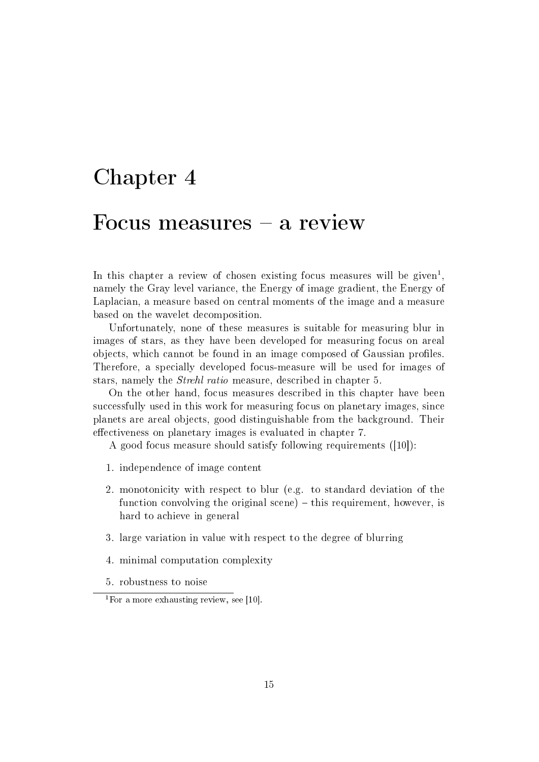# Chapter 4

# Focus measures – a review

In this chapter a review of chosen existing focus measures will be given[1], namely the Gray level variance, the Energy of image gradient, the Energy of Laplacian, a measure based on central moments of the image and a measure based on the wavelet decomposition.

Unfortunately, none of these measures is suitable for measuring blur in images of stars, as they have been developed for measuring focus on areal objects, which cannot be found in an image composed of Gaussian profiles. Therefore, a specially developed focus-measure will be used for images of stars, namely the *Strehl ratio* measure, described in chapter 5.

On the other hand, focus measures described in this chapter have been successfully used in this work for measuring focus on planetary images, since planets are areal objects, good distinguishable from the background. Their effectiveness on planetary images is evaluated in chapter 7.

A good focus measure should satisfy following requirements ([10]):

1. independence of image content
2. monotonicity with respect to blur (e.g. to standard deviation of the function convolving the original scene) – this requirement, however, is hard to achieve in general
3. large variation in value with respect to the degree of blurring
4. minimal computation complexity
5. robustness to noise

[1] For a more exhausting review, see [10].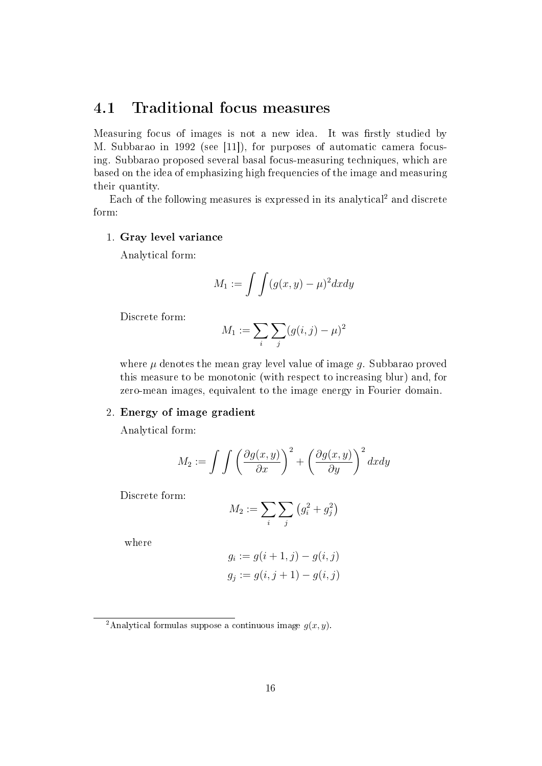## 4.1 Traditional focus measures

Measuring focus of images is not a new idea. It was firstly studied by M. Subbarao in 1992 (see [11]), for purposes of automatic camera focusing. Subbarao proposed several basal focus-measuring techniques, which are based on the idea of emphasizing high frequencies of the image and measuring their quantity.

Each of the following measures is expressed in its analytical[2] and discrete form:

1. **Gray level variance**

   Analytical form:

   $$M_1 := \int \int (g(x,y) - \mu)^2 dxdy$$

   Discrete form:

   $$M_1 := \sum_i \sum_j (g(i,j) - \mu)^2$$

   where $\mu$ denotes the mean gray level value of image $g$. Subbarao proved this measure to be monotonic (with respect to increasing blur) and, for zero-mean images, equivalent to the image energy in Fourier domain.

2. **Energy of image gradient**

   Analytical form:

   $$M_2 := \int \int \left( \frac{\partial g(x,y)}{\partial x} \right)^2 + \left( \frac{\partial g(x,y)}{\partial y} \right)^2 dxdy$$

   Discrete form:

   $$M_2 := \sum_i \sum_j \left( g_i^2 + g_j^2 \right)$$

   where

   $$g_i := g(i+1,j) - g(i,j)$$
   $$g_j := g(i,j+1) - g(i,j)$$

[2] Analytical formulas suppose a continuous image $g(x,y)$.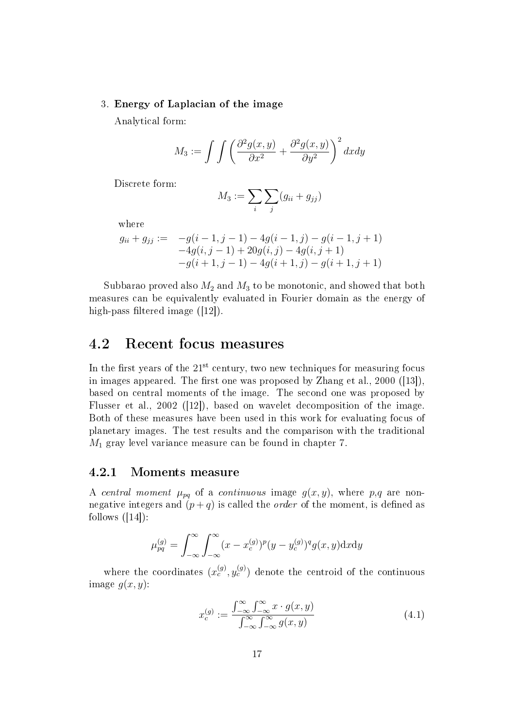3. **Energy of Laplacian of the image**

   Analytical form:

$$M_3 := \int\int \left( \frac{\partial^2 g(x,y)}{\partial x^2} + \frac{\partial^2 g(x,y)}{\partial y^2} \right)^2 dxdy$$

   Discrete form:

$$M_3 := \sum_i \sum_j (g_{ii} + g_{jj})$$

   where

$$\begin{aligned} g_{ii} + g_{jj} := \quad & -g(i-1,j-1) - 4g(i-1,j) - g(i-1,j+1) \\ & -4g(i,j-1) + 20g(i,j) - 4g(i,j+1) \\ & -g(i+1,j-1) - 4g(i+1,j) - g(i+1,j+1) \end{aligned}$$

Subbarao proved also $M_2$ and $M_3$ to be monotonic, and showed that both measures can be equivalently evaluated in Fourier domain as the energy of high-pass filtered image ([12]).

## 4.2 Recent focus measures

In the first years of the 21st century, two new techniques for measuring focus in images appeared. The first one was proposed by Zhang et al., 2000 ([13]), based on central moments of the image. The second one was proposed by Flusser et al., 2002 ([12]), based on wavelet decomposition of the image. Both of these measures have been used in this work for evaluating focus of planetary images. The test results and the comparison with the traditional $M_1$ gray level variance measure can be found in chapter 7.

### 4.2.1 Moments measure

A *central moment* $\mu_{pq}$ of a *continuous* image $g(x,y)$, where $p$,$q$ are non-negative integers and $(p+q)$ is called the *order* of the moment, is defined as follows ([14]):

$$\mu_{pq}^{(g)} = \int_{-\infty}^{\infty} \int_{-\infty}^{\infty} (x - x_c^{(g)})^p (y - y_c^{(g)})^q g(x,y) \mathrm{d}x\mathrm{d}y$$

where the coordinates $(x_c^{(g)}, y_c^{(g)})$ denote the centroid of the continuous image $g(x,y)$:

$$x_c^{(g)} := \frac{\int_{-\infty}^{\infty} \int_{-\infty}^{\infty} x \cdot g(x,y)}{\int_{-\infty}^{\infty} \int_{-\infty}^{\infty} g(x,y)} \tag{4.1}$$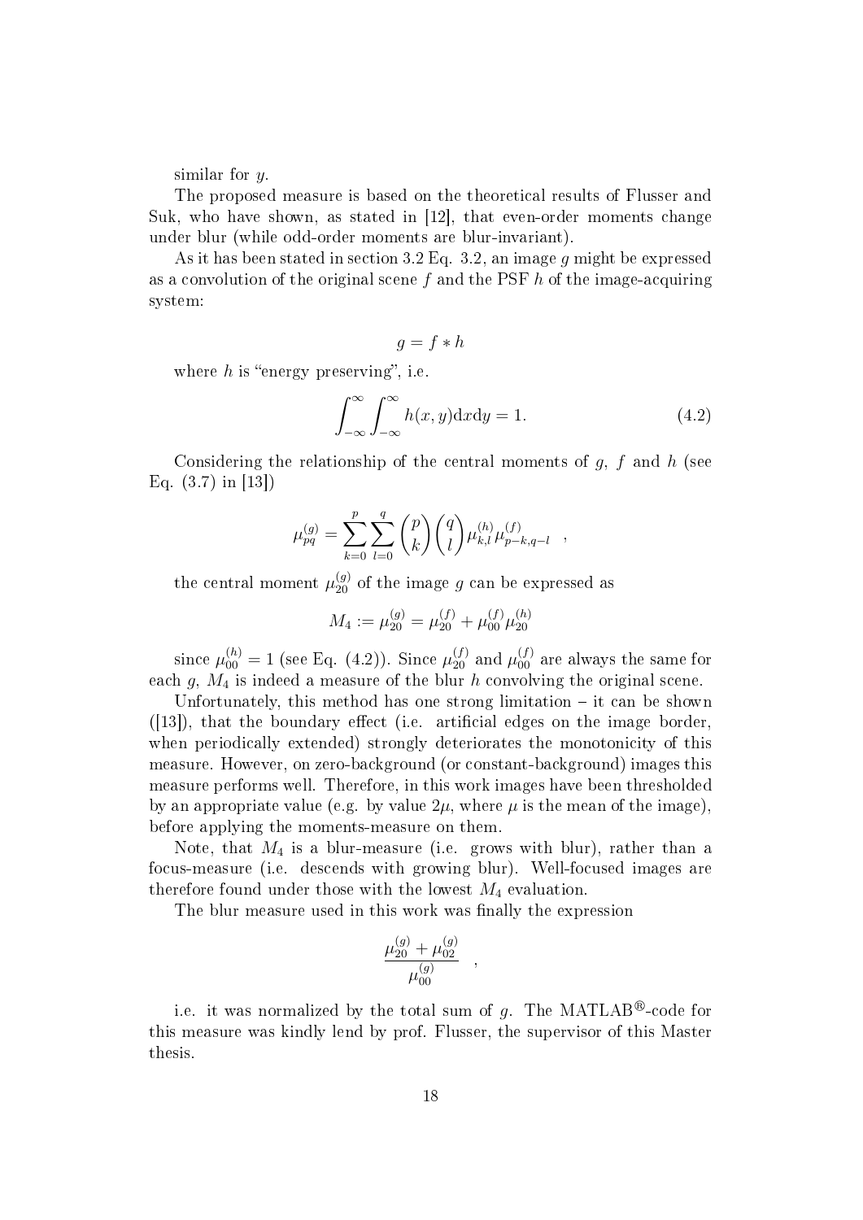similar for $y$.

The proposed measure is based on the theoretical results of Flusser and Suk, who have shown, as stated in [12], that even-order moments change under blur (while odd-order moments are blur-invariant).

As it has been stated in section 3.2 Eq. 3.2, an image $g$ might be expressed as a convolution of the original scene $f$ and the PSF $h$ of the image-acquiring system:

$$g = f * h$$

where $h$ is "energy preserving", i.e.

$$\int_{-\infty}^{\infty} \int_{-\infty}^{\infty} h(x, y) \mathrm{d}x \mathrm{d}y = 1. \tag{4.2}$$

Considering the relationship of the central moments of $g$, $f$ and $h$ (see Eq. (3.7) in [13])

$$\mu_{pq}^{(g)} = \sum_{k=0}^{p} \sum_{l=0}^{q} \binom{p}{k} \binom{q}{l} \mu_{k,l}^{(h)} \mu_{p-k,q-l}^{(f)} \quad ,$$

the central moment $\mu_{20}^{(g)}$ of the image $g$ can be expressed as

$$M_4 := \mu_{20}^{(g)} = \mu_{20}^{(f)} + \mu_{00}^{(f)} \mu_{20}^{(h)}$$

since $\mu_{00}^{(h)} = 1$ (see Eq. (4.2)). Since $\mu_{20}^{(f)}$ and $\mu_{00}^{(f)}$ are always the same for each $g$, $M_4$ is indeed a measure of the blur $h$ convolving the original scene.

Unfortunately, this method has one strong limitation – it can be shown ([13]), that the boundary effect (i.e. artificial edges on the image border, when periodically extended) strongly deteriorates the monotonicity of this measure. However, on zero-background (or constant-background) images this measure performs well. Therefore, in this work images have been thresholded by an appropriate value (e.g. by value $2\mu$, where $\mu$ is the mean of the image), before applying the moments-measure on them.

Note, that $M_4$ is a blur-measure (i.e. grows with blur), rather than a focus-measure (i.e. descends with growing blur). Well-focused images are therefore found under those with the lowest $M_4$ evaluation.

The blur measure used in this work was finally the expression

$$\frac{\mu_{20}^{(g)} + \mu_{02}^{(g)}}{\mu_{00}^{(g)}} \quad ,$$

i.e. it was normalized by the total sum of $g$. The MATLAB®-code for this measure was kindly lend by prof. Flusser, the supervisor of this Master thesis.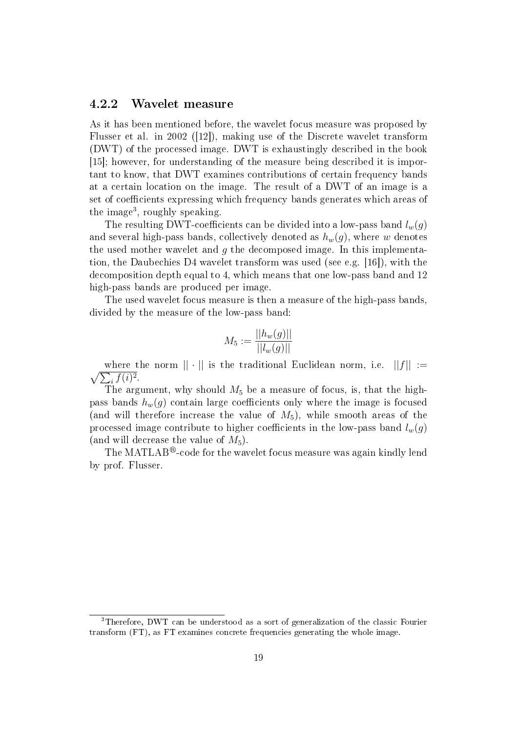### 4.2.2 Wavelet measure

As it has been mentioned before, the wavelet focus measure was proposed by Flusser et al. in 2002 ([12]), making use of the Discrete wavelet transform (DWT) of the processed image. DWT is exhaustingly described in the book [15]; however, for understanding of the measure being described it is important to know, that DWT examines contributions of certain frequency bands at a certain location on the image. The result of a DWT of an image is a set of coefficients expressing which frequency bands generates which areas of the image[3], roughly speaking.

The resulting DWT-coefficients can be divided into a low-pass band $l_w(g)$ and several high-pass bands, collectively denoted as $h_w(g)$, where $w$ denotes the used mother wavelet and $g$ the decomposed image. In this implementation, the Daubechies D4 wavelet transform was used (see e.g. [16]), with the decomposition depth equal to 4, which means that one low-pass band and 12 high-pass bands are produced per image.

The used wavelet focus measure is then a measure of the high-pass bands, divided by the measure of the low-pass band:

$$M_5 := \frac{||h_w(g)||}{||l_w(g)||}$$

where the norm $|| \cdot ||$ is the traditional Euclidean norm, i.e. $||f|| := \sqrt{\sum_i f(i)^2}$.

The argument, why should $M_5$ be a measure of focus, is, that the high-pass bands $h_w(g)$ contain large coefficients only where the image is focused (and will therefore increase the value of $M_5$), while smooth areas of the processed image contribute to higher coefficients in the low-pass band $l_w(g)$ (and will decrease the value of $M_5$).

The MATLAB®-code for the wavelet focus measure was again kindly lend by prof. Flusser.

[3] Therefore, DWT can be understood as a sort of generalization of the classic Fourier transform (FT), as FT examines concrete frequencies generating the whole image.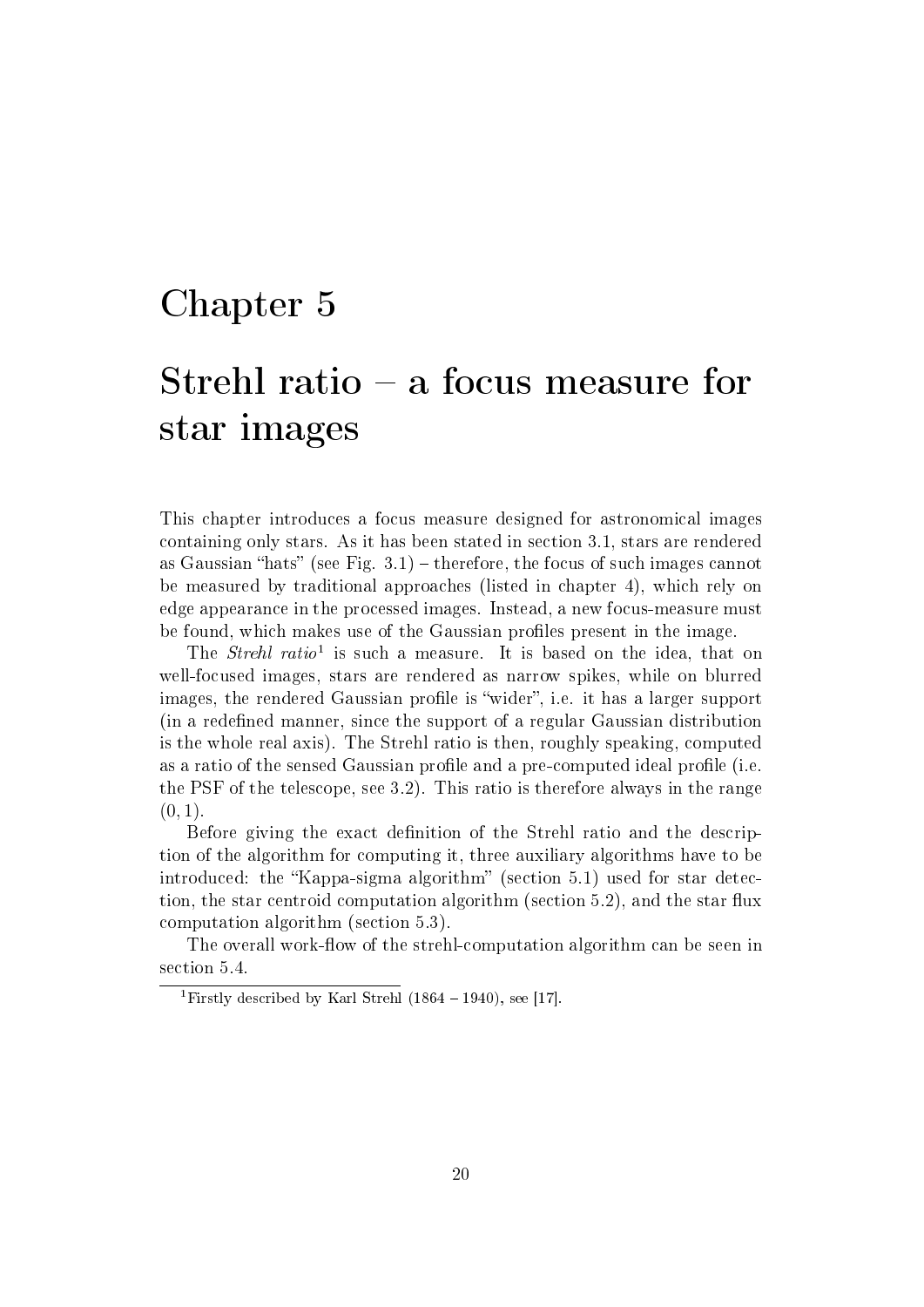# Chapter 5

# Strehl ratio – a focus measure for star images

This chapter introduces a focus measure designed for astronomical images containing only stars. As it has been stated in section 3.1, stars are rendered as Gaussian "hats" (see Fig. 3.1) – therefore, the focus of such images cannot be measured by traditional approaches (listed in chapter 4), which rely on edge appearance in the processed images. Instead, a new focus-measure must be found, which makes use of the Gaussian profiles present in the image.

The *Strehl ratio*[1] is such a measure. It is based on the idea, that on well-focused images, stars are rendered as narrow spikes, while on blurred images, the rendered Gaussian profile is "wider", i.e. it has a larger support (in a redefined manner, since the support of a regular Gaussian distribution is the whole real axis). The Strehl ratio is then, roughly speaking, computed as a ratio of the sensed Gaussian profile and a pre-computed ideal profile (i.e. the PSF of the telescope, see 3.2). This ratio is therefore always in the range $(0, 1)$.

Before giving the exact definition of the Strehl ratio and the description of the algorithm for computing it, three auxiliary algorithms have to be introduced: the "Kappa-sigma algorithm" (section 5.1) used for star detection, the star centroid computation algorithm (section 5.2), and the star flux computation algorithm (section 5.3).

The overall work-flow of the strehl-computation algorithm can be seen in section 5.4.

[1] Firstly described by Karl Strehl (1864 – 1940), see [17].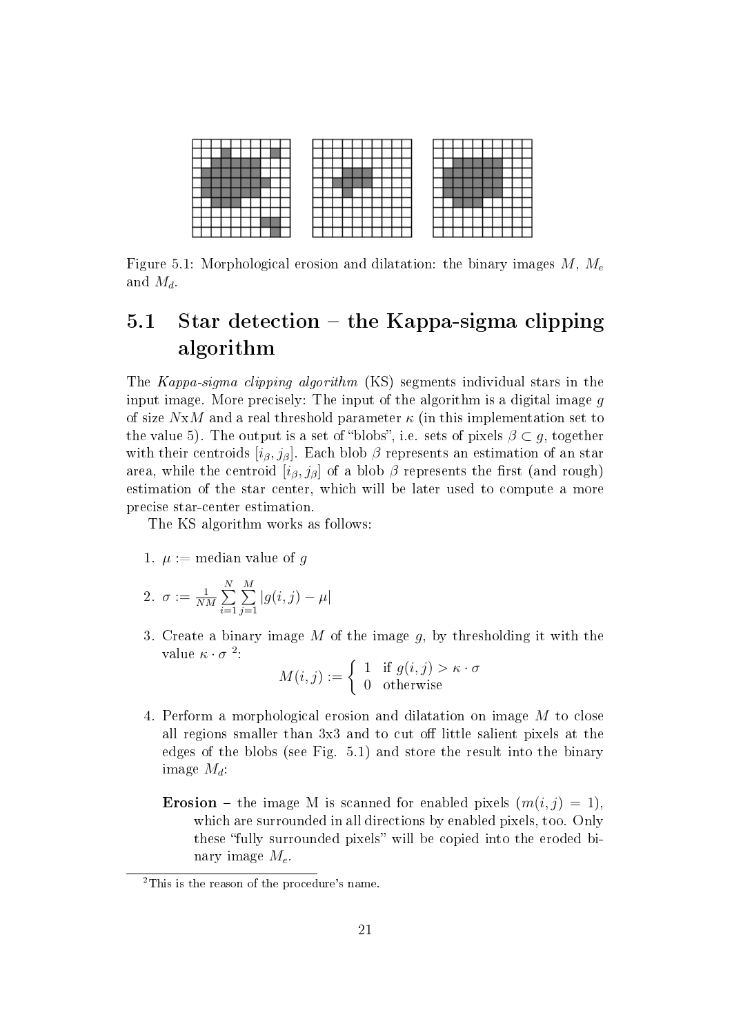Figure 5.1: Morphological erosion and dilatation: the binary images $M$, $M_e$ and $M_d$.

## 5.1 Star detection – the Kappa-sigma clipping algorithm

The *Kappa-sigma clipping algorithm* (KS) segments individual stars in the input image. More precisely: The input of the algorithm is a digital image $g$ of size $N$x$M$ and a real threshold parameter $\kappa$ (in this implementation set to the value 5). The output is a set of "blobs", i.e. sets of pixels $\beta \subset g$, together with their centroids $[i_\beta, j_\beta]$. Each blob $\beta$ represents an estimation of an star area, while the centroid $[i_\beta, j_\beta]$ of a blob $\beta$ represents the first (and rough) estimation of the star center, which will be later used to compute a more precise star-center estimation.

The KS algorithm works as follows:

1. $\mu :=$ median value of $g$
2. $\sigma := \frac{1}{NM} \sum_{i=1}^{N} \sum_{j=1}^{M} |g(i,j) - \mu|$
3. Create a binary image $M$ of the image $g$, by thresholding it with the value $\kappa \cdot \sigma$ [2]:
$$M(i,j) := \begin{cases} 1 & \text{if } g(i,j) > \kappa \cdot \sigma \\ 0 & \text{otherwise} \end{cases}$$
4. Perform a morphological erosion and dilatation on image $M$ to close all regions smaller than 3x3 and to cut off little salient pixels at the edges of the blobs (see Fig. 5.1) and store the result into the binary image $M_d$:

   **Erosion** – the image M is scanned for enabled pixels ($m(i,j) = 1$), which are surrounded in all directions by enabled pixels, too. Only these "fully surrounded pixels" will be copied into the eroded binary image $M_e$.

[2] This is the reason of the procedure's name.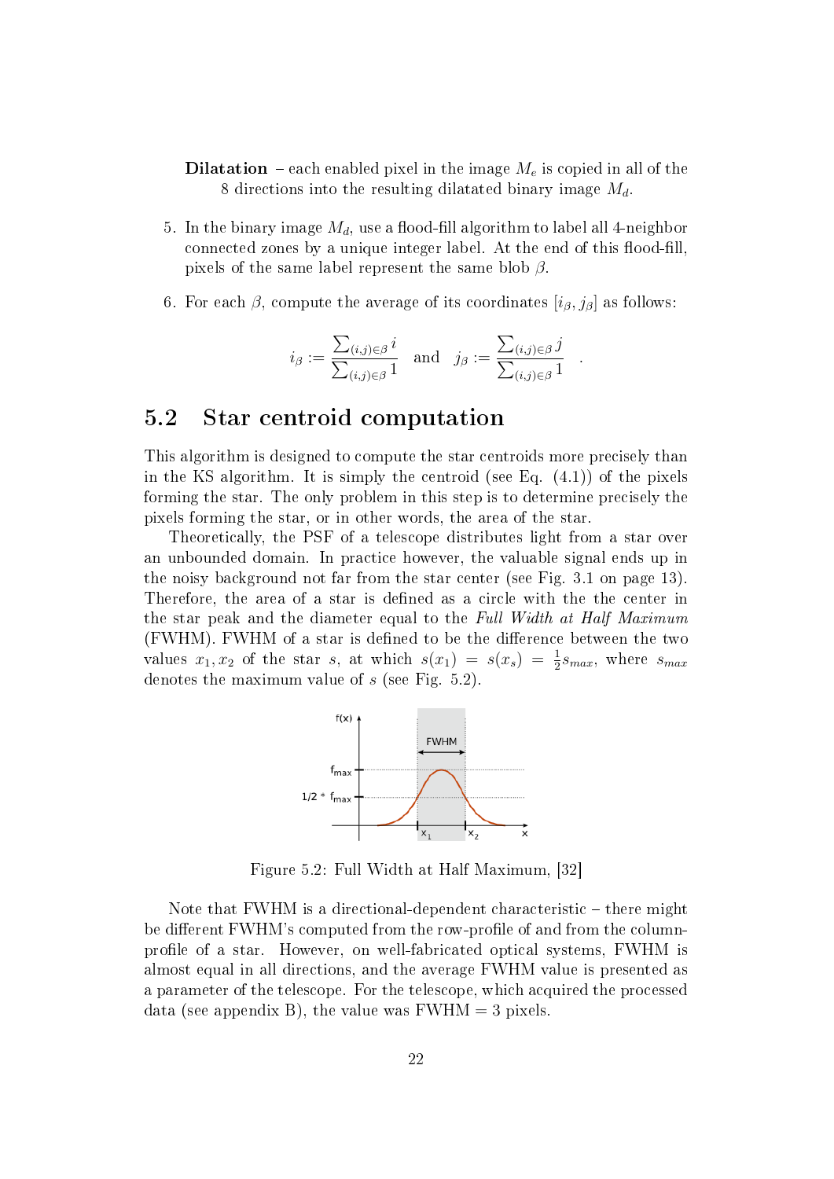**Dilatation** – each enabled pixel in the image $M_e$ is copied in all of the 8 directions into the resulting dilatated binary image $M_d$.

5. In the binary image $M_d$, use a flood-fill algorithm to label all 4-neighbor connected zones by a unique integer label. At the end of this flood-fill, pixels of the same label represent the same blob $\beta$.

6. For each $\beta$, compute the average of its coordinates $[i_\beta, j_\beta]$ as follows:

$$i_\beta := \frac{\sum_{(i,j)\in\beta} i}{\sum_{(i,j)\in\beta} 1} \quad \text{and} \quad j_\beta := \frac{\sum_{(i,j)\in\beta} j}{\sum_{(i,j)\in\beta} 1} \quad .$$

## 5.2 Star centroid computation

This algorithm is designed to compute the star centroids more precisely than in the KS algorithm. It is simply the centroid (see Eq. (4.1)) of the pixels forming the star. The only problem in this step is to determine precisely the pixels forming the star, or in other words, the area of the star.

Theoretically, the PSF of a telescope distributes light from a star over an unbounded domain. In practice however, the valuable signal ends up in the noisy background not far from the star center (see Fig. 3.1 on page 13). Therefore, the area of a star is defined as a circle with the the center in the star peak and the diameter equal to the *Full Width at Half Maximum* (FWHM). FWHM of a star is defined to be the difference between the two values $x_1, x_2$ of the star $s$, at which $s(x_1) = s(x_s) = \frac{1}{2}s_{max}$, where $s_{max}$ denotes the maximum value of $s$ (see Fig. 5.2).

Figure 5.2: Full Width at Half Maximum, [32]

Note that FWHM is a directional-dependent characteristic – there might be different FWHM's computed from the row-profile of and from the column-profile of a star. However, on well-fabricated optical systems, FWHM is almost equal in all directions, and the average FWHM value is presented as a parameter of the telescope. For the telescope, which acquired the processed data (see appendix B), the value was FWHM = 3 pixels.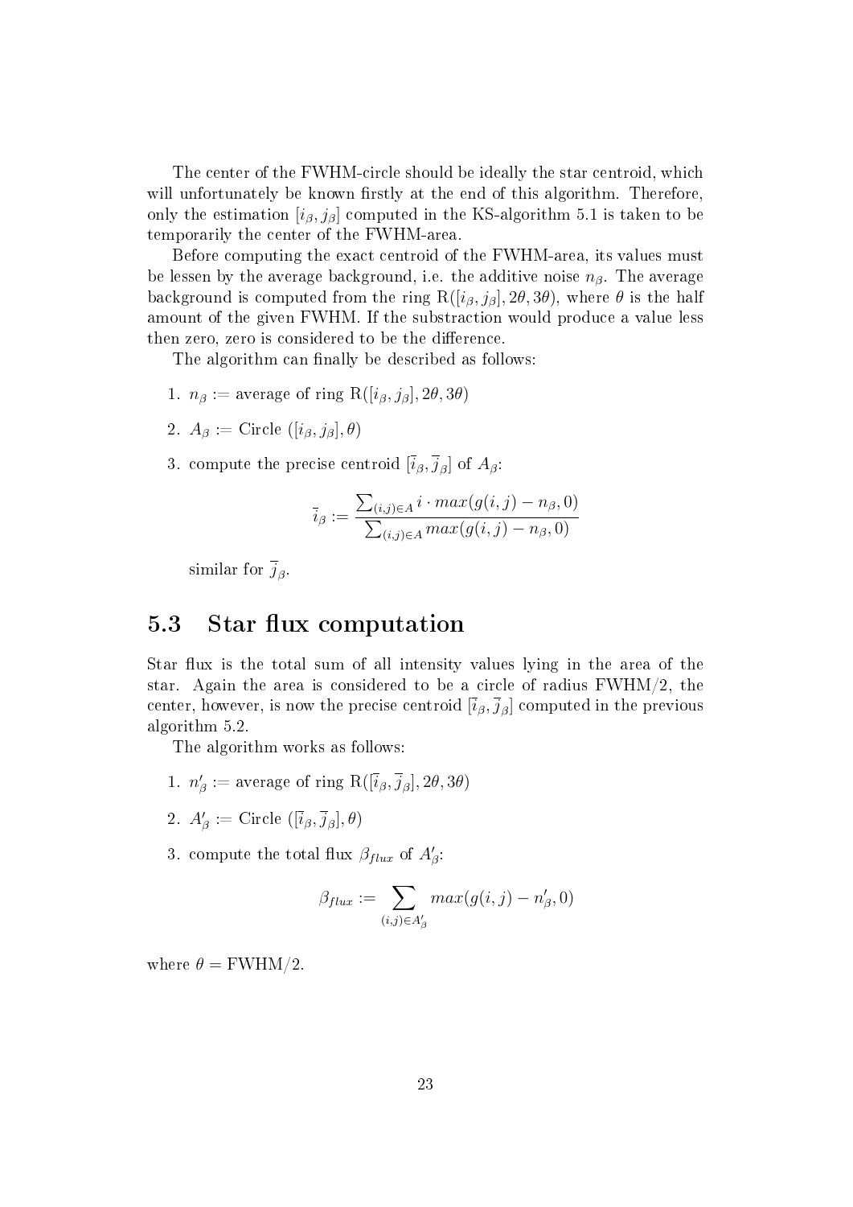The center of the FWHM-circle should be ideally the star centroid, which will unfortunately be known firstly at the end of this algorithm. Therefore, only the estimation $[i_\beta, j_\beta]$ computed in the KS-algorithm 5.1 is taken to be temporarily the center of the FWHM-area.

Before computing the exact centroid of the FWHM-area, its values must be lessen by the average background, i.e. the additive noise $n_\beta$. The average background is computed from the ring $\mathrm{R}([i_\beta, j_\beta], 2\theta, 3\theta)$, where $\theta$ is the half amount of the given FWHM. If the substraction would produce a value less then zero, zero is considered to be the difference.

The algorithm can finally be described as follows:

1. $n_\beta :=$ average of ring $\mathrm{R}([i_\beta, j_\beta], 2\theta, 3\theta)$
2. $A_\beta :=$ Circle $([i_\beta, j_\beta], \theta)$
3. compute the precise centroid $[\overline{i}_\beta, \overline{j}_\beta]$ of $A_\beta$:

$$\overline{i}_\beta := \frac{\sum_{(i,j)\in A} i \cdot max(g(i,j) - n_\beta, 0)}{\sum_{(i,j)\in A} max(g(i,j) - n_\beta, 0)}$$

   similar for $\overline{j}_\beta$.

## 5.3 Star flux computation

Star flux is the total sum of all intensity values lying in the area of the star. Again the area is considered to be a circle of radius FWHM/2, the center, however, is now the precise centroid $[\overline{i}_\beta, \overline{j}_\beta]$ computed in the previous algorithm 5.2.

The algorithm works as follows:

1. $n'_\beta :=$ average of ring $\mathrm{R}([\overline{i}_\beta, \overline{j}_\beta], 2\theta, 3\theta)$
2. $A'_\beta :=$ Circle $([\overline{i}_\beta, \overline{j}_\beta], \theta)$
3. compute the total flux $\beta_{flux}$ of $A'_\beta$:

$$\beta_{flux} := \sum_{(i,j)\in A'_\beta} max(g(i,j) - n'_\beta, 0)$$

where $\theta = \mathrm{FWHM}/2$.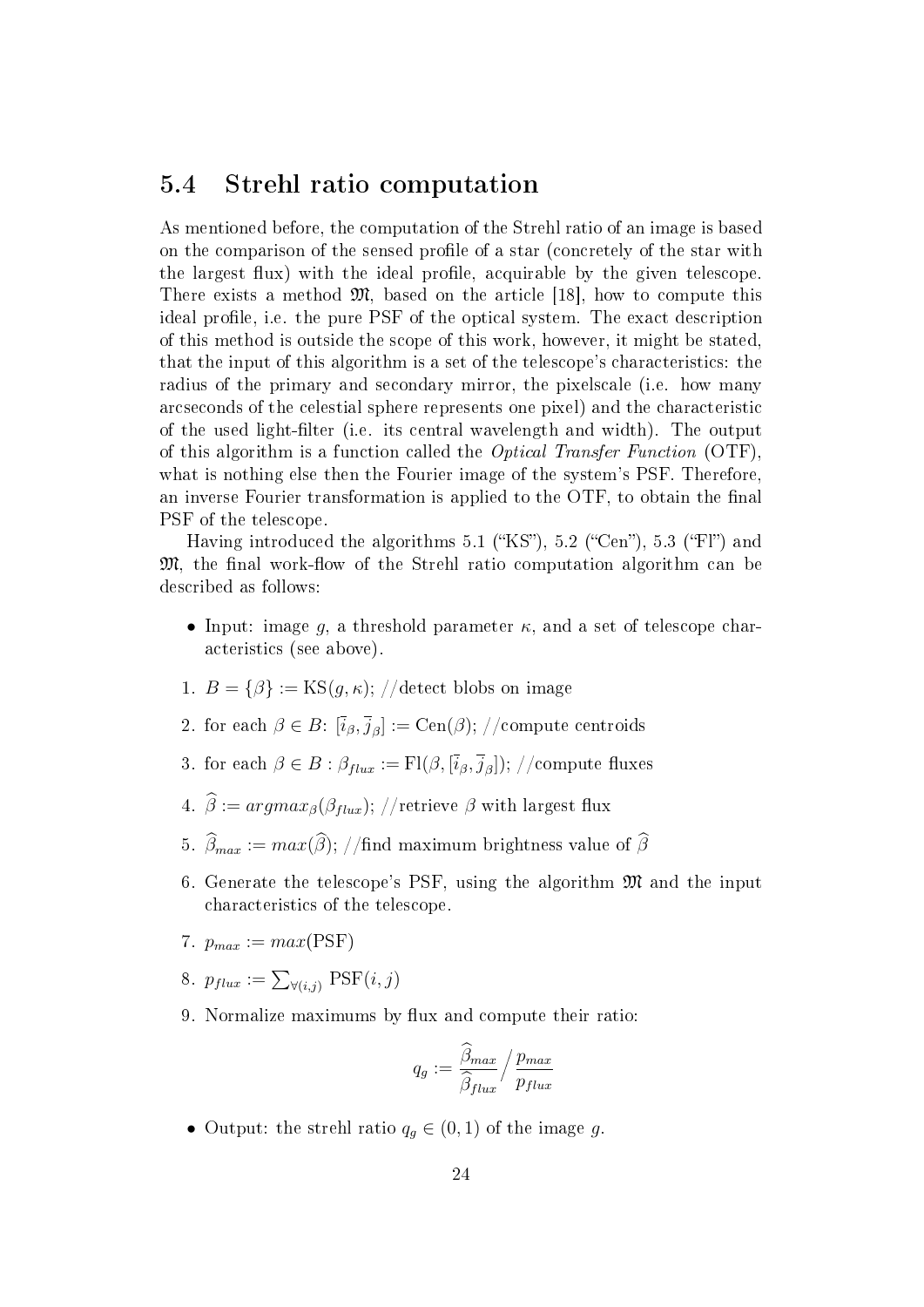## 5.4 Strehl ratio computation

As mentioned before, the computation of the Strehl ratio of an image is based on the comparison of the sensed profile of a star (concretely of the star with the largest flux) with the ideal profile, acquirable by the given telescope. There exists a method $\mathfrak{M}$, based on the article [18], how to compute this ideal profile, i.e. the pure PSF of the optical system. The exact description of this method is outside the scope of this work, however, it might be stated, that the input of this algorithm is a set of the telescope's characteristics: the radius of the primary and secondary mirror, the pixelscale (i.e. how many arcseconds of the celestial sphere represents one pixel) and the characteristic of the used light-filter (i.e. its central wavelength and width). The output of this algorithm is a function called the *Optical Transfer Function* (OTF), what is nothing else then the Fourier image of the system's PSF. Therefore, an inverse Fourier transformation is applied to the OTF, to obtain the final PSF of the telescope.

Having introduced the algorithms 5.1 ("KS"), 5.2 ("Cen"), 5.3 ("Fl") and $\mathfrak{M}$, the final work-flow of the Strehl ratio computation algorithm can be described as follows:

- Input: image $g$, a threshold parameter $\kappa$, and a set of telescope characteristics (see above).

1. $B = \{\beta\} := \mathrm{KS}(g, \kappa)$; //detect blobs on image
2. for each $\beta \in B$: $[\bar{i}_\beta, \bar{j}_\beta] := \mathrm{Cen}(\beta)$; //compute centroids
3. for each $\beta \in B : \beta_{flux} := \mathrm{Fl}(\beta, [\bar{i}_\beta, \bar{j}_\beta])$; //compute fluxes
4. $\widehat{\beta} := argmax_\beta(\beta_{flux})$; //retrieve $\beta$ with largest flux
5. $\widehat{\beta}_{max} := max(\widehat{\beta})$; //find maximum brightness value of $\widehat{\beta}$
6. Generate the telescope's PSF, using the algorithm $\mathfrak{M}$ and the input characteristics of the telescope.
7. $p_{max} := max(\mathrm{PSF})$
8. $p_{flux} := \sum_{\forall(i,j)} \mathrm{PSF}(i, j)$
9. Normalize maximums by flux and compute their ratio:

$$q_g := \frac{\widehat{\beta}_{max}}{\widehat{\beta}_{flux}} \Big/ \frac{p_{max}}{p_{flux}}$$

- Output: the strehl ratio $q_g \in (0, 1)$ of the image $g$.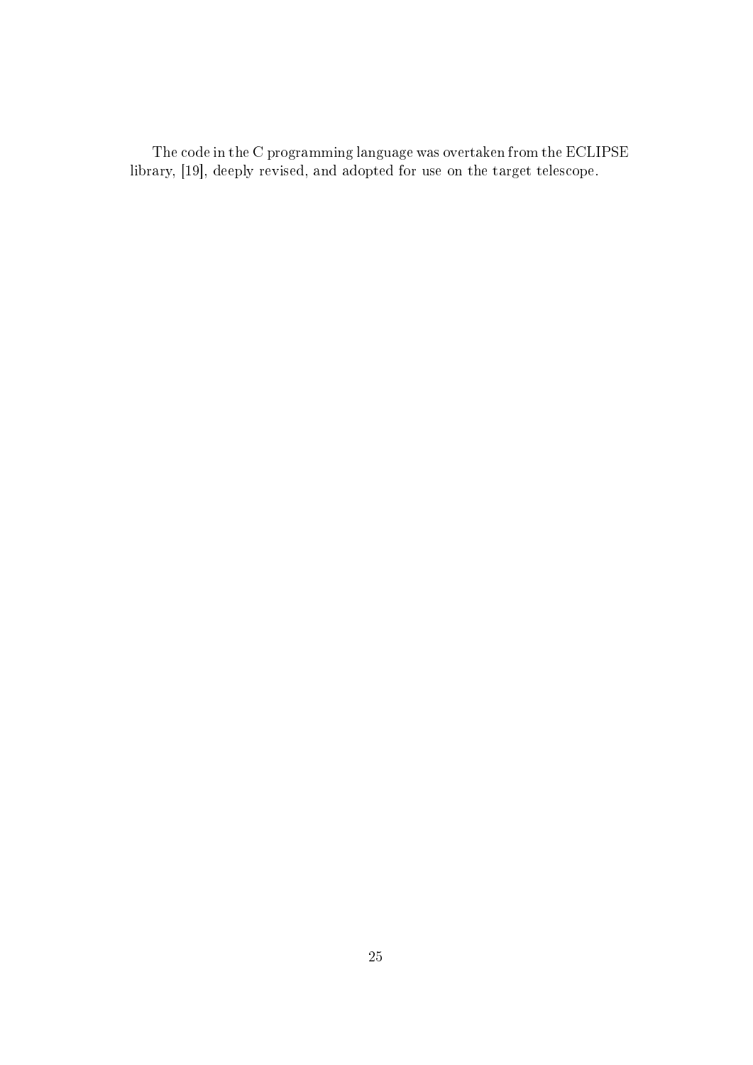The code in the C programming language was overtaken from the ECLIPSE library, [19], deeply revised, and adopted for use on the target telescope.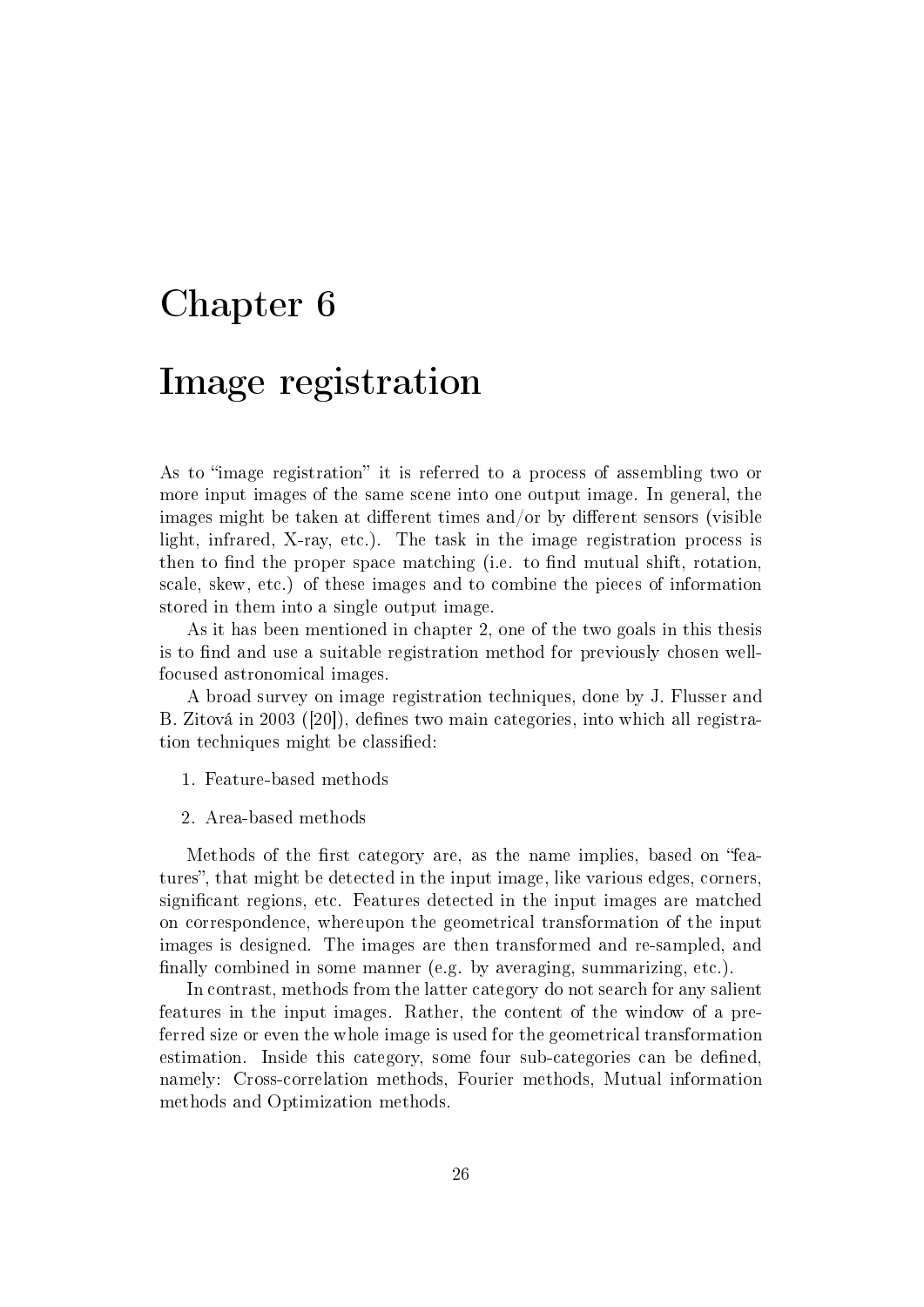# Chapter 6

# Image registration

As to "image registration" it is referred to a process of assembling two or more input images of the same scene into one output image. In general, the images might be taken at different times and/or by different sensors (visible light, infrared, X-ray, etc.). The task in the image registration process is then to find the proper space matching (i.e. to find mutual shift, rotation, scale, skew, etc.) of these images and to combine the pieces of information stored in them into a single output image.

As it has been mentioned in chapter 2, one of the two goals in this thesis is to find and use a suitable registration method for previously chosen well-focused astronomical images.

A broad survey on image registration techniques, done by J. Flusser and B. Zitová in 2003 ([20]), defines two main categories, into which all registration techniques might be classified:

1. Feature-based methods

2. Area-based methods

Methods of the first category are, as the name implies, based on "features", that might be detected in the input image, like various edges, corners, significant regions, etc. Features detected in the input images are matched on correspondence, whereupon the geometrical transformation of the input images is designed. The images are then transformed and re-sampled, and finally combined in some manner (e.g. by averaging, summarizing, etc.).

In contrast, methods from the latter category do not search for any salient features in the input images. Rather, the content of the window of a preferred size or even the whole image is used for the geometrical transformation estimation. Inside this category, some four sub-categories can be defined, namely: Cross-correlation methods, Fourier methods, Mutual information methods and Optimization methods.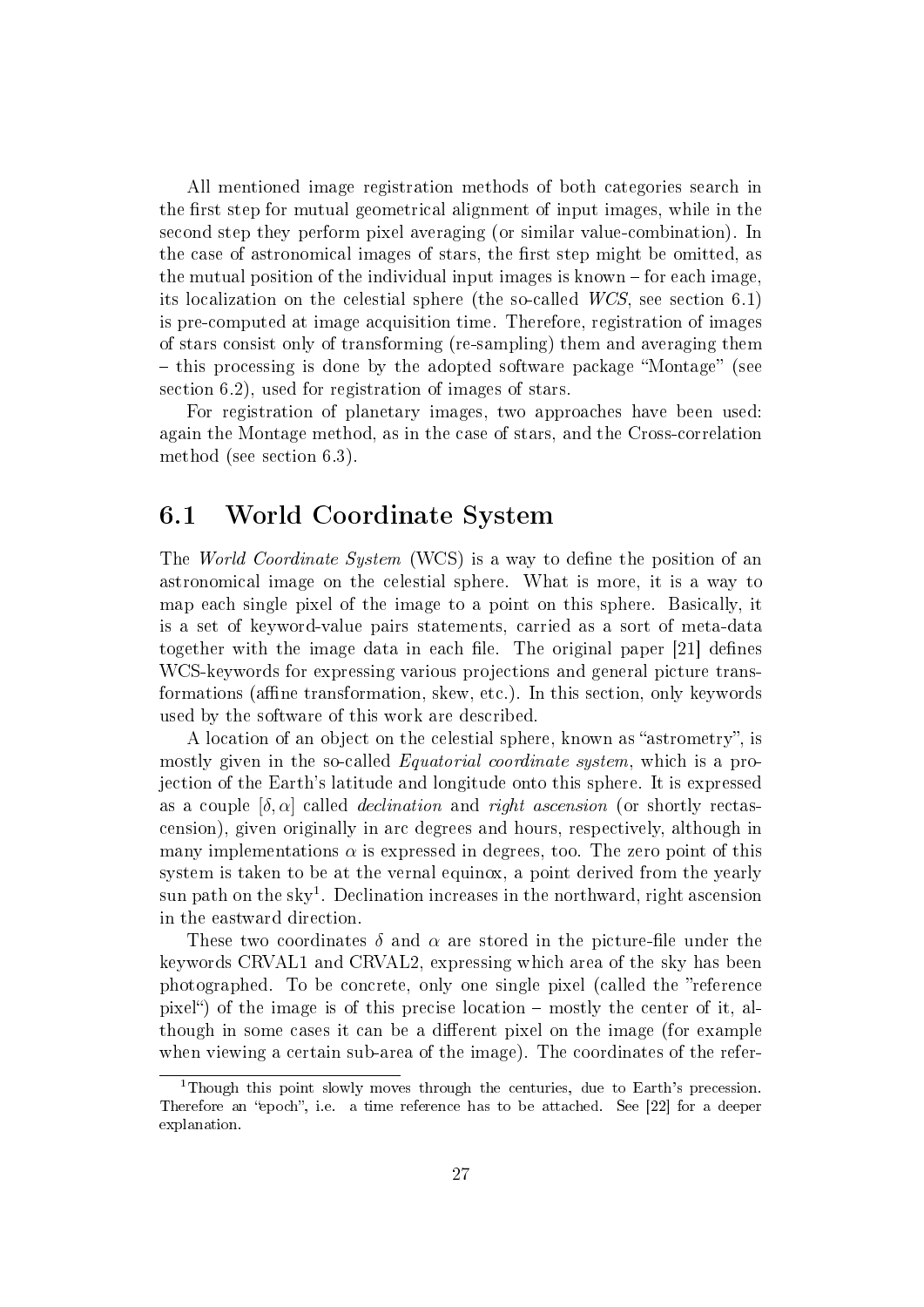All mentioned image registration methods of both categories search in the first step for mutual geometrical alignment of input images, while in the second step they perform pixel averaging (or similar value-combination). In the case of astronomical images of stars, the first step might be omitted, as the mutual position of the individual input images is known – for each image, its localization on the celestial sphere (the so-called *WCS*, see section 6.1) is pre-computed at image acquisition time. Therefore, registration of images of stars consist only of transforming (re-sampling) them and averaging them – this processing is done by the adopted software package "Montage" (see section 6.2), used for registration of images of stars.

For registration of planetary images, two approaches have been used: again the Montage method, as in the case of stars, and the Cross-correlation method (see section 6.3).

## 6.1 World Coordinate System

The *World Coordinate System* (WCS) is a way to define the position of an astronomical image on the celestial sphere. What is more, it is a way to map each single pixel of the image to a point on this sphere. Basically, it is a set of keyword-value pairs statements, carried as a sort of meta-data together with the image data in each file. The original paper [21] defines WCS-keywords for expressing various projections and general picture transformations (affine transformation, skew, etc.). In this section, only keywords used by the software of this work are described.

A location of an object on the celestial sphere, known as "astrometry", is mostly given in the so-called *Equatorial coordinate system*, which is a projection of the Earth's latitude and longitude onto this sphere. It is expressed as a couple $[\delta, \alpha]$ called *declination* and *right ascension* (or shortly rectascension), given originally in arc degrees and hours, respectively, although in many implementations $\alpha$ is expressed in degrees, too. The zero point of this system is taken to be at the vernal equinox, a point derived from the yearly sun path on the sky[1]. Declination increases in the northward, right ascension in the eastward direction.

These two coordinates $\delta$ and $\alpha$ are stored in the picture-file under the keywords CRVAL1 and CRVAL2, expressing which area of the sky has been photographed. To be concrete, only one single pixel (called the "reference pixel") of the image is of this precise location – mostly the center of it, although in some cases it can be a different pixel on the image (for example when viewing a certain sub-area of the image). The coordinates of the refer-

[1] Though this point slowly moves through the centuries, due to Earth's precession. Therefore an "epoch", i.e. a time reference has to be attached. See [22] for a deeper explanation.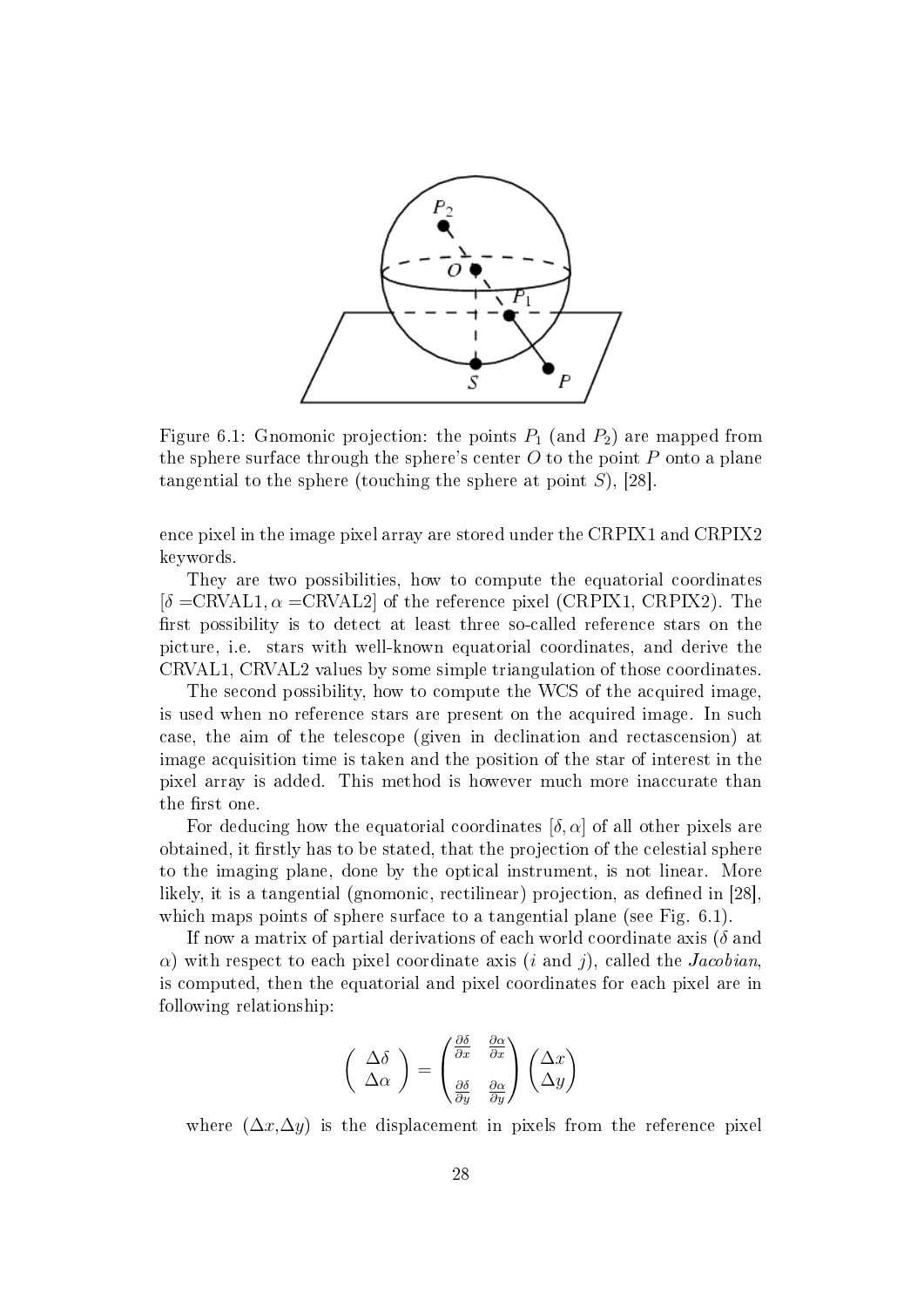Figure 6.1: Gnomonic projection: the points $P_1$ (and $P_2$) are mapped from the sphere surface through the sphere's center $O$ to the point $P$ onto a plane tangential to the sphere (touching the sphere at point $S$), [28].

ence pixel in the image pixel array are stored under the CRPIX1 and CRPIX2 keywords.

They are two possibilities, how to compute the equatorial coordinates [$\delta$ =CRVAL1, $\alpha$ =CRVAL2] of the reference pixel (CRPIX1, CRPIX2). The first possibility is to detect at least three so-called reference stars on the picture, i.e. stars with well-known equatorial coordinates, and derive the CRVAL1, CRVAL2 values by some simple triangulation of those coordinates.

The second possibility, how to compute the WCS of the acquired image, is used when no reference stars are present on the acquired image. In such case, the aim of the telescope (given in declination and rectascension) at image acquisition time is taken and the position of the star of interest in the pixel array is added. This method is however much more inaccurate than the first one.

For deducing how the equatorial coordinates $[\delta, \alpha]$ of all other pixels are obtained, it firstly has to be stated, that the projection of the celestial sphere to the imaging plane, done by the optical instrument, is not linear. More likely, it is a tangential (gnomonic, rectilinear) projection, as defined in [28], which maps points of sphere surface to a tangential plane (see Fig. 6.1).

If now a matrix of partial derivations of each world coordinate axis ($\delta$ and $\alpha$) with respect to each pixel coordinate axis ($i$ and $j$), called the *Jacobian*, is computed, then the equatorial and pixel coordinates for each pixel are in following relationship:

$$\begin{pmatrix} \Delta\delta \\ \Delta\alpha \end{pmatrix} = \begin{pmatrix} \frac{\partial\delta}{\partial x} & \frac{\partial\alpha}{\partial x} \\ \frac{\partial\delta}{\partial y} & \frac{\partial\alpha}{\partial y} \end{pmatrix} \begin{pmatrix} \Delta x \\ \Delta y \end{pmatrix}$$

where $(\Delta x, \Delta y)$ is the displacement in pixels from the reference pixel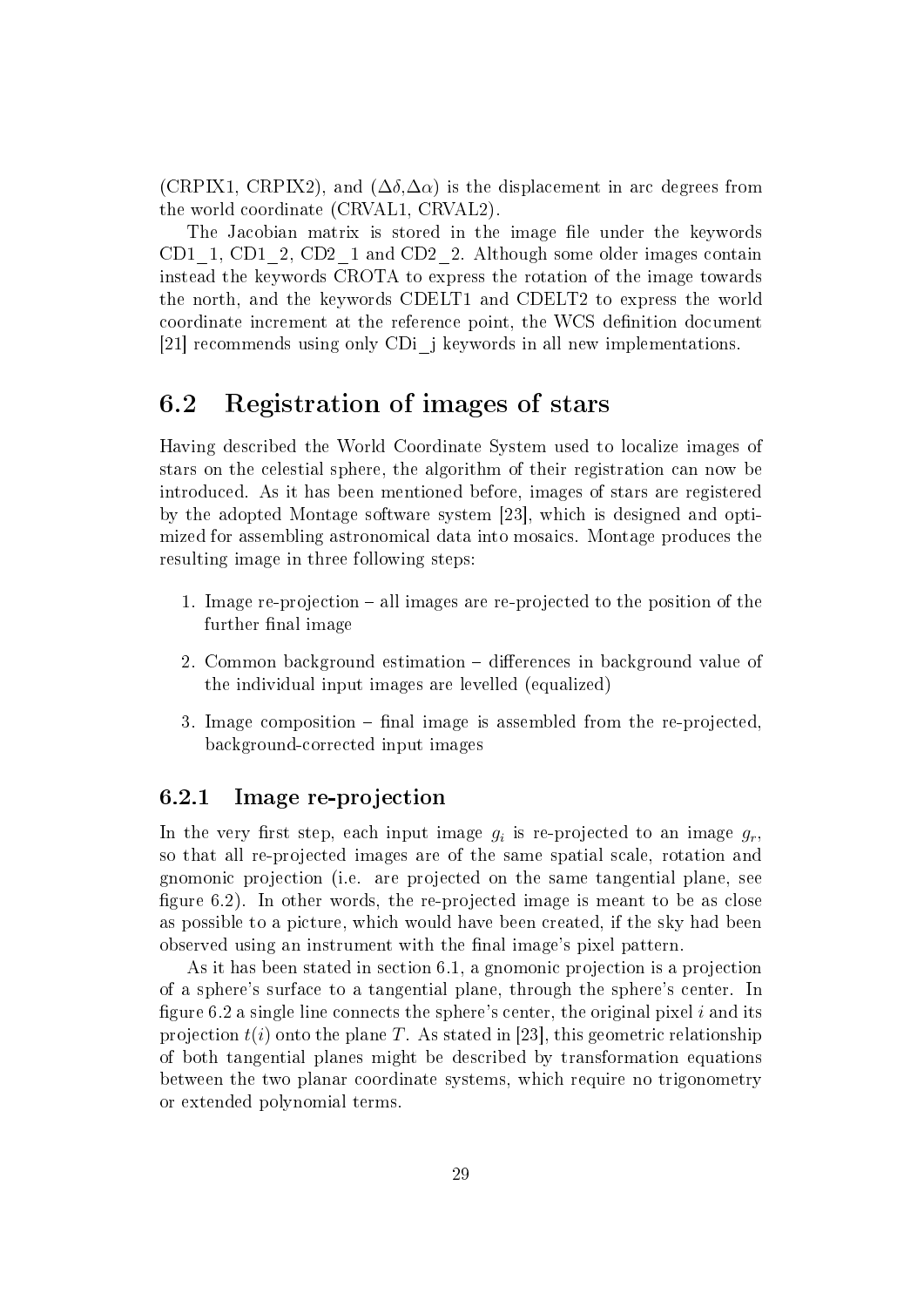(CRPIX1, CRPIX2), and ($\Delta\delta$,$\Delta\alpha$) is the displacement in arc degrees from the world coordinate (CRVAL1, CRVAL2).

The Jacobian matrix is stored in the image file under the keywords CD1_1, CD1_2, CD2_1 and CD2_2. Although some older images contain instead the keywords CROTA to express the rotation of the image towards the north, and the keywords CDELT1 and CDELT2 to express the world coordinate increment at the reference point, the WCS definition document [21] recommends using only CDi_j keywords in all new implementations.

## 6.2 Registration of images of stars

Having described the World Coordinate System used to localize images of stars on the celestial sphere, the algorithm of their registration can now be introduced. As it has been mentioned before, images of stars are registered by the adopted Montage software system [23], which is designed and optimized for assembling astronomical data into mosaics. Montage produces the resulting image in three following steps:

1. Image re-projection – all images are re-projected to the position of the further final image
2. Common background estimation – differences in background value of the individual input images are levelled (equalized)
3. Image composition – final image is assembled from the re-projected, background-corrected input images

### 6.2.1 Image re-projection

In the very first step, each input image $g_i$ is re-projected to an image $g_r$, so that all re-projected images are of the same spatial scale, rotation and gnomonic projection (i.e. are projected on the same tangential plane, see figure 6.2). In other words, the re-projected image is meant to be as close as possible to a picture, which would have been created, if the sky had been observed using an instrument with the final image's pixel pattern.

As it has been stated in section 6.1, a gnomonic projection is a projection of a sphere's surface to a tangential plane, through the sphere's center. In figure 6.2 a single line connects the sphere's center, the original pixel $i$ and its projection $t(i)$ onto the plane $T$. As stated in [23], this geometric relationship of both tangential planes might be described by transformation equations between the two planar coordinate systems, which require no trigonometry or extended polynomial terms.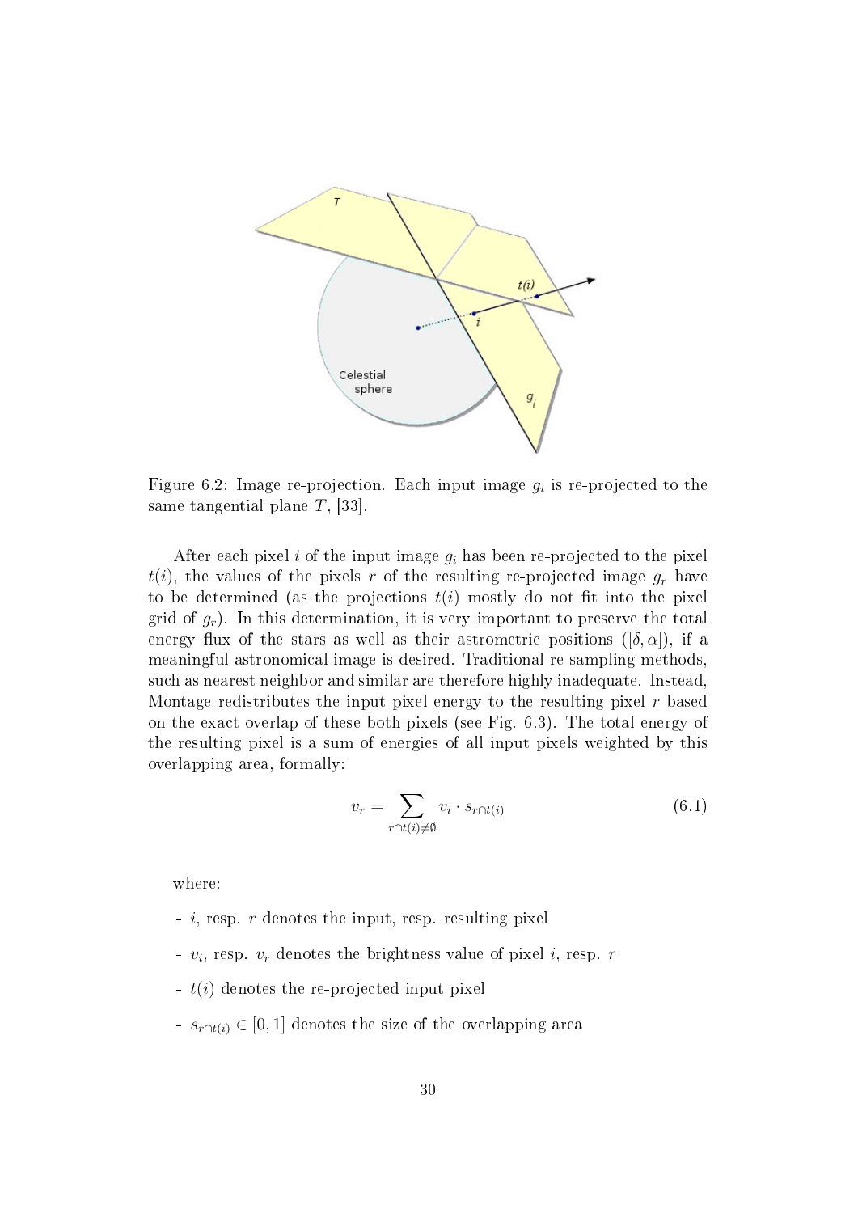Figure 6.2: Image re-projection. Each input image $g_i$ is re-projected to the same tangential plane $T$, [33].

After each pixel $i$ of the input image $g_i$ has been re-projected to the pixel $t(i)$, the values of the pixels $r$ of the resulting re-projected image $g_r$ have to be determined (as the projections $t(i)$ mostly do not fit into the pixel grid of $g_r$). In this determination, it is very important to preserve the total energy flux of the stars as well as their astrometric positions ($[\delta, \alpha]$), if a meaningful astronomical image is desired. Traditional re-sampling methods, such as nearest neighbor and similar are therefore highly inadequate. Instead, Montage redistributes the input pixel energy to the resulting pixel $r$ based on the exact overlap of these both pixels (see Fig. 6.3). The total energy of the resulting pixel is a sum of energies of all input pixels weighted by this overlapping area, formally:

$$v_r = \sum_{r \cap t(i) \neq \emptyset} v_i \cdot s_{r \cap t(i)} \tag{6.1}$$

where:

- $i$, resp. $r$ denotes the input, resp. resulting pixel
- $v_i$, resp. $v_r$ denotes the brightness value of pixel $i$, resp. $r$
- $t(i)$ denotes the re-projected input pixel
- $s_{r \cap t(i)} \in [0, 1]$ denotes the size of the overlapping area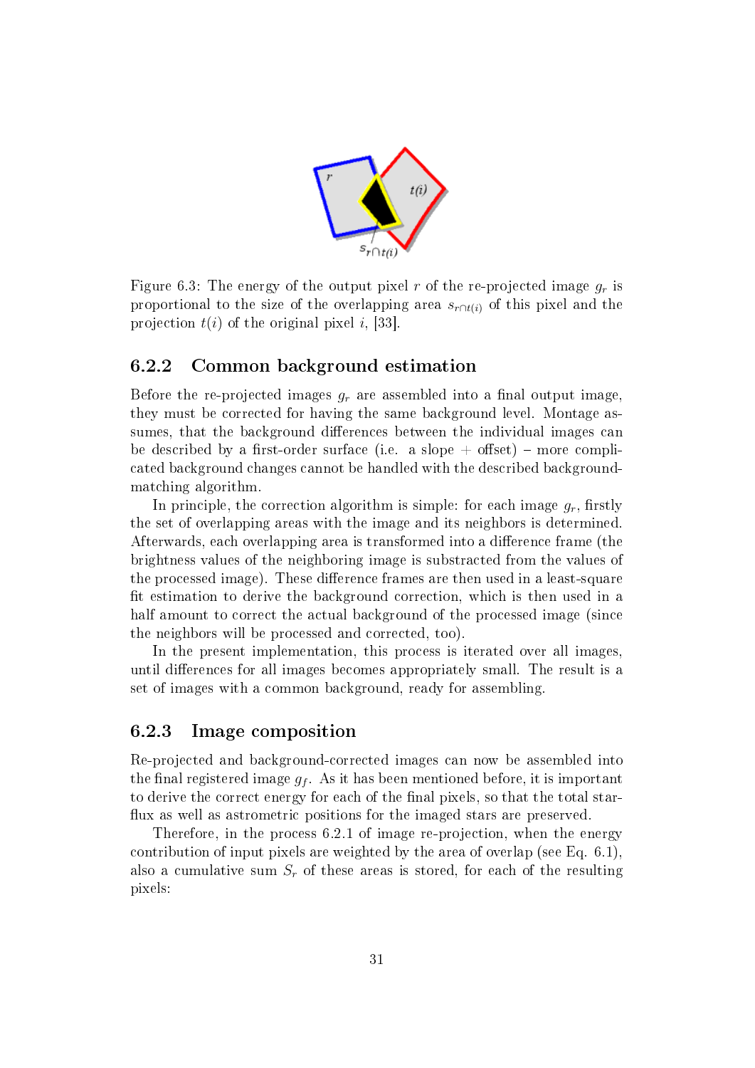Figure 6.3: The energy of the output pixel $r$ of the re-projected image $g_r$ is proportional to the size of the overlapping area $s_{r \cap t(i)}$ of this pixel and the projection $t(i)$ of the original pixel $i$, [33].

### 6.2.2 Common background estimation

Before the re-projected images $g_r$ are assembled into a final output image, they must be corrected for having the same background level. Montage assumes, that the background differences between the individual images can be described by a first-order surface (i.e. a slope + offset) – more complicated background changes cannot be handled with the described background-matching algorithm.

In principle, the correction algorithm is simple: for each image $g_r$, firstly the set of overlapping areas with the image and its neighbors is determined. Afterwards, each overlapping area is transformed into a difference frame (the brightness values of the neighboring image is substracted from the values of the processed image). These difference frames are then used in a least-square fit estimation to derive the background correction, which is then used in a half amount to correct the actual background of the processed image (since the neighbors will be processed and corrected, too).

In the present implementation, this process is iterated over all images, until differences for all images becomes appropriately small. The result is a set of images with a common background, ready for assembling.

### 6.2.3 Image composition

Re-projected and background-corrected images can now be assembled into the final registered image $g_f$. As it has been mentioned before, it is important to derive the correct energy for each of the final pixels, so that the total star-flux as well as astrometric positions for the imaged stars are preserved.

Therefore, in the process 6.2.1 of image re-projection, when the energy contribution of input pixels are weighted by the area of overlap (see Eq. 6.1), also a cumulative sum $S_r$ of these areas is stored, for each of the resulting pixels: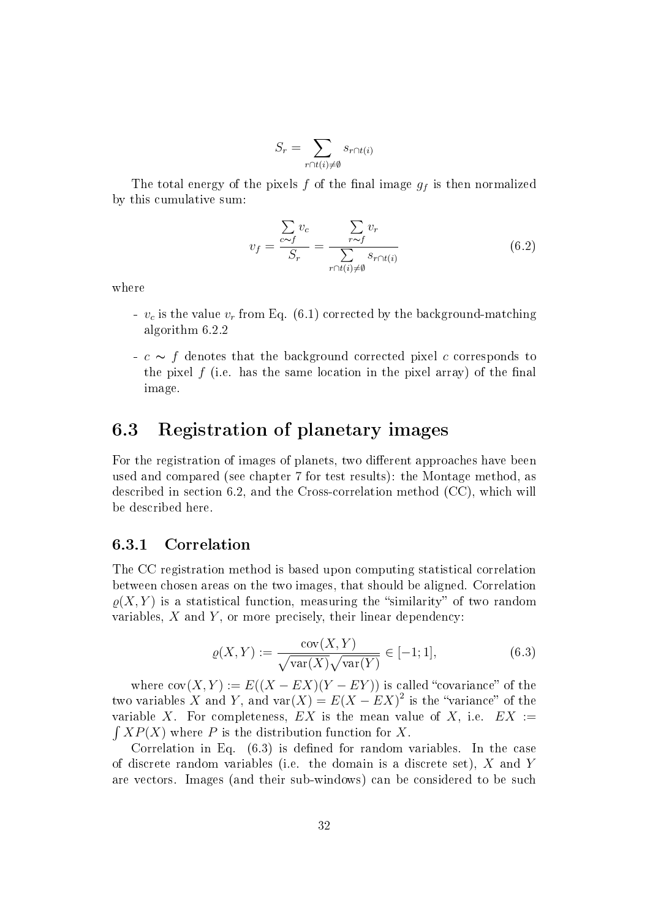$$S_r = \sum_{r \cap t(i) \neq \emptyset} s_{r \cap t(i)}$$

The total energy of the pixels $f$ of the final image $g_f$ is then normalized by this cumulative sum:

$$v_f = \frac{\sum_{c \sim f} v_c}{S_r} = \frac{\sum_{r \sim f} v_r}{\sum_{r \cap t(i) \neq \emptyset} s_{r \cap t(i)}} \tag{6.2}$$

where

- $v_c$ is the value $v_r$ from Eq. (6.1) corrected by the background-matching algorithm 6.2.2
- $c \sim f$ denotes that the background corrected pixel $c$ corresponds to the pixel $f$ (i.e. has the same location in the pixel array) of the final image.

## 6.3 Registration of planetary images

For the registration of images of planets, two different approaches have been used and compared (see chapter 7 for test results): the Montage method, as described in section 6.2, and the Cross-correlation method (CC), which will be described here.

### 6.3.1 Correlation

The CC registration method is based upon computing statistical correlation between chosen areas on the two images, that should be aligned. Correlation $\varrho(X,Y)$ is a statistical function, measuring the "similarity" of two random variables, $X$ and $Y$, or more precisely, their linear dependency:

$$\varrho(X,Y) := \frac{\operatorname{cov}(X,Y)}{\sqrt{\operatorname{var}(X)}\sqrt{\operatorname{var}(Y)}} \in [-1;1], \tag{6.3}$$

where $\operatorname{cov}(X,Y) := E((X - EX)(Y - EY))$ is called "covariance" of the two variables $X$ and $Y$, and $\operatorname{var}(X) = E(X - EX)^2$ is the "variance" of the variable $X$. For completeness, $EX$ is the mean value of $X$, i.e. $EX := \int XP(X)$ where $P$ is the distribution function for $X$.

Correlation in Eq. (6.3) is defined for random variables. In the case of discrete random variables (i.e. the domain is a discrete set), $X$ and $Y$ are vectors. Images (and their sub-windows) can be considered to be such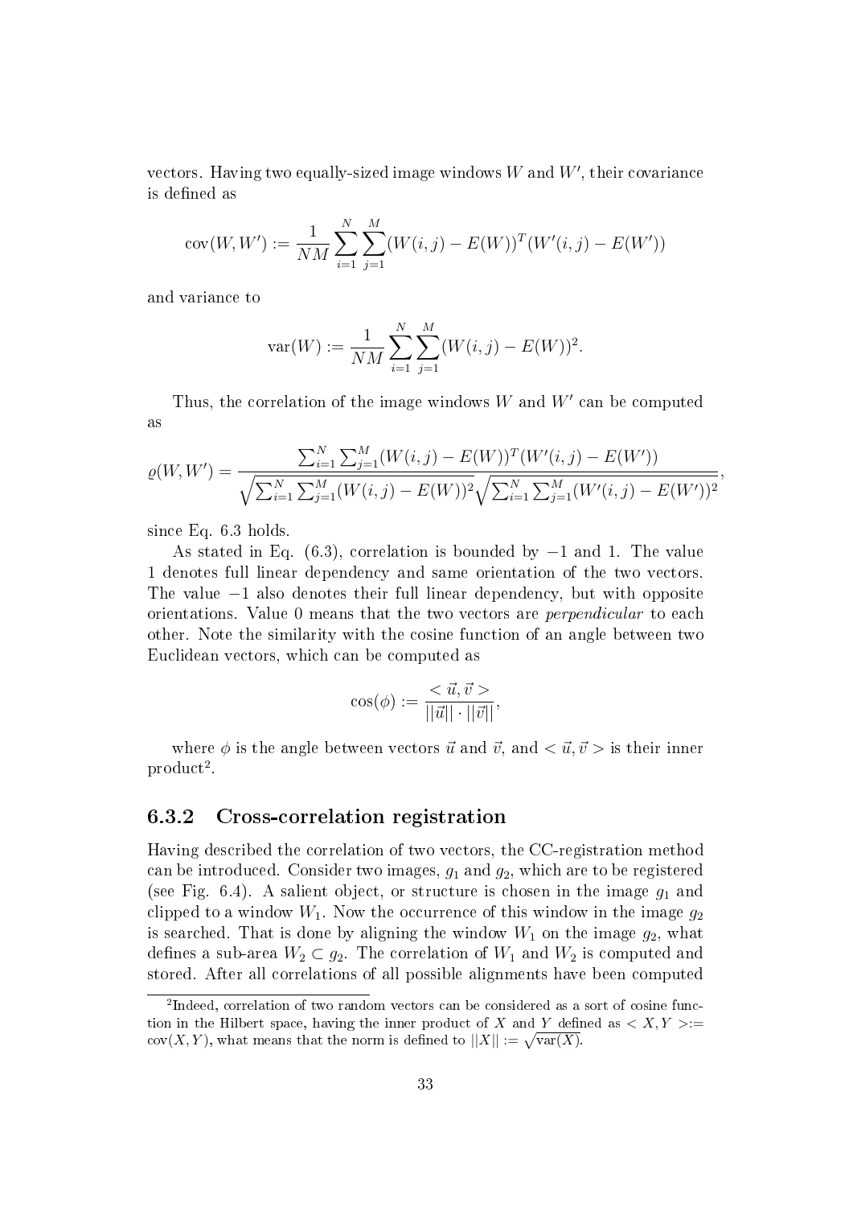vectors. Having two equally-sized image windows $W$ and $W'$, their covariance is defined as

$$\operatorname{cov}(W, W') := \frac{1}{NM} \sum_{i=1}^{N} \sum_{j=1}^{M} (W(i,j) - E(W))^T (W'(i,j) - E(W'))$$

and variance to

$$\operatorname{var}(W) := \frac{1}{NM} \sum_{i=1}^{N} \sum_{j=1}^{M} (W(i,j) - E(W))^2.$$

Thus, the correlation of the image windows $W$ and $W'$ can be computed as

$$\varrho(W, W') = \frac{\sum_{i=1}^{N} \sum_{j=1}^{M} (W(i,j) - E(W))^T (W'(i,j) - E(W'))}{\sqrt{\sum_{i=1}^{N} \sum_{j=1}^{M} (W(i,j) - E(W))^2} \sqrt{\sum_{i=1}^{N} \sum_{j=1}^{M} (W'(i,j) - E(W'))^2}},$$

since Eq. 6.3 holds.

As stated in Eq. (6.3), correlation is bounded by $-1$ and 1. The value 1 denotes full linear dependency and same orientation of the two vectors. The value $-1$ also denotes their full linear dependency, but with opposite orientations. Value 0 means that the two vectors are *perpendicular* to each other. Note the similarity with the cosine function of an angle between two Euclidean vectors, which can be computed as

$$\cos(\phi) := \frac{<\vec{u}, \vec{v}>}{||\vec{u}|| \cdot ||\vec{v}||},$$

where $\phi$ is the angle between vectors $\vec{u}$ and $\vec{v}$, and $<\vec{u}, \vec{v}>$ is their inner product[2].

### 6.3.2 Cross-correlation registration

Having described the correlation of two vectors, the CC-registration method can be introduced. Consider two images, $g_1$ and $g_2$, which are to be registered (see Fig. 6.4). A salient object, or structure is chosen in the image $g_1$ and clipped to a window $W_1$. Now the occurrence of this window in the image $g_2$ is searched. That is done by aligning the window $W_1$ on the image $g_2$, what defines a sub-area $W_2 \subset g_2$. The correlation of $W_1$ and $W_2$ is computed and stored. After all correlations of all possible alignments have been computed

[2] Indeed, correlation of two random vectors can be considered as a sort of cosine function in the Hilbert space, having the inner product of $X$ and $Y$ defined as $<X, Y> := \operatorname{cov}(X, Y)$, what means that the norm is defined to $||X|| := \sqrt{\operatorname{var}(X)}$.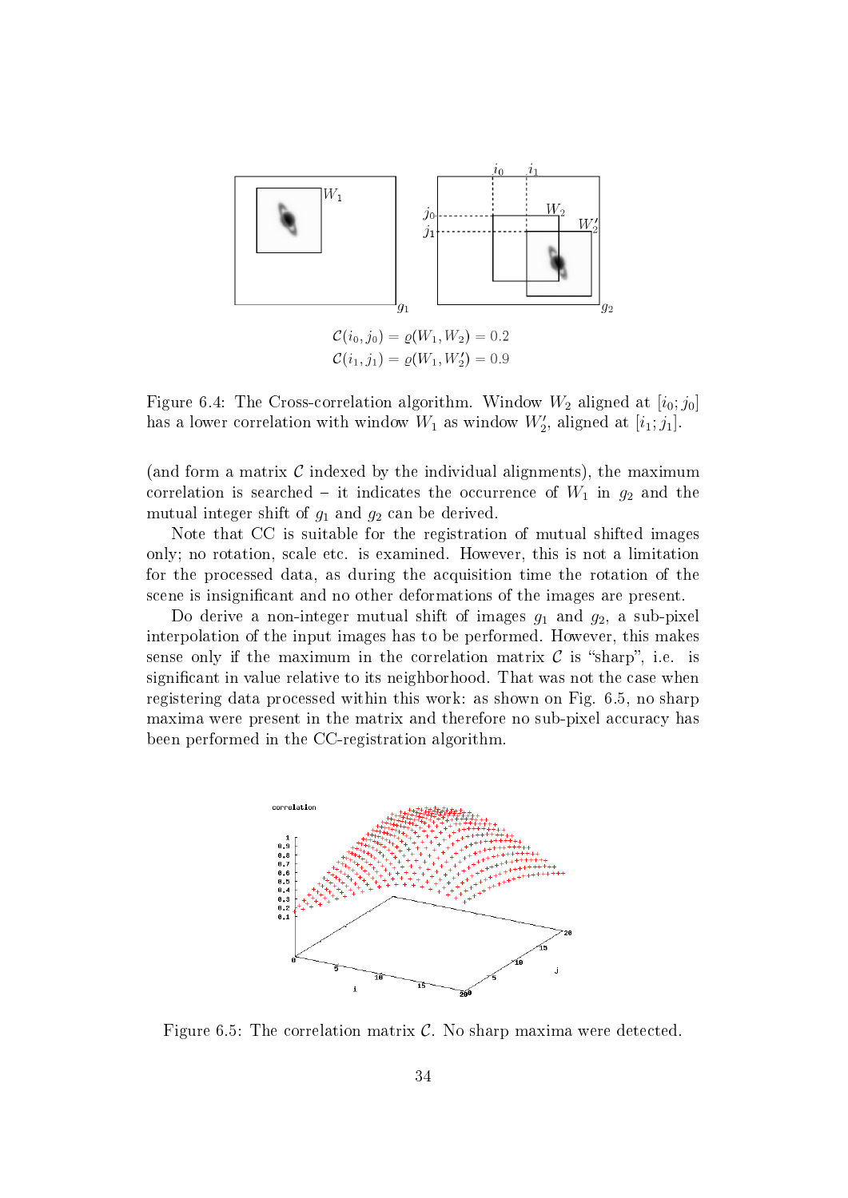$$\mathcal{C}(i_0, j_0) = \varrho(W_1, W_2) = 0.2$$
$$\mathcal{C}(i_1, j_1) = \varrho(W_1, W_2') = 0.9$$

Figure 6.4: The Cross-correlation algorithm. Window $W_2$ aligned at $[i_0; j_0]$ has a lower correlation with window $W_1$ as window $W_2'$, aligned at $[i_1; j_1]$.

(and form a matrix $\mathcal{C}$ indexed by the individual alignments), the maximum correlation is searched – it indicates the occurrence of $W_1$ in $g_2$ and the mutual integer shift of $g_1$ and $g_2$ can be derived.

Note that CC is suitable for the registration of mutual shifted images only; no rotation, scale etc. is examined. However, this is not a limitation for the processed data, as during the acquisition time the rotation of the scene is insignificant and no other deformations of the images are present.

Do derive a non-integer mutual shift of images $g_1$ and $g_2$, a sub-pixel interpolation of the input images has to be performed. However, this makes sense only if the maximum in the correlation matrix $\mathcal{C}$ is "sharp", i.e. is significant in value relative to its neighborhood. That was not the case when registering data processed within this work: as shown on Fig. 6.5, no sharp maxima were present in the matrix and therefore no sub-pixel accuracy has been performed in the CC-registration algorithm.

Figure 6.5: The correlation matrix $\mathcal{C}$. No sharp maxima were detected.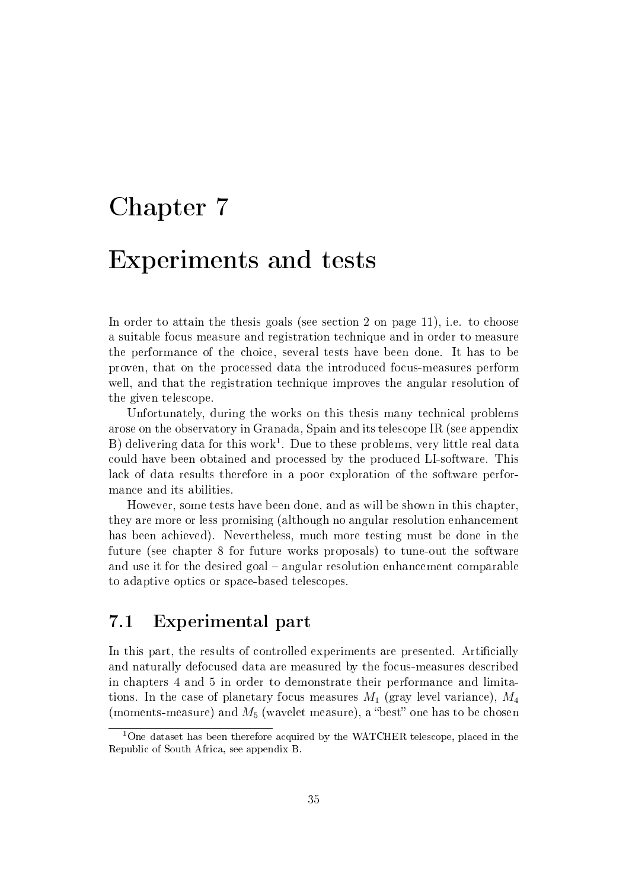# Chapter 7

# Experiments and tests

In order to attain the thesis goals (see section 2 on page 11), i.e. to choose a suitable focus measure and registration technique and in order to measure the performance of the choice, several tests have been done. It has to be proven, that on the processed data the introduced focus-measures perform well, and that the registration technique improves the angular resolution of the given telescope.

Unfortunately, during the works on this thesis many technical problems arose on the observatory in Granada, Spain and its telescope IR (see appendix B) delivering data for this work[1]. Due to these problems, very little real data could have been obtained and processed by the produced LI-software. This lack of data results therefore in a poor exploration of the software performance and its abilities.

However, some tests have been done, and as will be shown in this chapter, they are more or less promising (although no angular resolution enhancement has been achieved). Nevertheless, much more testing must be done in the future (see chapter 8 for future works proposals) to tune-out the software and use it for the desired goal – angular resolution enhancement comparable to adaptive optics or space-based telescopes.

## 7.1 Experimental part

In this part, the results of controlled experiments are presented. Artificially and naturally defocused data are measured by the focus-measures described in chapters 4 and 5 in order to demonstrate their performance and limitations. In the case of planetary focus measures $M_1$ (gray level variance), $M_4$ (moments-measure) and $M_5$ (wavelet measure), a "best" one has to be chosen

[1] One dataset has been therefore acquired by the WATCHER telescope, placed in the Republic of South Africa, see appendix B.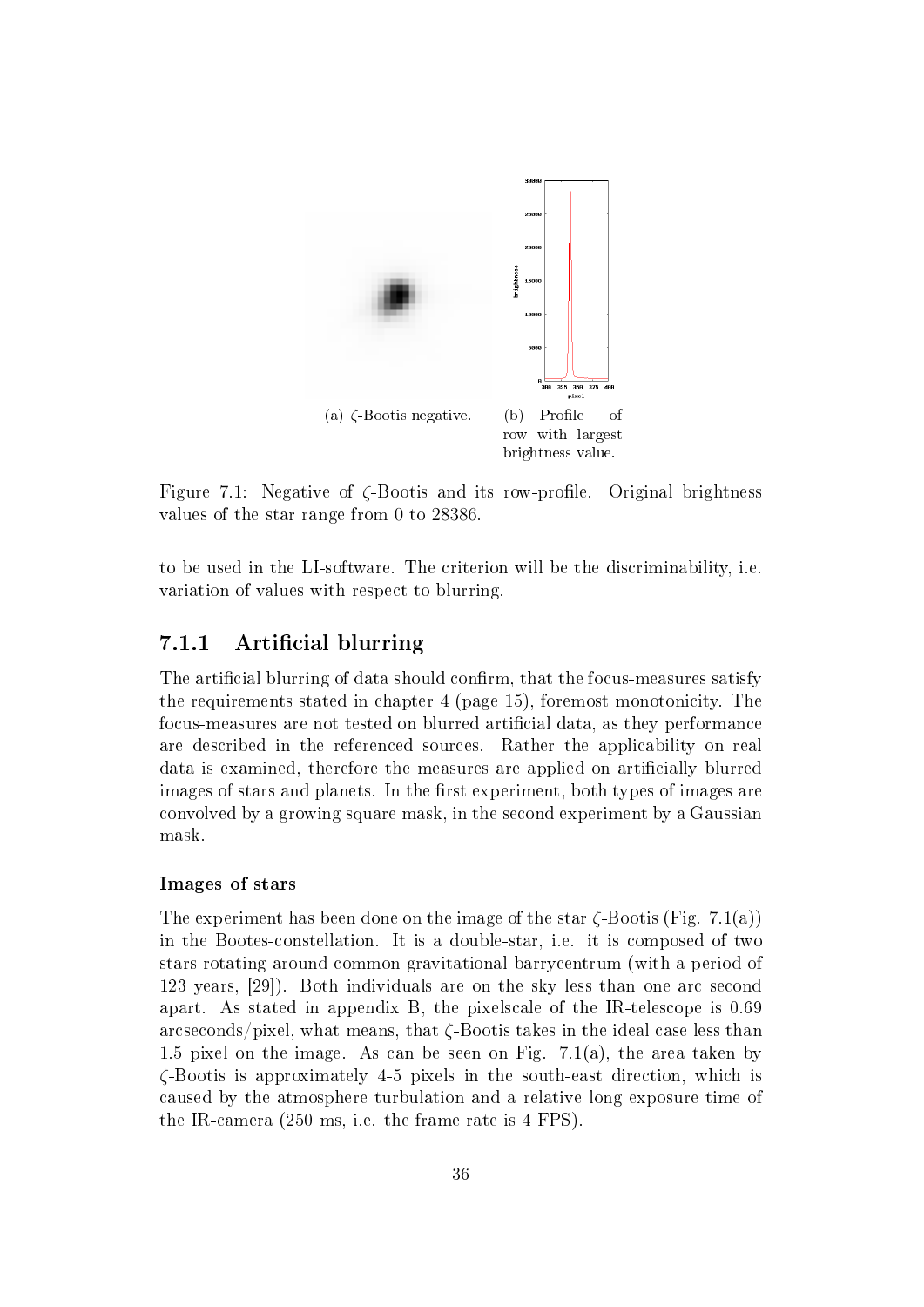(a) $\zeta$-Bootis negative.

(b) Profile of row with largest brightness value.

Figure 7.1: Negative of $\zeta$-Bootis and its row-profile. Original brightness values of the star range from 0 to 28386.

to be used in the LI-software. The criterion will be the discriminability, i.e. variation of values with respect to blurring.

### 7.1.1 Artificial blurring

The artificial blurring of data should confirm, that the focus-measures satisfy the requirements stated in chapter 4 (page 15), foremost monotonicity. The focus-measures are not tested on blurred artificial data, as they performance are described in the referenced sources. Rather the applicability on real data is examined, therefore the measures are applied on artificially blurred images of stars and planets. In the first experiment, both types of images are convolved by a growing square mask, in the second experiment by a Gaussian mask.

#### Images of stars

The experiment has been done on the image of the star $\zeta$-Bootis (Fig. 7.1(a)) in the Bootes-constellation. It is a double-star, i.e. it is composed of two stars rotating around common gravitational barrycentrum (with a period of 123 years, [29]). Both individuals are on the sky less than one arc second apart. As stated in appendix B, the pixelscale of the IR-telescope is 0.69 arcseconds/pixel, what means, that $\zeta$-Bootis takes in the ideal case less than 1.5 pixel on the image. As can be seen on Fig. 7.1(a), the area taken by $\zeta$-Bootis is approximately 4-5 pixels in the south-east direction, which is caused by the atmosphere turbulation and a relative long exposure time of the IR-camera (250 ms, i.e. the frame rate is 4 FPS).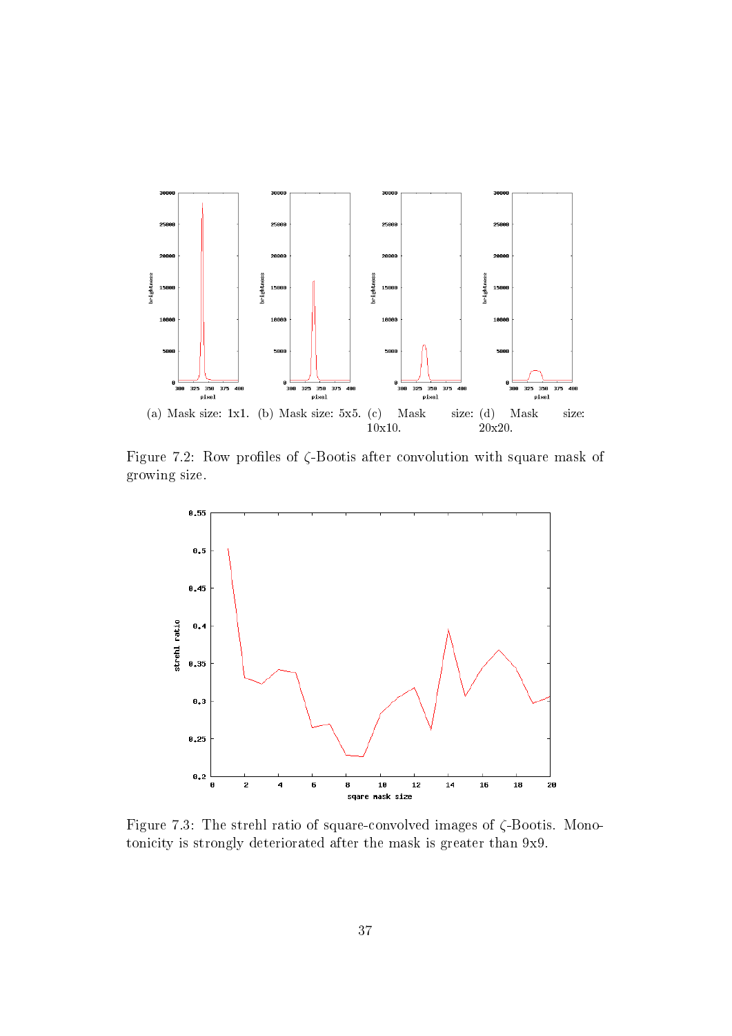(a) Mask size: 1x1. (b) Mask size: 5x5. (c) Mask size: 10x10. (d) Mask size: 20x20.

Figure 7.2: Row profiles of $\zeta$-Bootis after convolution with square mask of growing size.

Figure 7.3: The strehl ratio of square-convolved images of $\zeta$-Bootis. Monotonicity is strongly deteriorated after the mask is greater than 9x9.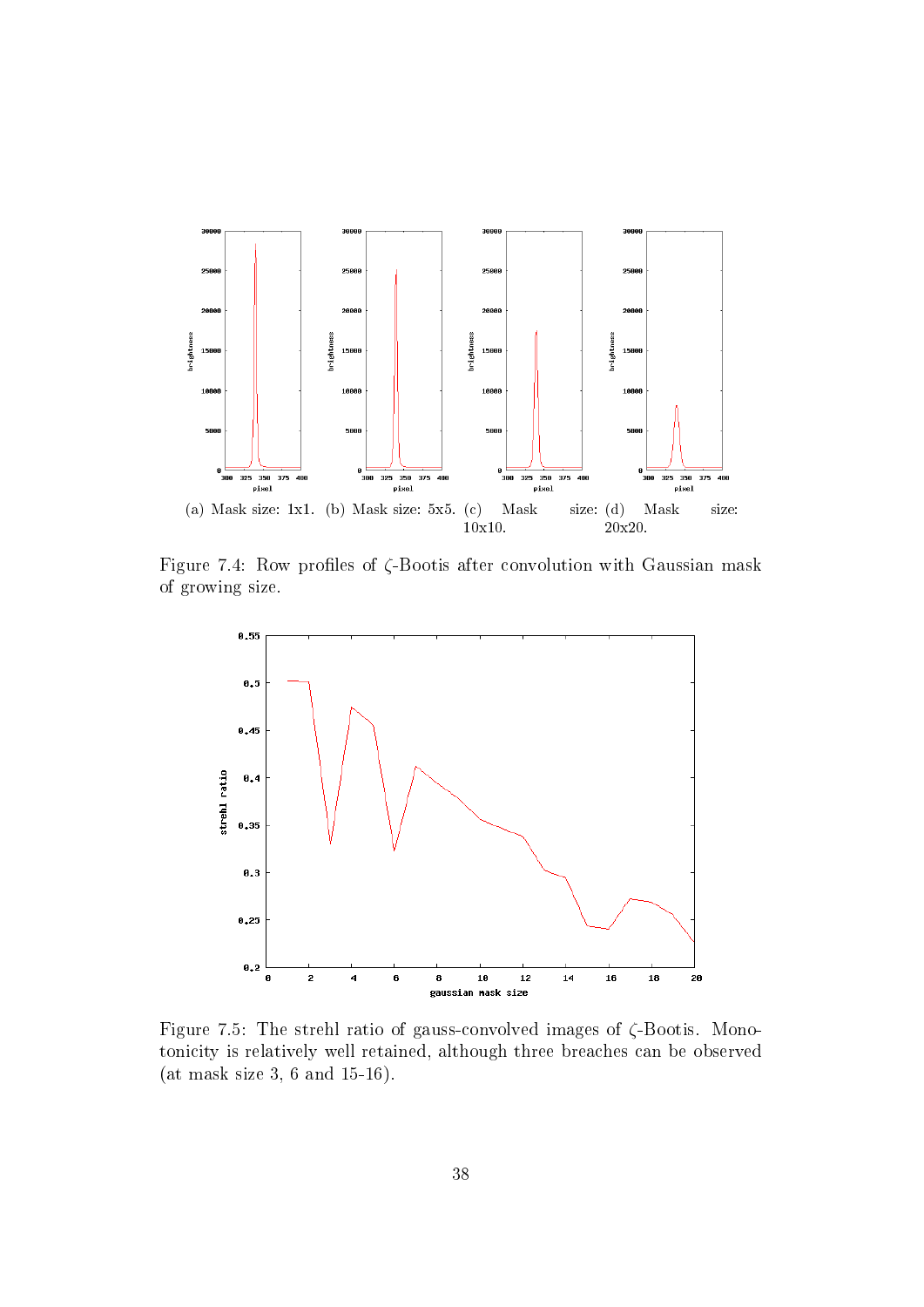(a) Mask size: 1x1. (b) Mask size: 5x5. (c) Mask size: 10x10. (d) Mask size: 20x20.

Figure 7.4: Row profiles of $\zeta$-Bootis after convolution with Gaussian mask of growing size.

Figure 7.5: The strehl ratio of gauss-convolved images of $\zeta$-Bootis. Monotonicity is relatively well retained, although three breaches can be observed (at mask size 3, 6 and 15-16).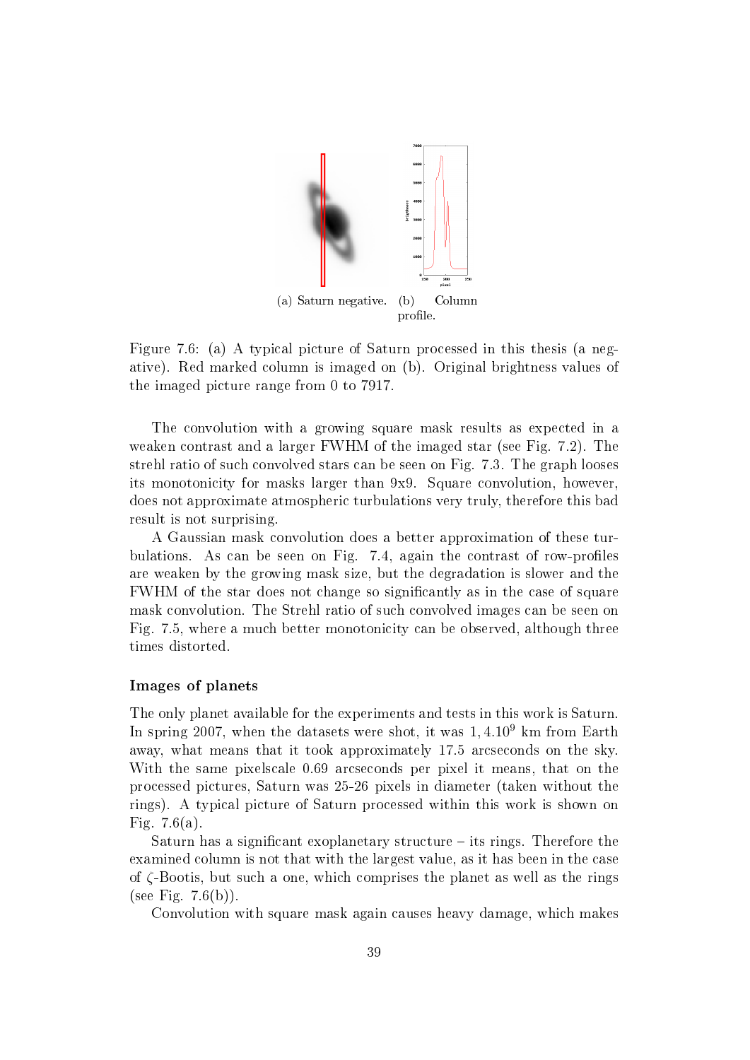(a) Saturn negative. (b) Column profile.

Figure 7.6: (a) A typical picture of Saturn processed in this thesis (a negative). Red marked column is imaged on (b). Original brightness values of the imaged picture range from 0 to 7917.

The convolution with a growing square mask results as expected in a weaken contrast and a larger FWHM of the imaged star (see Fig. 7.2). The strehl ratio of such convolved stars can be seen on Fig. 7.3. The graph looses its monotonicity for masks larger than 9x9. Square convolution, however, does not approximate atmospheric turbulations very truly, therefore this bad result is not surprising.

A Gaussian mask convolution does a better approximation of these turbulations. As can be seen on Fig. 7.4, again the contrast of row-profiles are weaken by the growing mask size, but the degradation is slower and the FWHM of the star does not change so significantly as in the case of square mask convolution. The Strehl ratio of such convolved images can be seen on Fig. 7.5, where a much better monotonicity can be observed, although three times distorted.

### Images of planets

The only planet available for the experiments and tests in this work is Saturn. In spring 2007, when the datasets were shot, it was $1,4.10^9$ km from Earth away, what means that it took approximately 17.5 arcseconds on the sky. With the same pixelscale 0.69 arcseconds per pixel it means, that on the processed pictures, Saturn was 25-26 pixels in diameter (taken without the rings). A typical picture of Saturn processed within this work is shown on Fig. 7.6(a).

Saturn has a significant exoplanetary structure – its rings. Therefore the examined column is not that with the largest value, as it has been in the case of $\zeta$-Bootis, but such a one, which comprises the planet as well as the rings (see Fig. 7.6(b)).

Convolution with square mask again causes heavy damage, which makes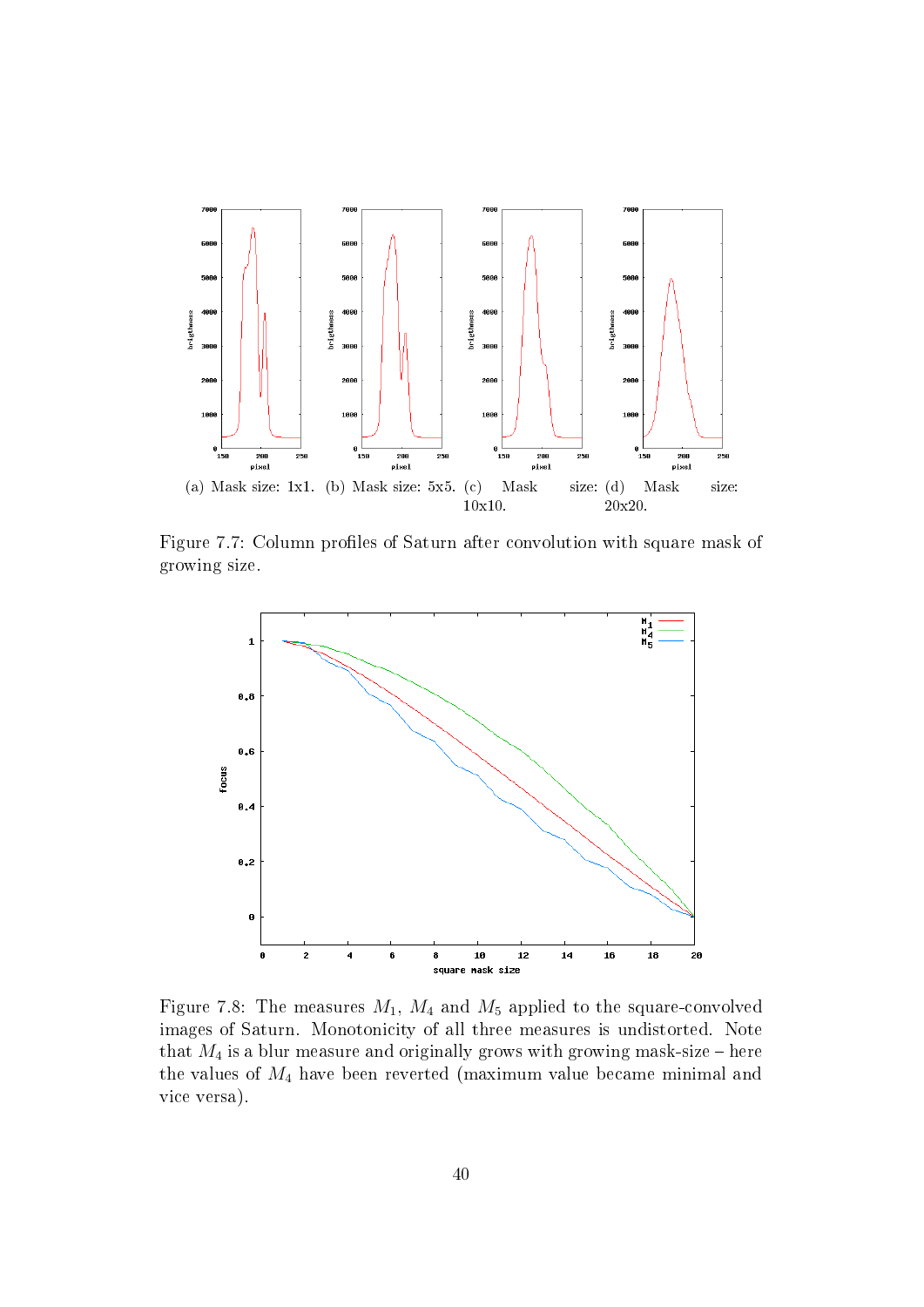(a) Mask size: 1x1. (b) Mask size: 5x5. (c) Mask size: 10x10. (d) Mask size: 20x20.

Figure 7.7: Column profiles of Saturn after convolution with square mask of growing size.

Figure 7.8: The measures $M_1$, $M_4$ and $M_5$ applied to the square-convolved images of Saturn. Monotonicity of all three measures is undistorted. Note that $M_4$ is a blur measure and originally grows with growing mask-size – here the values of $M_4$ have been reverted (maximum value became minimal and vice versa).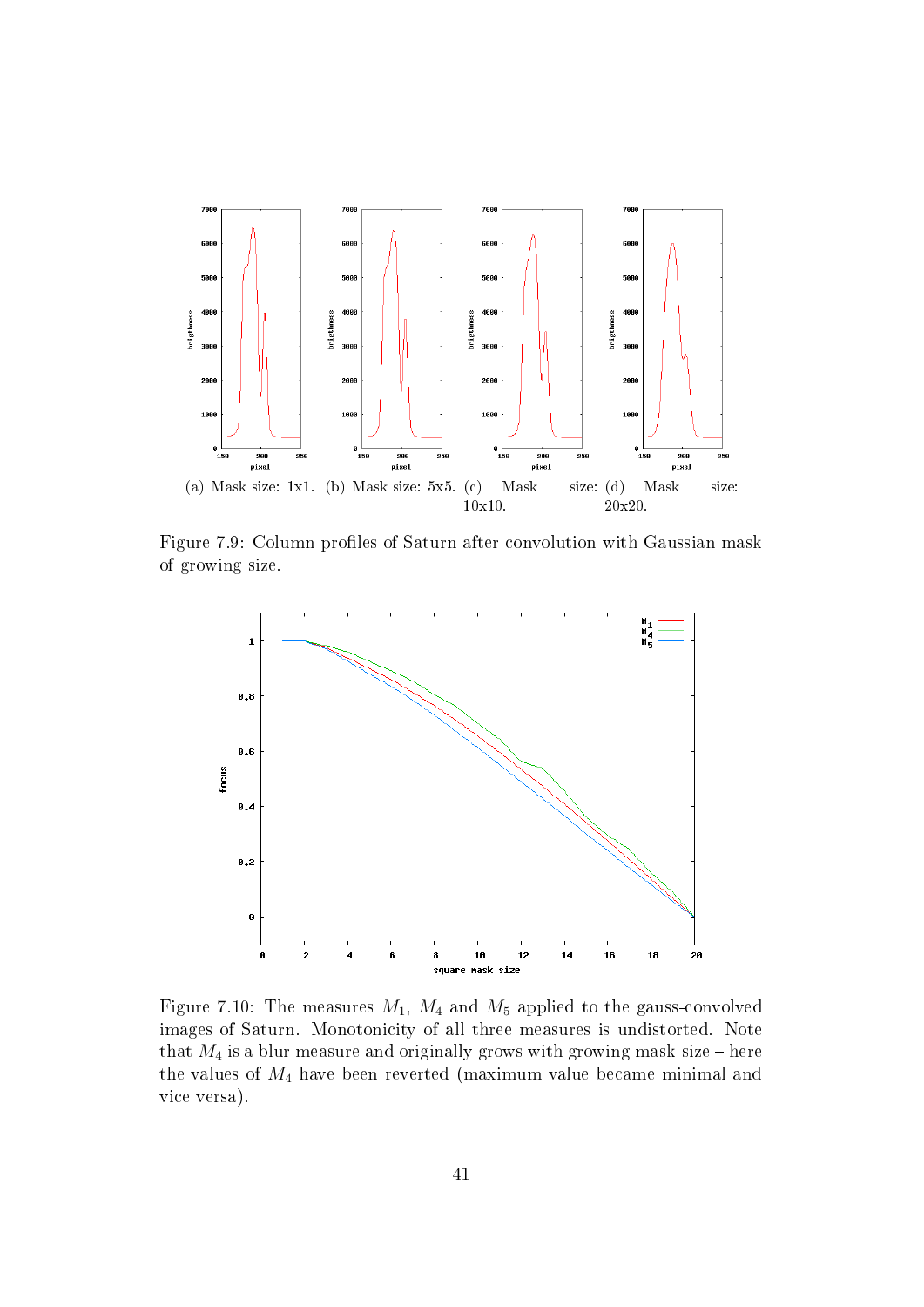(a) Mask size: 1x1. (b) Mask size: 5x5. (c) Mask size: 10x10. (d) Mask size: 20x20.

Figure 7.9: Column profiles of Saturn after convolution with Gaussian mask of growing size.

Figure 7.10: The measures $M_1$, $M_4$ and $M_5$ applied to the gauss-convolved images of Saturn. Monotonicity of all three measures is undistorted. Note that $M_4$ is a blur measure and originally grows with growing mask-size – here the values of $M_4$ have been reverted (maximum value became minimal and vice versa).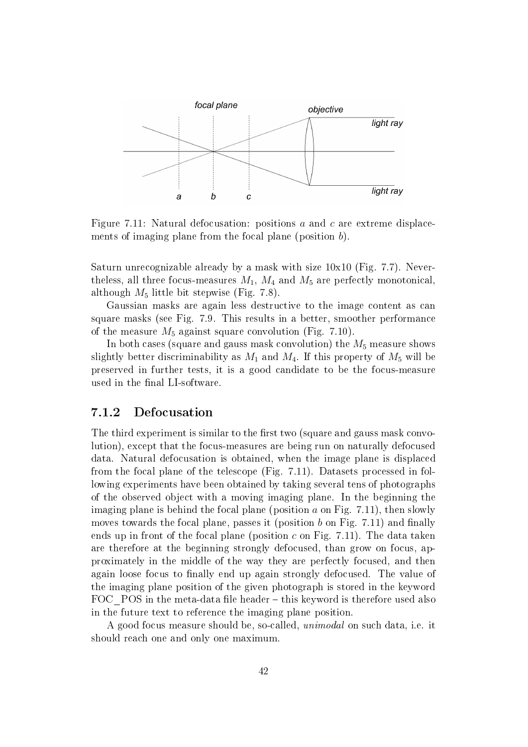Figure 7.11: Natural defocusation: positions $a$ and $c$ are extreme displacements of imaging plane from the focal plane (position $b$).

Saturn unrecognizable already by a mask with size 10x10 (Fig. 7.7). Nevertheless, all three focus-measures $M_1$, $M_4$ and $M_5$ are perfectly monotonical, although $M_5$ little bit stepwise (Fig. 7.8).

Gaussian masks are again less destructive to the image content as can square masks (see Fig. 7.9. This results in a better, smoother performance of the measure $M_5$ against square convolution (Fig. 7.10).

In both cases (square and gauss mask convolution) the $M_5$ measure shows slightly better discriminability as $M_1$ and $M_4$. If this property of $M_5$ will be preserved in further tests, it is a good candidate to be the focus-measure used in the final LI-software.

### 7.1.2 Defocusation

The third experiment is similar to the first two (square and gauss mask convolution), except that the focus-measures are being run on naturally defocused data. Natural defocusation is obtained, when the image plane is displaced from the focal plane of the telescope (Fig. 7.11). Datasets processed in following experiments have been obtained by taking several tens of photographs of the observed object with a moving imaging plane. In the beginning the imaging plane is behind the focal plane (position $a$ on Fig. 7.11), then slowly moves towards the focal plane, passes it (position $b$ on Fig. 7.11) and finally ends up in front of the focal plane (position $c$ on Fig. 7.11). The data taken are therefore at the beginning strongly defocused, than grow on focus, approximately in the middle of the way they are perfectly focused, and then again loose focus to finally end up again strongly defocused. The value of the imaging plane position of the given photograph is stored in the keyword FOC_POS in the meta-data file header – this keyword is therefore used also in the future text to reference the imaging plane position.

A good focus measure should be, so-called, *unimodal* on such data, i.e. it should reach one and only one maximum.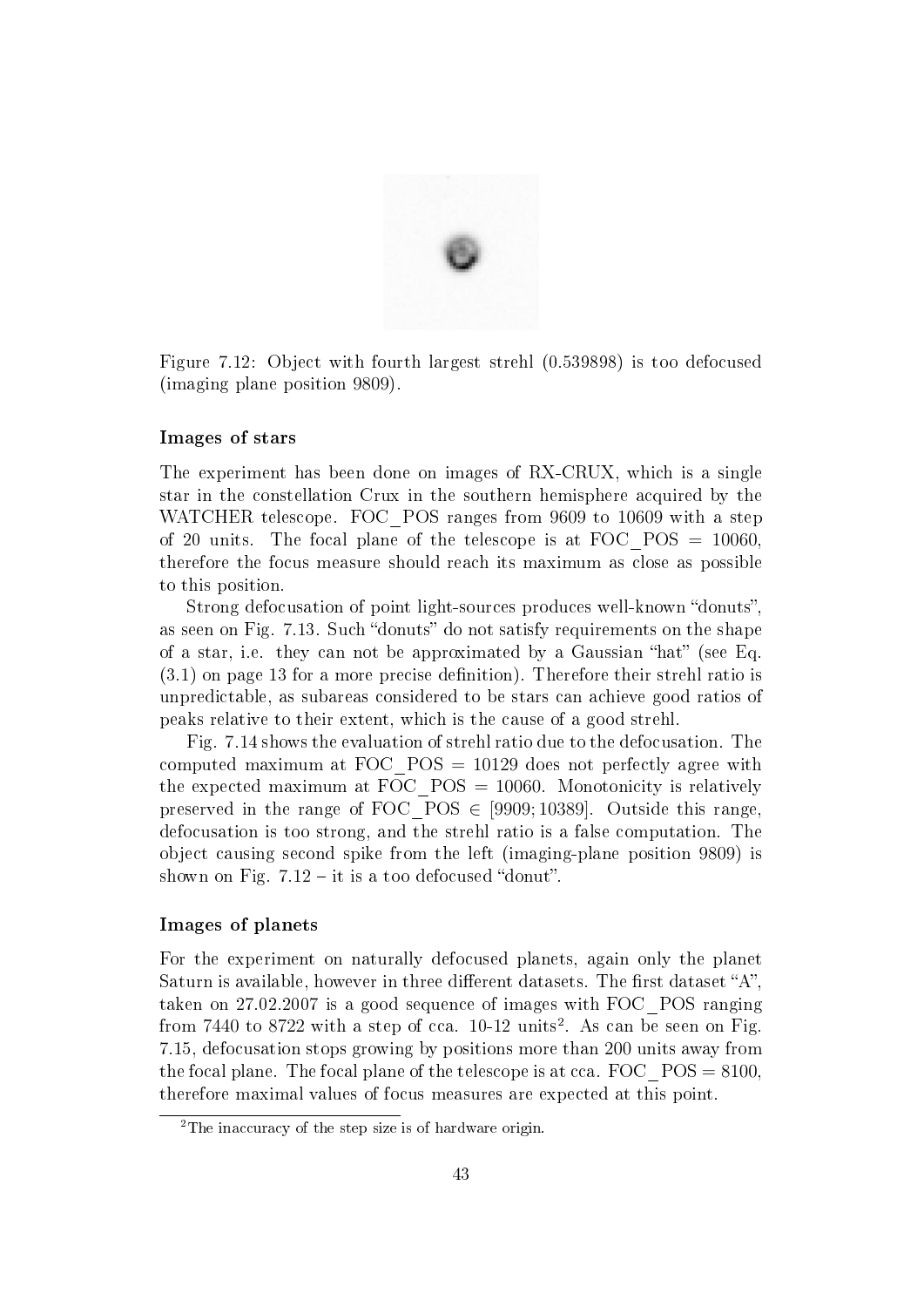Figure 7.12: Object with fourth largest strehl (0.539898) is too defocused (imaging plane position 9809).

### Images of stars

The experiment has been done on images of RX-CRUX, which is a single star in the constellation Crux in the southern hemisphere acquired by the WATCHER telescope. FOC_POS ranges from 9609 to 10609 with a step of 20 units. The focal plane of the telescope is at FOC_POS = 10060, therefore the focus measure should reach its maximum as close as possible to this position.

Strong defocusation of point light-sources produces well-known "donuts", as seen on Fig. 7.13. Such "donuts" do not satisfy requirements on the shape of a star, i.e. they can not be approximated by a Gaussian "hat" (see Eq. (3.1) on page 13 for a more precise definition). Therefore their strehl ratio is unpredictable, as subareas considered to be stars can achieve good ratios of peaks relative to their extent, which is the cause of a good strehl.

Fig. 7.14 shows the evaluation of strehl ratio due to the defocusation. The computed maximum at FOC_POS = 10129 does not perfectly agree with the expected maximum at FOC_POS = 10060. Monotonicity is relatively preserved in the range of FOC_POS $\in [9909; 10389]$. Outside this range, defocusation is too strong, and the strehl ratio is a false computation. The object causing second spike from the left (imaging-plane position 9809) is shown on Fig. 7.12 – it is a too defocused "donut".

### Images of planets

For the experiment on naturally defocused planets, again only the planet Saturn is available, however in three different datasets. The first dataset "A", taken on 27.02.2007 is a good sequence of images with FOC_POS ranging from 7440 to 8722 with a step of cca. 10-12 units[2]. As can be seen on Fig. 7.15, defocusation stops growing by positions more than 200 units away from the focal plane. The focal plane of the telescope is at cca. FOC_POS = 8100, therefore maximal values of focus measures are expected at this point.

[2]The inaccuracy of the step size is of hardware origin.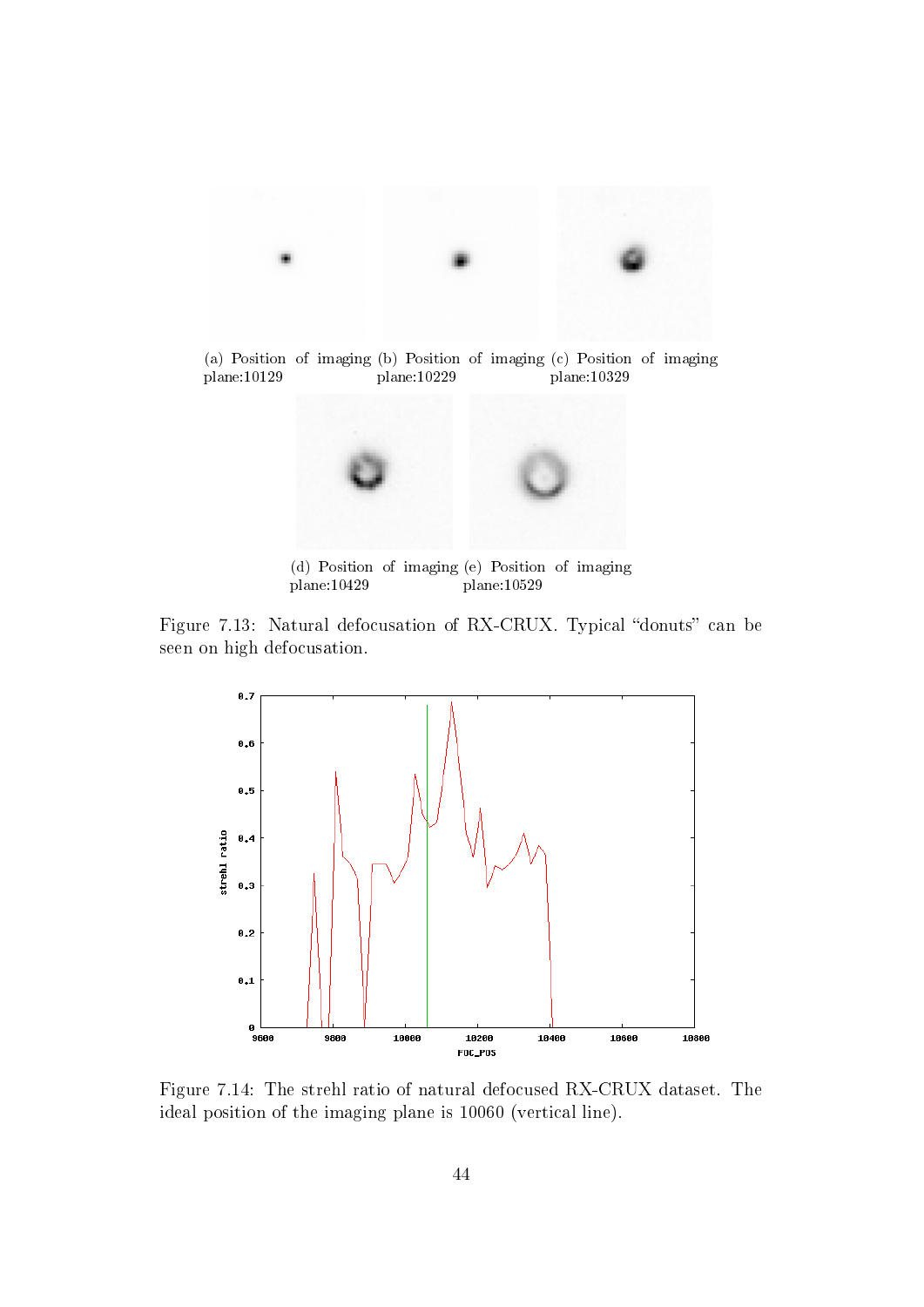(a) Position of imaging plane:10129 (b) Position of imaging plane:10229 (c) Position of imaging plane:10329

(d) Position of imaging plane:10429 (e) Position of imaging plane:10529

Figure 7.13: Natural defocusation of RX-CRUX. Typical “donuts” can be seen on high defocusation.

Figure 7.14: The strehl ratio of natural defocused RX-CRUX dataset. The ideal position of the imaging plane is 10060 (vertical line).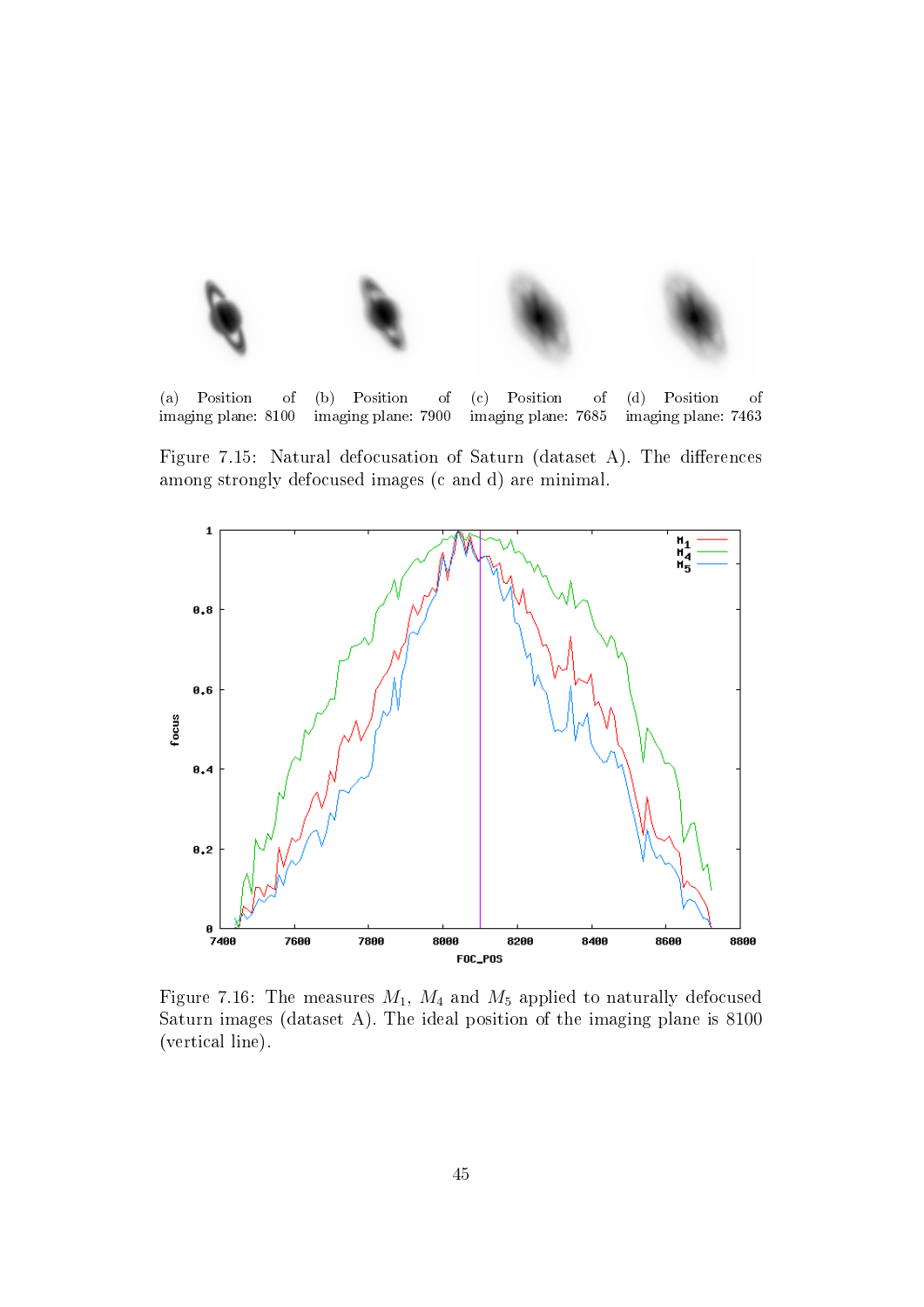(a) Position of imaging plane: 8100

(b) Position of imaging plane: 7900

(c) Position of imaging plane: 7685

(d) Position of imaging plane: 7463

Figure 7.15: Natural defocusation of Saturn (dataset A). The differences among strongly defocused images (c and d) are minimal.

Figure 7.16: The measures $M_1$, $M_4$ and $M_5$ applied to naturally defocused Saturn images (dataset A). The ideal position of the imaging plane is 8100 (vertical line).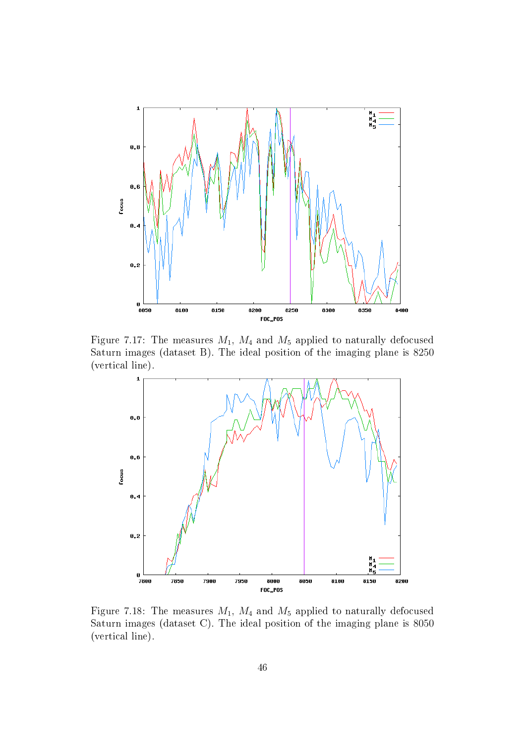Figure 7.17: The measures $M_1$, $M_4$ and $M_5$ applied to naturally defocused Saturn images (dataset B). The ideal position of the imaging plane is 8250 (vertical line).

Figure 7.18: The measures $M_1$, $M_4$ and $M_5$ applied to naturally defocused Saturn images (dataset C). The ideal position of the imaging plane is 8050 (vertical line).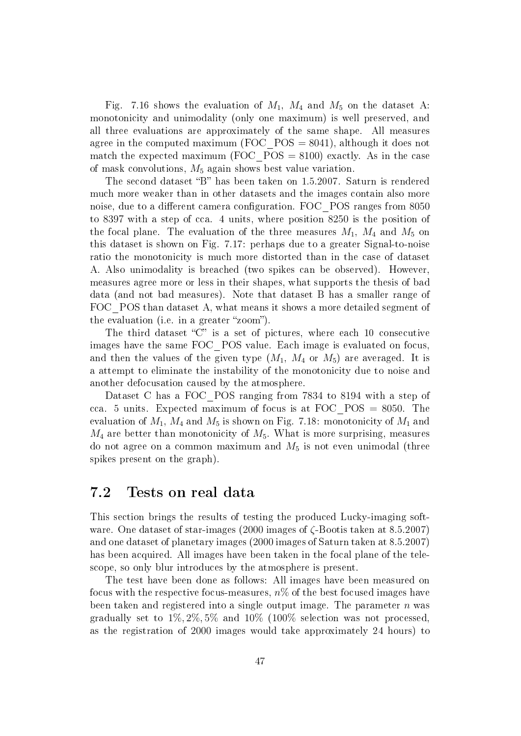Fig. 7.16 shows the evaluation of $M_1$, $M_4$ and $M_5$ on the dataset A: monotonicity and unimodality (only one maximum) is well preserved, and all three evaluations are approximately of the same shape. All measures agree in the computed maximum (FOC_POS = 8041), although it does not match the expected maximum (FOC_POS = 8100) exactly. As in the case of mask convolutions, $M_5$ again shows best value variation.

The second dataset "B" has been taken on 1.5.2007. Saturn is rendered much more weaker than in other datasets and the images contain also more noise, due to a different camera configuration. FOC_POS ranges from 8050 to 8397 with a step of cca. 4 units, where position 8250 is the position of the focal plane. The evaluation of the three measures $M_1$, $M_4$ and $M_5$ on this dataset is shown on Fig. 7.17: perhaps due to a greater Signal-to-noise ratio the monotonicity is much more distorted than in the case of dataset A. Also unimodality is breached (two spikes can be observed). However, measures agree more or less in their shapes, what supports the thesis of bad data (and not bad measures). Note that dataset B has a smaller range of FOC_POS than dataset A, what means it shows a more detailed segment of the evaluation (i.e. in a greater "zoom").

The third dataset "C" is a set of pictures, where each 10 consecutive images have the same FOC_POS value. Each image is evaluated on focus, and then the values of the given type ($M_1$, $M_4$ or $M_5$) are averaged. It is a attempt to eliminate the instability of the monotonicity due to noise and another defocusation caused by the atmosphere.

Dataset C has a FOC_POS ranging from 7834 to 8194 with a step of cca. 5 units. Expected maximum of focus is at FOC_POS = 8050. The evaluation of $M_1$, $M_4$ and $M_5$ is shown on Fig. 7.18: monotonicity of $M_1$ and $M_4$ are better than monotonicity of $M_5$. What is more surprising, measures do not agree on a common maximum and $M_5$ is not even unimodal (three spikes present on the graph).

## 7.2 Tests on real data

This section brings the results of testing the produced Lucky-imaging software. One dataset of star-images (2000 images of $\zeta$-Bootis taken at 8.5.2007) and one dataset of planetary images (2000 images of Saturn taken at 8.5.2007) has been acquired. All images have been taken in the focal plane of the telescope, so only blur introduces by the atmosphere is present.

The test have been done as follows: All images have been measured on focus with the respective focus-measures, $n\%$ of the best focused images have been taken and registered into a single output image. The parameter $n$ was gradually set to $1\%, 2\%, 5\%$ and $10\%$ (100% selection was not processed, as the registration of 2000 images would take approximately 24 hours) to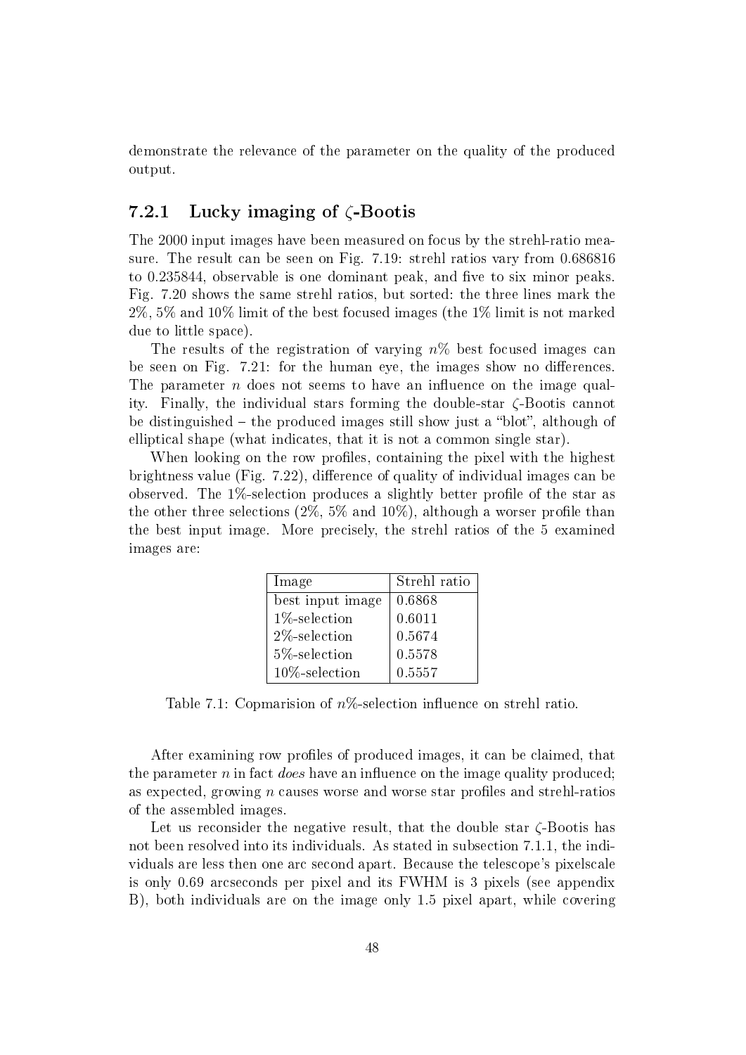demonstrate the relevance of the parameter on the quality of the produced output.

### 7.2.1 Lucky imaging of $\zeta$-Bootis

The 2000 input images have been measured on focus by the strehl-ratio measure. The result can be seen on Fig. 7.19: strehl ratios vary from 0.686816 to 0.235844, observable is one dominant peak, and five to six minor peaks. Fig. 7.20 shows the same strehl ratios, but sorted: the three lines mark the 2%, 5% and 10% limit of the best focused images (the 1% limit is not marked due to little space).

The results of the registration of varying $n$% best focused images can be seen on Fig. 7.21: for the human eye, the images show no differences. The parameter $n$ does not seems to have an influence on the image quality. Finally, the individual stars forming the double-star $\zeta$-Bootis cannot be distinguished – the produced images still show just a "blot", although of elliptical shape (what indicates, that it is not a common single star).

When looking on the row profiles, containing the pixel with the highest brightness value (Fig. 7.22), difference of quality of individual images can be observed. The 1%-selection produces a slightly better profile of the star as the other three selections (2%, 5% and 10%), although a worser profile than the best input image. More precisely, the strehl ratios of the 5 examined images are:

| Image | Strehl ratio |
|---|---|
| best input image | 0.6868 |
| 1%-selection | 0.6011 |
| 2%-selection | 0.5674 |
| 5%-selection | 0.5578 |
| 10%-selection | 0.5557 |

Table 7.1: Copmarision of $n$%-selection influence on strehl ratio.

After examining row profiles of produced images, it can be claimed, that the parameter $n$ in fact *does* have an influence on the image quality produced; as expected, growing $n$ causes worse and worse star profiles and strehl-ratios of the assembled images.

Let us reconsider the negative result, that the double star $\zeta$-Bootis has not been resolved into its individuals. As stated in subsection 7.1.1, the individuals are less then one arc second apart. Because the telescope's pixelscale is only 0.69 arcseconds per pixel and its FWHM is 3 pixels (see appendix B), both individuals are on the image only 1.5 pixel apart, while covering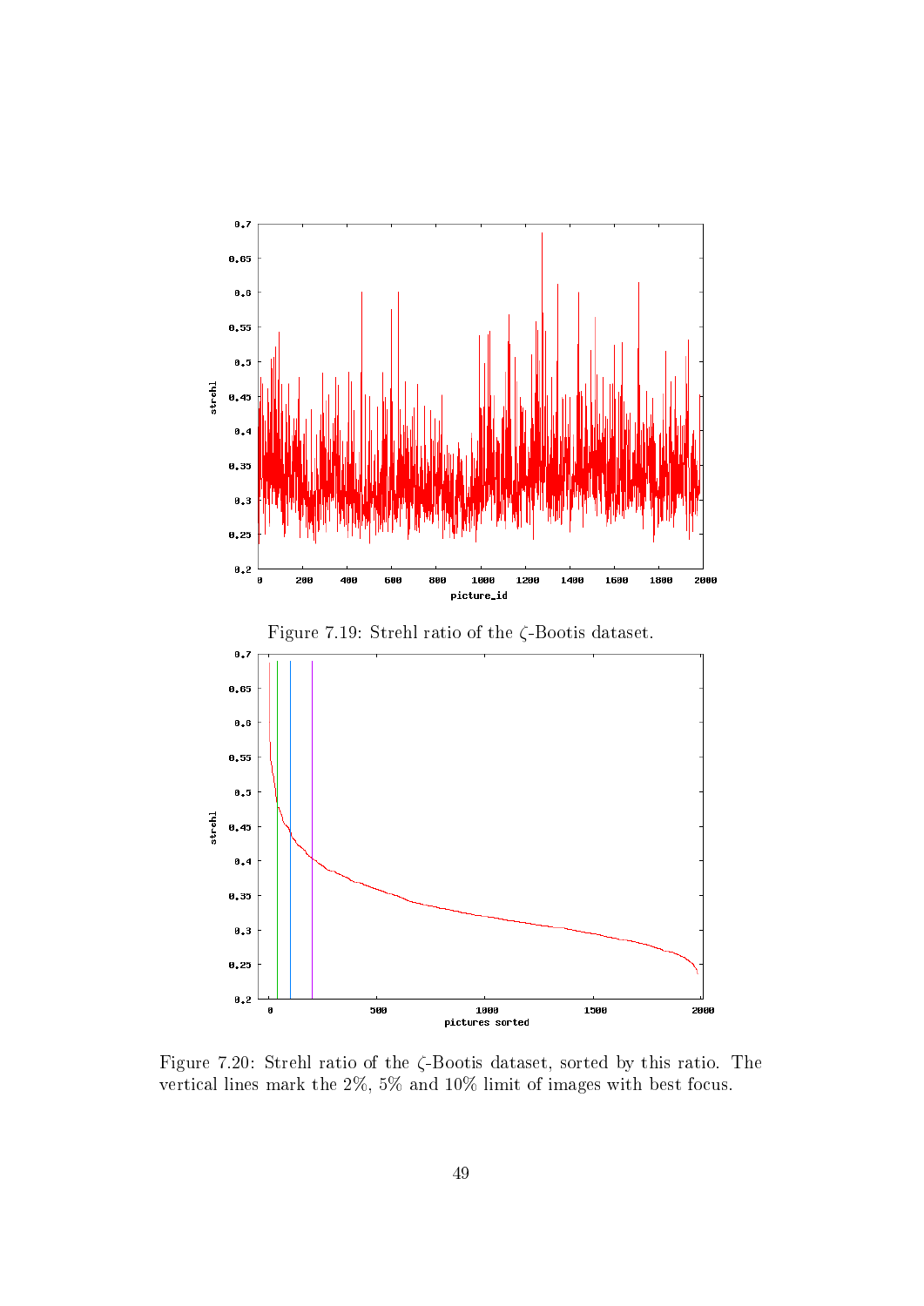Figure 7.19: Strehl ratio of the $\zeta$-Bootis dataset.

Figure 7.20: Strehl ratio of the $\zeta$-Bootis dataset, sorted by this ratio. The vertical lines mark the 2%, 5% and 10% limit of images with best focus.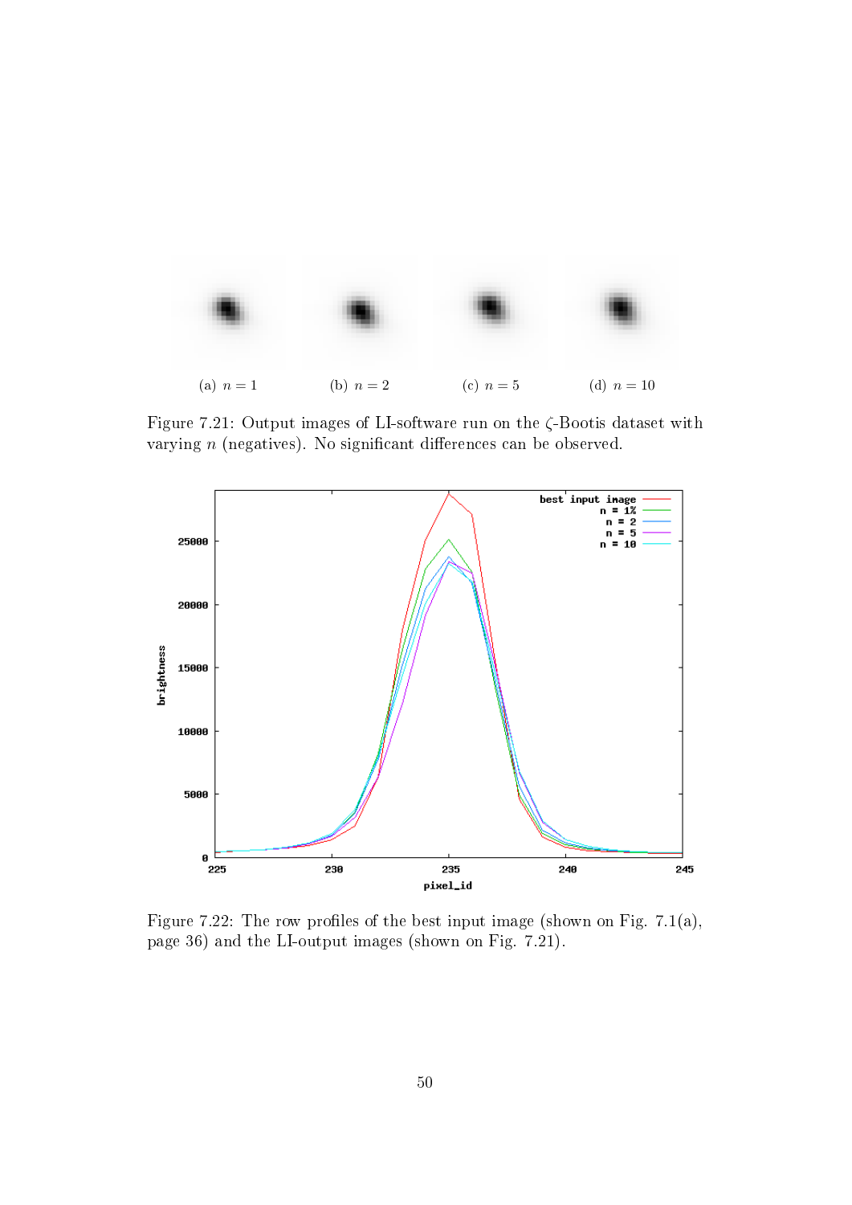(a) $n = 1$ (b) $n = 2$ (c) $n = 5$ (d) $n = 10$

Figure 7.21: Output images of LI-software run on the $\zeta$-Bootis dataset with varying $n$ (negatives). No significant differences can be observed.

Figure 7.22: The row profiles of the best input image (shown on Fig. 7.1(a), page 36) and the LI-output images (shown on Fig. 7.21).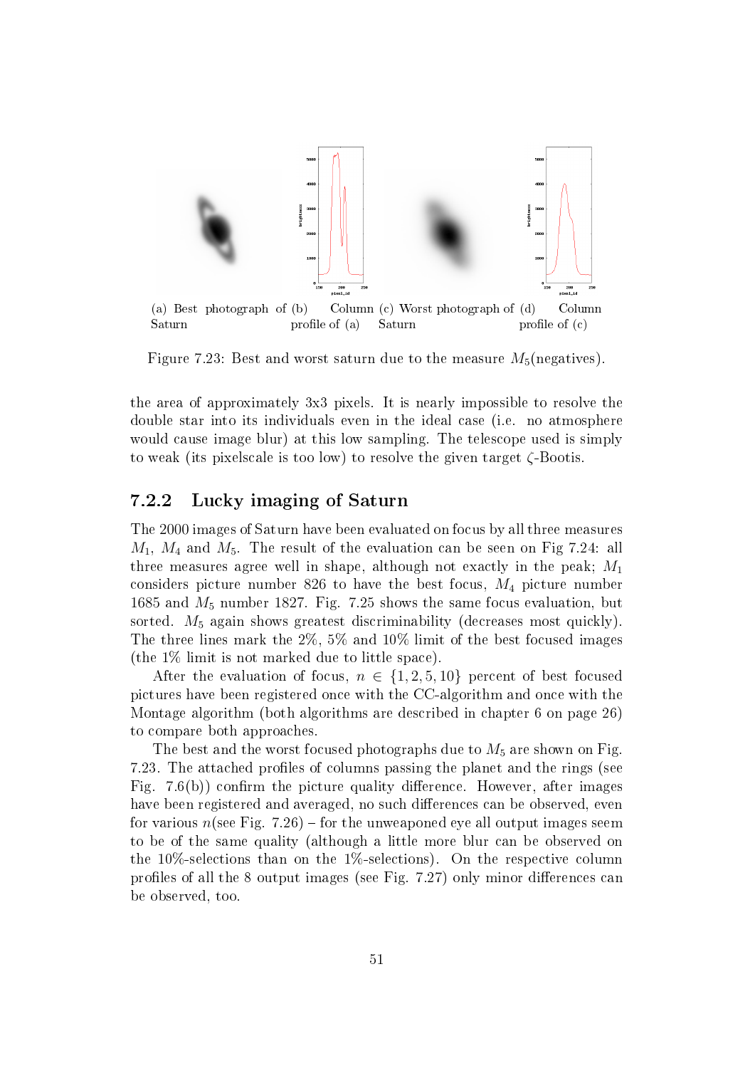(a) Best photograph of Saturn (b) Column profile of (a) (c) Worst photograph of Saturn (d) Column profile of (c)

Figure 7.23: Best and worst saturn due to the measure $M_5$(negatives).

the area of approximately 3x3 pixels. It is nearly impossible to resolve the double star into its individuals even in the ideal case (i.e. no atmosphere would cause image blur) at this low sampling. The telescope used is simply to weak (its pixelscale is too low) to resolve the given target $\zeta$-Bootis.

### 7.2.2 Lucky imaging of Saturn

The 2000 images of Saturn have been evaluated on focus by all three measures $M_1$, $M_4$ and $M_5$. The result of the evaluation can be seen on Fig 7.24: all three measures agree well in shape, although not exactly in the peak; $M_1$ considers picture number 826 to have the best focus, $M_4$ picture number 1685 and $M_5$ number 1827. Fig. 7.25 shows the same focus evaluation, but sorted. $M_5$ again shows greatest discriminability (decreases most quickly). The three lines mark the 2%, 5% and 10% limit of the best focused images (the 1% limit is not marked due to little space).

After the evaluation of focus, $n \in \{1, 2, 5, 10\}$ percent of best focused pictures have been registered once with the CC-algorithm and once with the Montage algorithm (both algorithms are described in chapter 6 on page 26) to compare both approaches.

The best and the worst focused photographs due to $M_5$ are shown on Fig. 7.23. The attached profiles of columns passing the planet and the rings (see Fig. 7.6(b)) confirm the picture quality difference. However, after images have been registered and averaged, no such differences can be observed, even for various $n$(see Fig. 7.26) – for the unweaponed eye all output images seem to be of the same quality (although a little more blur can be observed on the 10%-selections than on the 1%-selections). On the respective column profiles of all the 8 output images (see Fig. 7.27) only minor differences can be observed, too.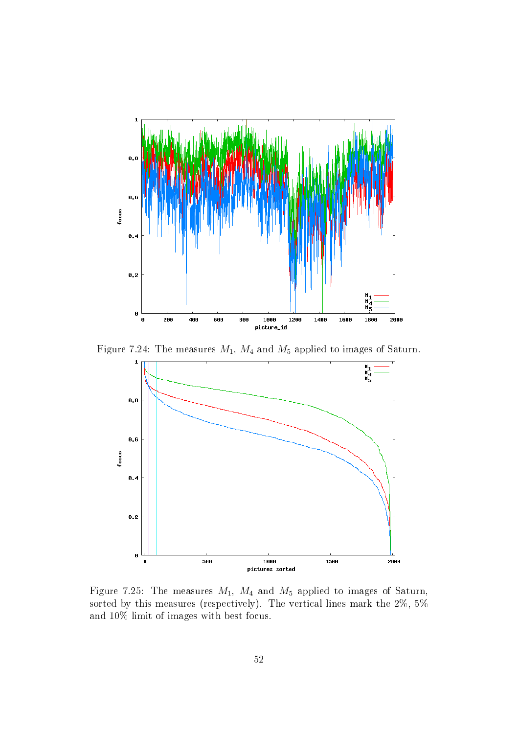Figure 7.24: The measures $M_1$, $M_4$ and $M_5$ applied to images of Saturn.

Figure 7.25: The measures $M_1$, $M_4$ and $M_5$ applied to images of Saturn, sorted by this measures (respectively). The vertical lines mark the 2%, 5% and 10% limit of images with best focus.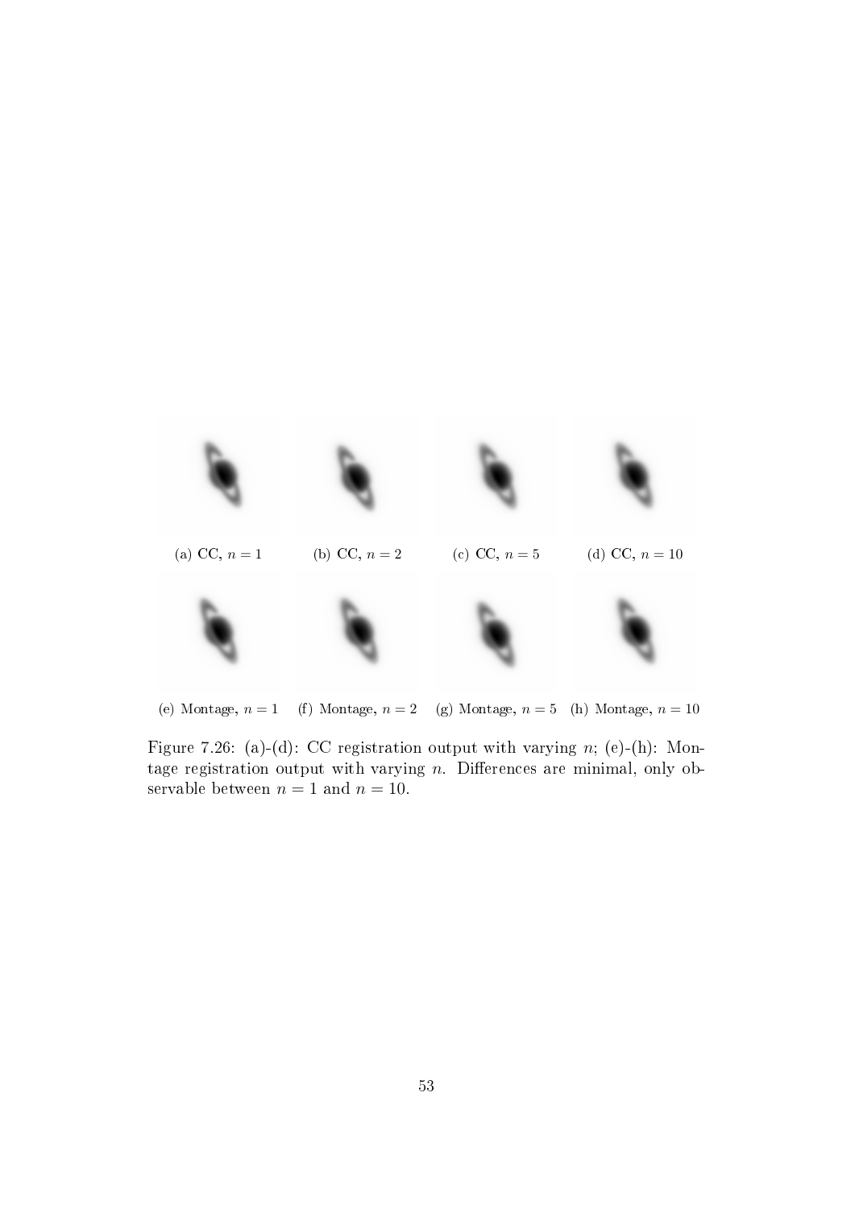(a) CC, $n = 1$ (b) CC, $n = 2$ (c) CC, $n = 5$ (d) CC, $n = 10$

(e) Montage, $n = 1$ (f) Montage, $n = 2$ (g) Montage, $n = 5$ (h) Montage, $n = 10$

Figure 7.26: (a)-(d): CC registration output with varying $n$; (e)-(h): Montage registration output with varying $n$. Differences are minimal, only observable between $n = 1$ and $n = 10$.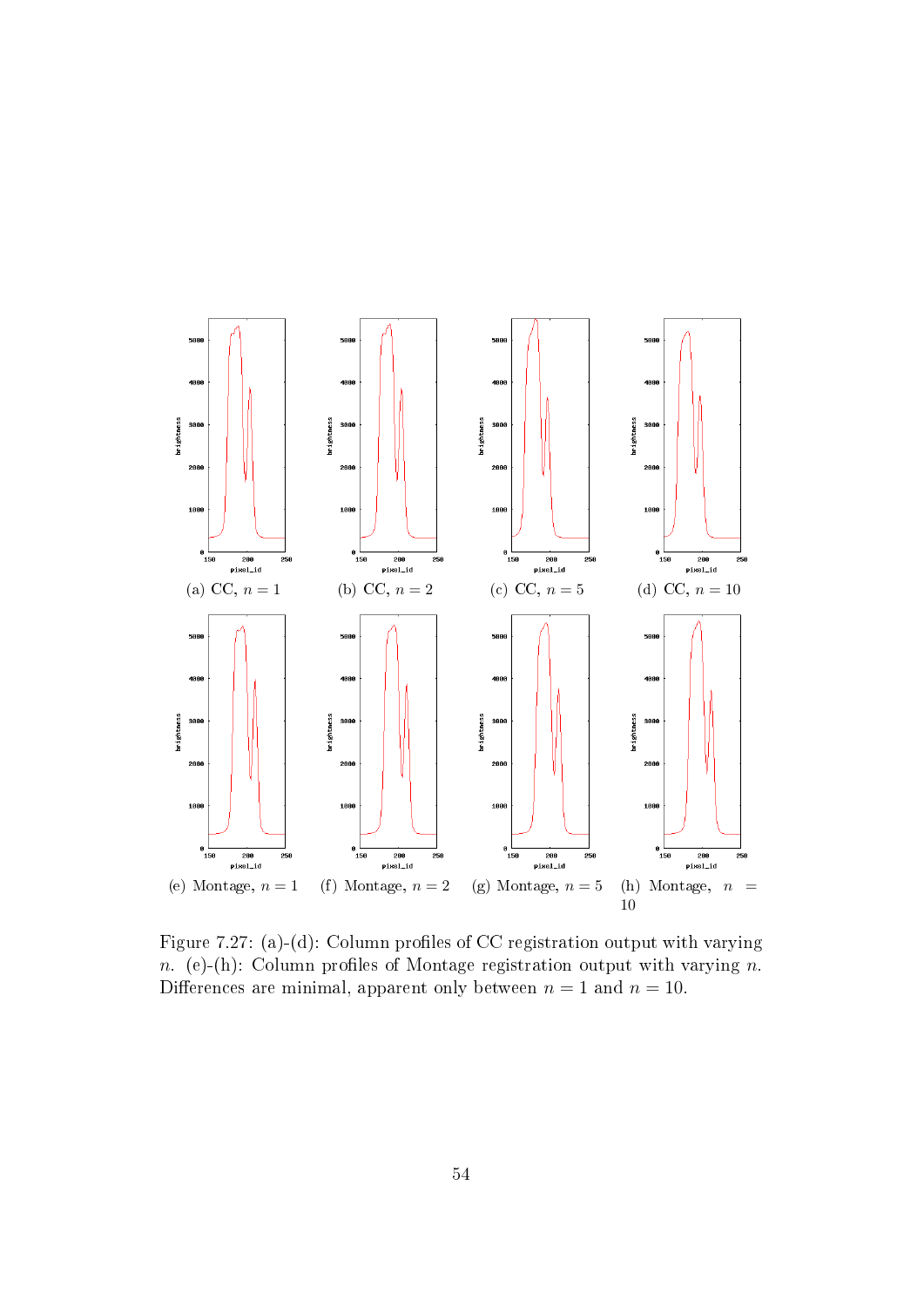(a) CC, $n = 1$

(b) CC, $n = 2$

(c) CC, $n = 5$

(d) CC, $n = 10$

(e) Montage, $n = 1$

(f) Montage, $n = 2$

(g) Montage, $n = 5$

(h) Montage, $n = 10$

Figure 7.27: (a)-(d): Column profiles of CC registration output with varying $n$. (e)-(h): Column profiles of Montage registration output with varying $n$. Differences are minimal, apparent only between $n = 1$ and $n = 10$.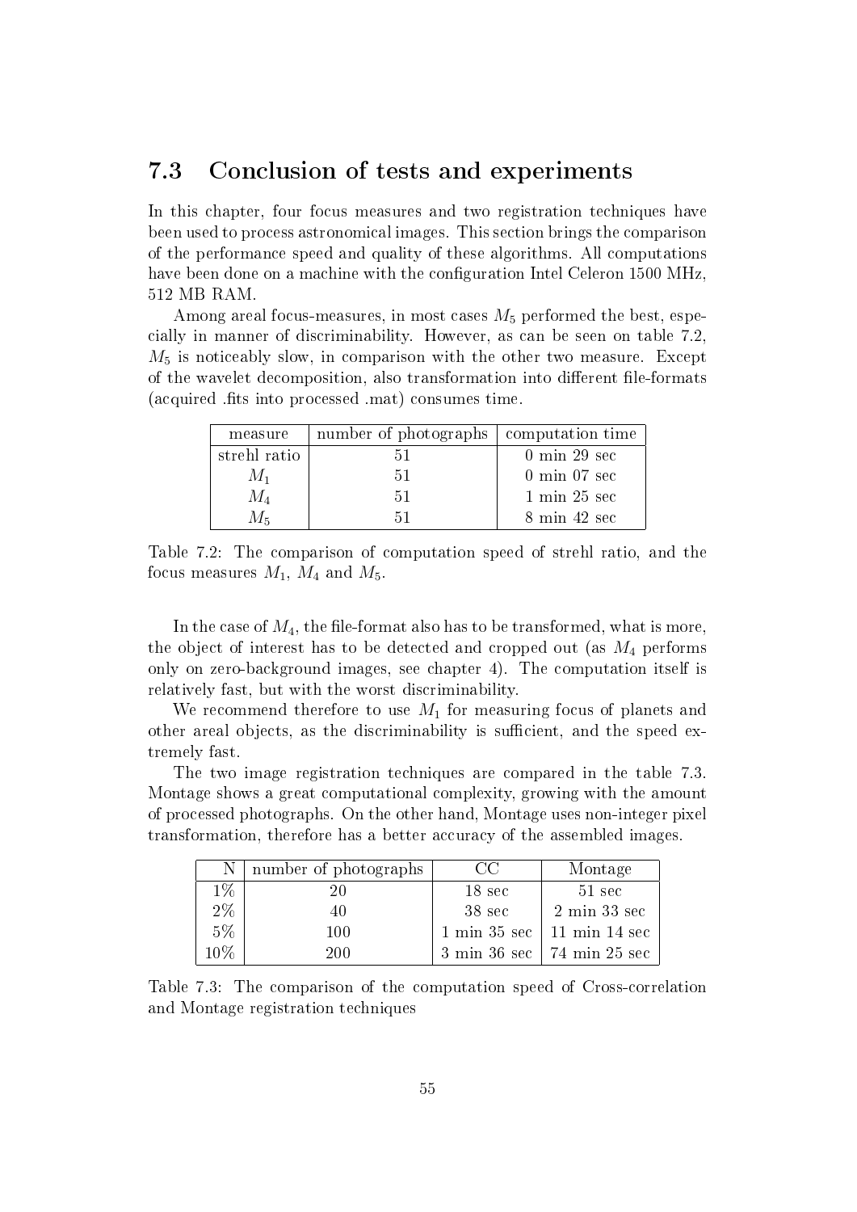## 7.3 Conclusion of tests and experiments

In this chapter, four focus measures and two registration techniques have been used to process astronomical images. This section brings the comparison of the performance speed and quality of these algorithms. All computations have been done on a machine with the configuration Intel Celeron 1500 MHz, 512 MB RAM.

Among areal focus-measures, in most cases $M_5$ performed the best, especially in manner of discriminability. However, as can be seen on table 7.2, $M_5$ is noticeably slow, in comparison with the other two measure. Except of the wavelet decomposition, also transformation into different file-formats (acquired .fits into processed .mat) consumes time.

| measure | number of photographs | computation time |
|---|---|---|
| strehl ratio | 51 | 0 min 29 sec |
| $M_1$ | 51 | 0 min 07 sec |
| $M_4$ | 51 | 1 min 25 sec |
| $M_5$ | 51 | 8 min 42 sec |

Table 7.2: The comparison of computation speed of strehl ratio, and the focus measures $M_1$, $M_4$ and $M_5$.

In the case of $M_4$, the file-format also has to be transformed, what is more, the object of interest has to be detected and cropped out (as $M_4$ performs only on zero-background images, see chapter 4). The computation itself is relatively fast, but with the worst discriminability.

We recommend therefore to use $M_1$ for measuring focus of planets and other areal objects, as the discriminability is sufficient, and the speed extremely fast.

The two image registration techniques are compared in the table 7.3. Montage shows a great computational complexity, growing with the amount of processed photographs. On the other hand, Montage uses non-integer pixel transformation, therefore has a better accuracy of the assembled images.

| N | number of photographs | CC | Montage |
|---|---|---|---|
| 1% | 20 | 18 sec | 51 sec |
| 2% | 40 | 38 sec | 2 min 33 sec |
| 5% | 100 | 1 min 35 sec | 11 min 14 sec |
| 10% | 200 | 3 min 36 sec | 74 min 25 sec |

Table 7.3: The comparison of the computation speed of Cross-correlation and Montage registration techniques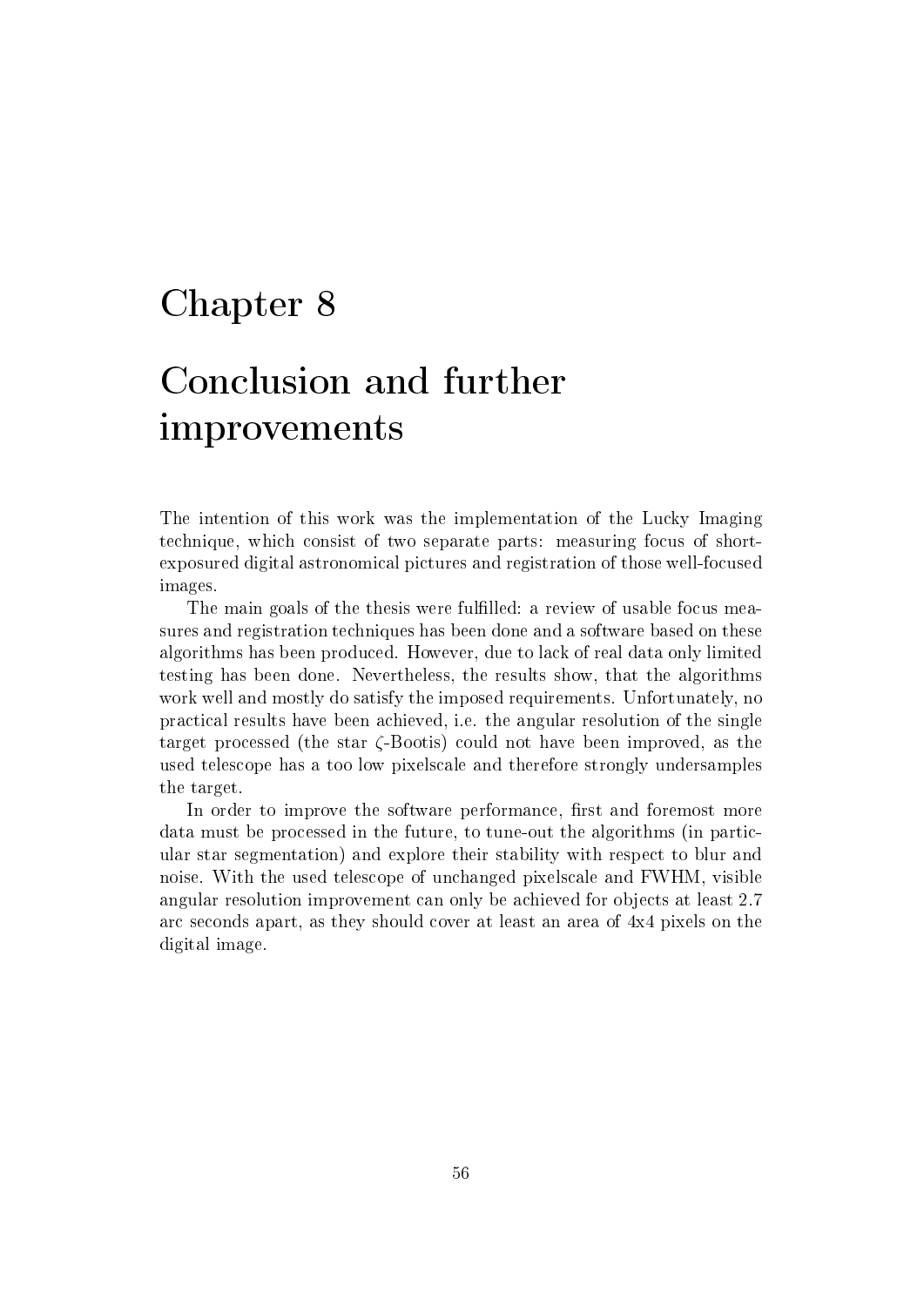# Chapter 8

# Conclusion and further improvements

The intention of this work was the implementation of the Lucky Imaging technique, which consist of two separate parts: measuring focus of short-exposured digital astronomical pictures and registration of those well-focused images.

The main goals of the thesis were fulfilled: a review of usable focus measures and registration techniques has been done and a software based on these algorithms has been produced. However, due to lack of real data only limited testing has been done. Nevertheless, the results show, that the algorithms work well and mostly do satisfy the imposed requirements. Unfortunately, no practical results have been achieved, i.e. the angular resolution of the single target processed (the star $\zeta$-Bootis) could not have been improved, as the used telescope has a too low pixelscale and therefore strongly undersamples the target.

In order to improve the software performance, first and foremost more data must be processed in the future, to tune-out the algorithms (in particular star segmentation) and explore their stability with respect to blur and noise. With the used telescope of unchanged pixelscale and FWHM, visible angular resolution improvement can only be achieved for objects at least 2.7 arc seconds apart, as they should cover at least an area of 4x4 pixels on the digital image.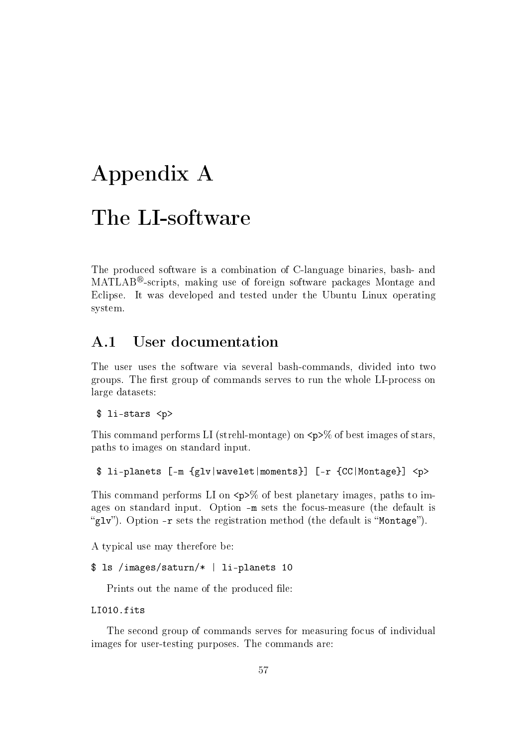# Appendix A

# The LI-software

The produced software is a combination of C-language binaries, bash- and MATLAB®-scripts, making use of foreign software packages Montage and Eclipse. It was developed and tested under the Ubuntu Linux operating system.

## A.1 User documentation

The user uses the software via several bash-commands, divided into two groups. The first group of commands serves to run the whole LI-process on large datasets:

```
$ li-stars <p>
```

This command performs LI (strehl-montage) on `<p>`% of best images of stars, paths to images on standard input.

```
$ li-planets [-m {glv|wavelet|moments}] [-r {CC|Montage}] <p>
```

This command performs LI on `<p>`% of best planetary images, paths to images on standard input. Option `-m` sets the focus-measure (the default is "`glv`"). Option `-r` sets the registration method (the default is "`Montage`").

A typical use may therefore be:

```
$ ls /images/saturn/* | li-planets 10
```

Prints out the name of the produced file:

```
LI010.fits
```

The second group of commands serves for measuring focus of individual images for user-testing purposes. The commands are: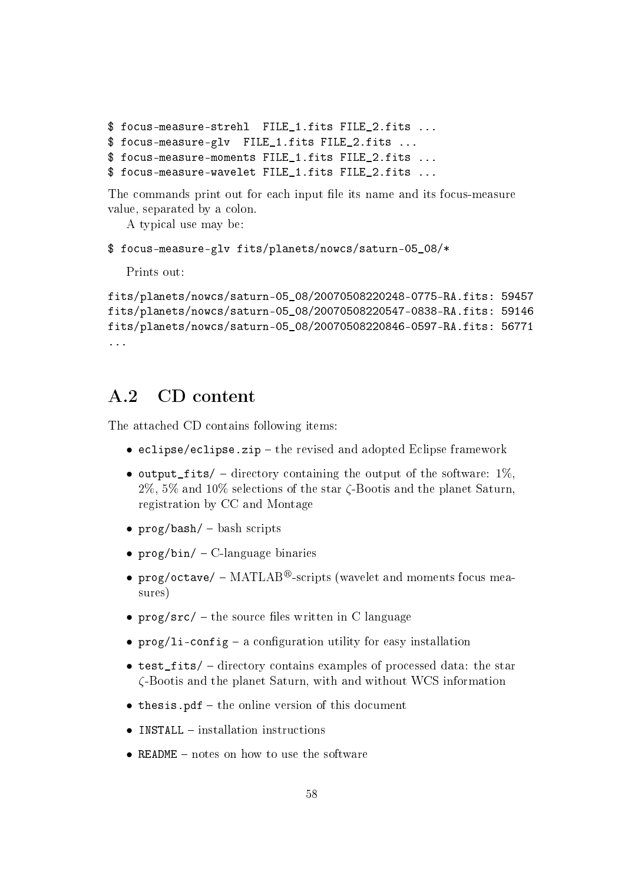```
$ focus-measure-strehl  FILE_1.fits FILE_2.fits ...
$ focus-measure-glv  FILE_1.fits FILE_2.fits ...
$ focus-measure-moments FILE_1.fits FILE_2.fits ...
$ focus-measure-wavelet FILE_1.fits FILE_2.fits ...
```

The commands print out for each input file its name and its focus-measure value, separated by a colon.

A typical use may be:

```
$ focus-measure-glv fits/planets/nowcs/saturn-05_08/*
```

Prints out:

```
fits/planets/nowcs/saturn-05_08/20070508220248-0775-RA.fits: 59457
fits/planets/nowcs/saturn-05_08/20070508220547-0838-RA.fits: 59146
fits/planets/nowcs/saturn-05_08/20070508220846-0597-RA.fits: 56771
...
```

## A.2 CD content

The attached CD contains following items:

- `eclipse/eclipse.zip` – the revised and adopted Eclipse framework
- `output_fits/` – directory containing the output of the software: 1%, 2%, 5% and 10% selections of the star $\zeta$-Bootis and the planet Saturn, registration by CC and Montage
- `prog/bash/` – bash scripts
- `prog/bin/` – C-language binaries
- `prog/octave/` – MATLAB®-scripts (wavelet and moments focus measures)
- `prog/src/` – the source files written in C language
- `prog/li-config` – a configuration utility for easy installation
- `test_fits/` – directory contains examples of processed data: the star $\zeta$-Bootis and the planet Saturn, with and without WCS information
- `thesis.pdf` – the online version of this document
- `INSTALL` – installation instructions
- `README` – notes on how to use the software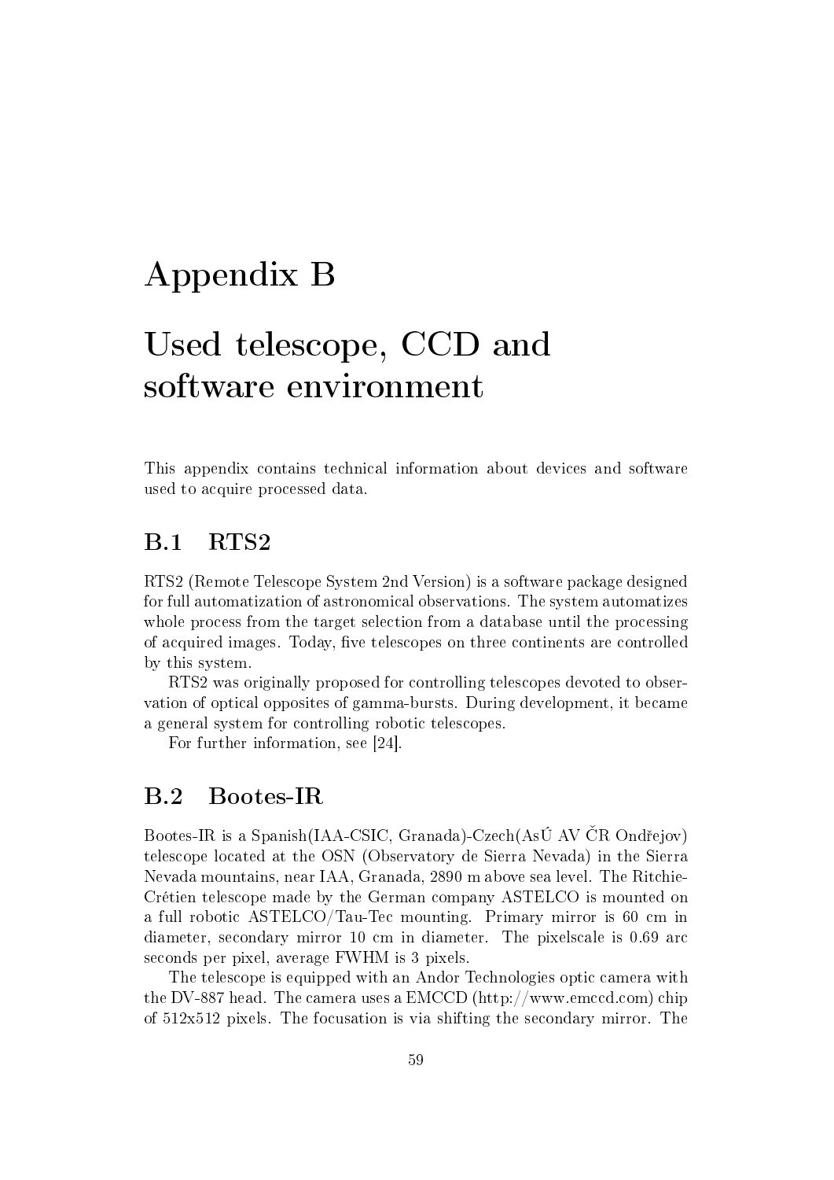# Appendix B

# Used telescope, CCD and software environment

This appendix contains technical information about devices and software used to acquire processed data.

## B.1 RTS2

RTS2 (Remote Telescope System 2nd Version) is a software package designed for full automatization of astronomical observations. The system automatizes whole process from the target selection from a database until the processing of acquired images. Today, five telescopes on three continents are controlled by this system.

RTS2 was originally proposed for controlling telescopes devoted to observation of optical opposites of gamma-bursts. During development, it became a general system for controlling robotic telescopes.

For further information, see [24].

## B.2 Bootes-IR

Bootes-IR is a Spanish(IAA-CSIC, Granada)-Czech(AsÚ AV ČR Ondřejov) telescope located at the OSN (Observatory de Sierra Nevada) in the Sierra Nevada mountains, near IAA, Granada, 2890 m above sea level. The Ritchie-Crétien telescope made by the German company ASTELCO is mounted on a full robotic ASTELCO/Tau-Tec mounting. Primary mirror is 60 cm in diameter, secondary mirror 10 cm in diameter. The pixelscale is 0.69 arc seconds per pixel, average FWHM is 3 pixels.

The telescope is equipped with an Andor Technologies optic camera with the DV-887 head. The camera uses a EMCCD (http://www.emccd.com) chip of 512x512 pixels. The focusation is via shifting the secondary mirror. The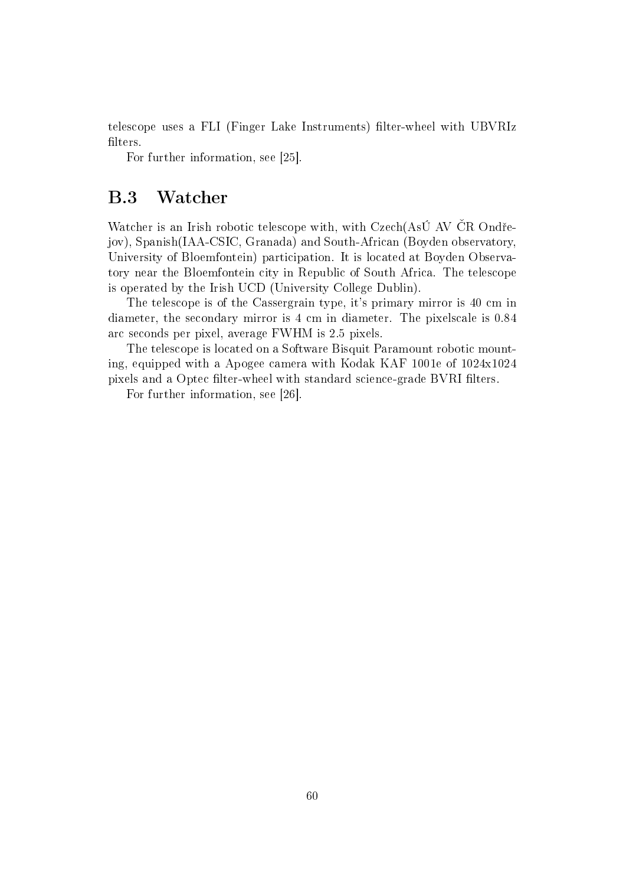telescope uses a FLI (Finger Lake Instruments) filter-wheel with UBVRIz filters.

For further information, see [25].

## B.3 Watcher

Watcher is an Irish robotic telescope with, with Czech(AsÚ AV ČR Ondřejov), Spanish(IAA-CSIC, Granada) and South-African (Boyden observatory, University of Bloemfontein) participation. It is located at Boyden Observatory near the Bloemfontein city in Republic of South Africa. The telescope is operated by the Irish UCD (University College Dublin).

The telescope is of the Cassergrain type, it's primary mirror is 40 cm in diameter, the secondary mirror is 4 cm in diameter. The pixelscale is 0.84 arc seconds per pixel, average FWHM is 2.5 pixels.

The telescope is located on a Software Bisquit Paramount robotic mounting, equipped with a Apogee camera with Kodak KAF 1001e of 1024x1024 pixels and a Optec filter-wheel with standard science-grade BVRI filters.

For further information, see [26].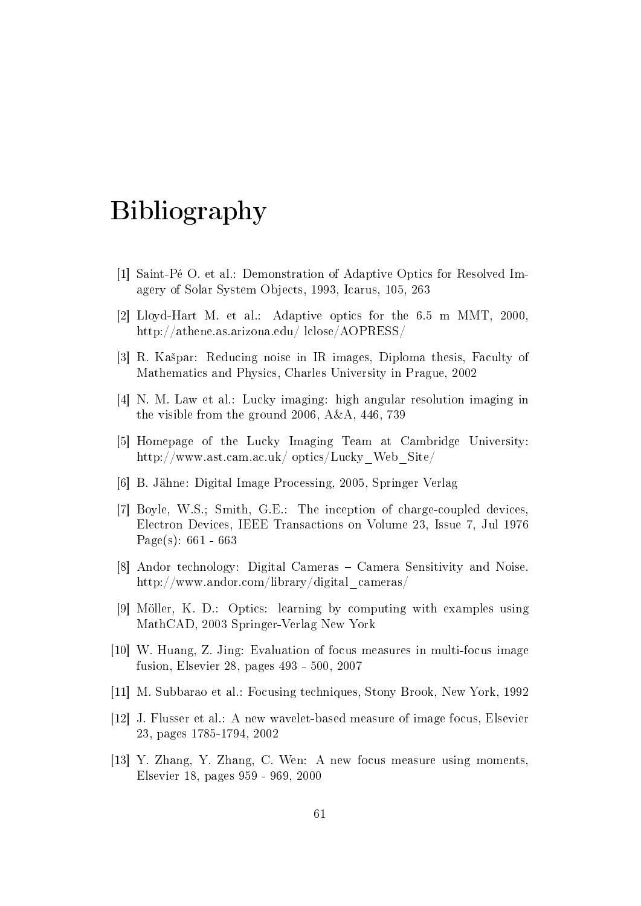# Bibliography

[1] Saint-Pé O. et al.: Demonstration of Adaptive Optics for Resolved Imagery of Solar System Objects, 1993, Icarus, 105, 263

[2] Lloyd-Hart M. et al.: Adaptive optics for the 6.5 m MMT, 2000, http://athene.as.arizona.edu/ lclose/AOPRESS/

[3] R. Kašpar: Reducing noise in IR images, Diploma thesis, Faculty of Mathematics and Physics, Charles University in Prague, 2002

[4] N. M. Law et al.: Lucky imaging: high angular resolution imaging in the visible from the ground 2006, A&A, 446, 739

[5] Homepage of the Lucky Imaging Team at Cambridge University: http://www.ast.cam.ac.uk/ optics/Lucky_Web_Site/

[6] B. Jähne: Digital Image Processing, 2005, Springer Verlag

[7] Boyle, W.S.; Smith, G.E.: The inception of charge-coupled devices, Electron Devices, IEEE Transactions on Volume 23, Issue 7, Jul 1976 Page(s): 661 - 663

[8] Andor technology: Digital Cameras – Camera Sensitivity and Noise. http://www.andor.com/library/digital_cameras/

[9] Möller, K. D.: Optics: learning by computing with examples using MathCAD, 2003 Springer-Verlag New York

[10] W. Huang, Z. Jing: Evaluation of focus measures in multi-focus image fusion, Elsevier 28, pages 493 - 500, 2007

[11] M. Subbarao et al.: Focusing techniques, Stony Brook, New York, 1992

[12] J. Flusser et al.: A new wavelet-based measure of image focus, Elsevier 23, pages 1785-1794, 2002

[13] Y. Zhang, Y. Zhang, C. Wen: A new focus measure using moments, Elsevier 18, pages 959 - 969, 2000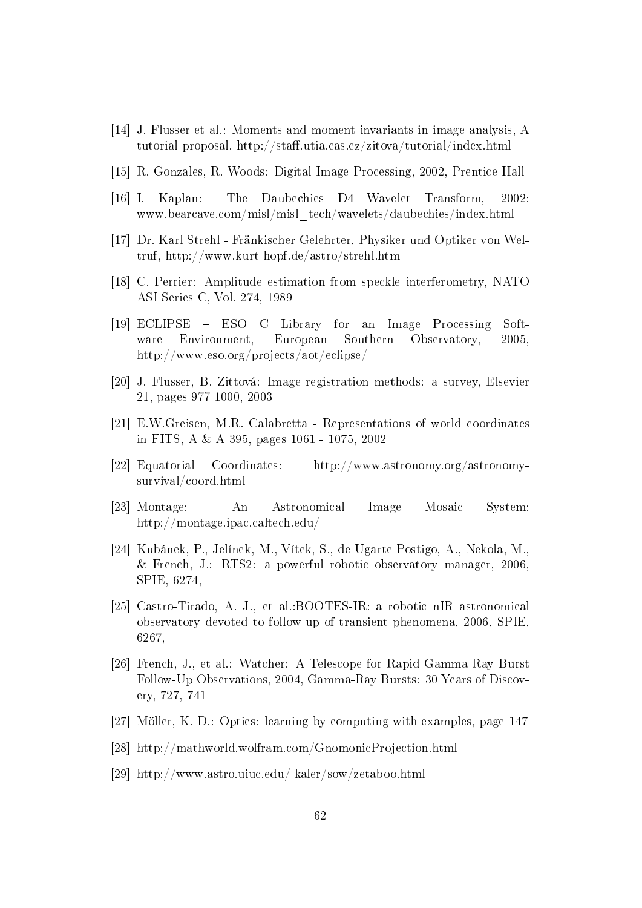[14] J. Flusser et al.: Moments and moment invariants in image analysis, A tutorial proposal. http://staff.utia.cas.cz/zitova/tutorial/index.html

[15] R. Gonzales, R. Woods: Digital Image Processing, 2002, Prentice Hall

[16] I. Kaplan: The Daubechies D4 Wavelet Transform, 2002: www.bearcave.com/misl/misl_tech/wavelets/daubechies/index.html

[17] Dr. Karl Strehl - Fränkischer Gelehrter, Physiker und Optiker von Weltruf, http://www.kurt-hopf.de/astro/strehl.htm

[18] C. Perrier: Amplitude estimation from speckle interferometry, NATO ASI Series C, Vol. 274, 1989

[19] ECLIPSE – ESO C Library for an Image Processing Software Environment, European Southern Observatory, 2005, http://www.eso.org/projects/aot/eclipse/

[20] J. Flusser, B. Zittová: Image registration methods: a survey, Elsevier 21, pages 977-1000, 2003

[21] E.W.Greisen, M.R. Calabretta - Representations of world coordinates in FITS, A & A 395, pages 1061 - 1075, 2002

[22] Equatorial Coordinates: http://www.astronomy.org/astronomy-survival/coord.html

[23] Montage: An Astronomical Image Mosaic System: http://montage.ipac.caltech.edu/

[24] Kubánek, P., Jelínek, M., Vítek, S., de Ugarte Postigo, A., Nekola, M., & French, J.: RTS2: a powerful robotic observatory manager, 2006, SPIE, 6274,

[25] Castro-Tirado, A. J., et al.:BOOTES-IR: a robotic nIR astronomical observatory devoted to follow-up of transient phenomena, 2006, SPIE, 6267,

[26] French, J., et al.: Watcher: A Telescope for Rapid Gamma-Ray Burst Follow-Up Observations, 2004, Gamma-Ray Bursts: 30 Years of Discovery, 727, 741

[27] Möller, K. D.: Optics: learning by computing with examples, page 147

[28] http://mathworld.wolfram.com/GnomonicProjection.html

[29] http://www.astro.uiuc.edu/ kaler/sow/zetaboo.html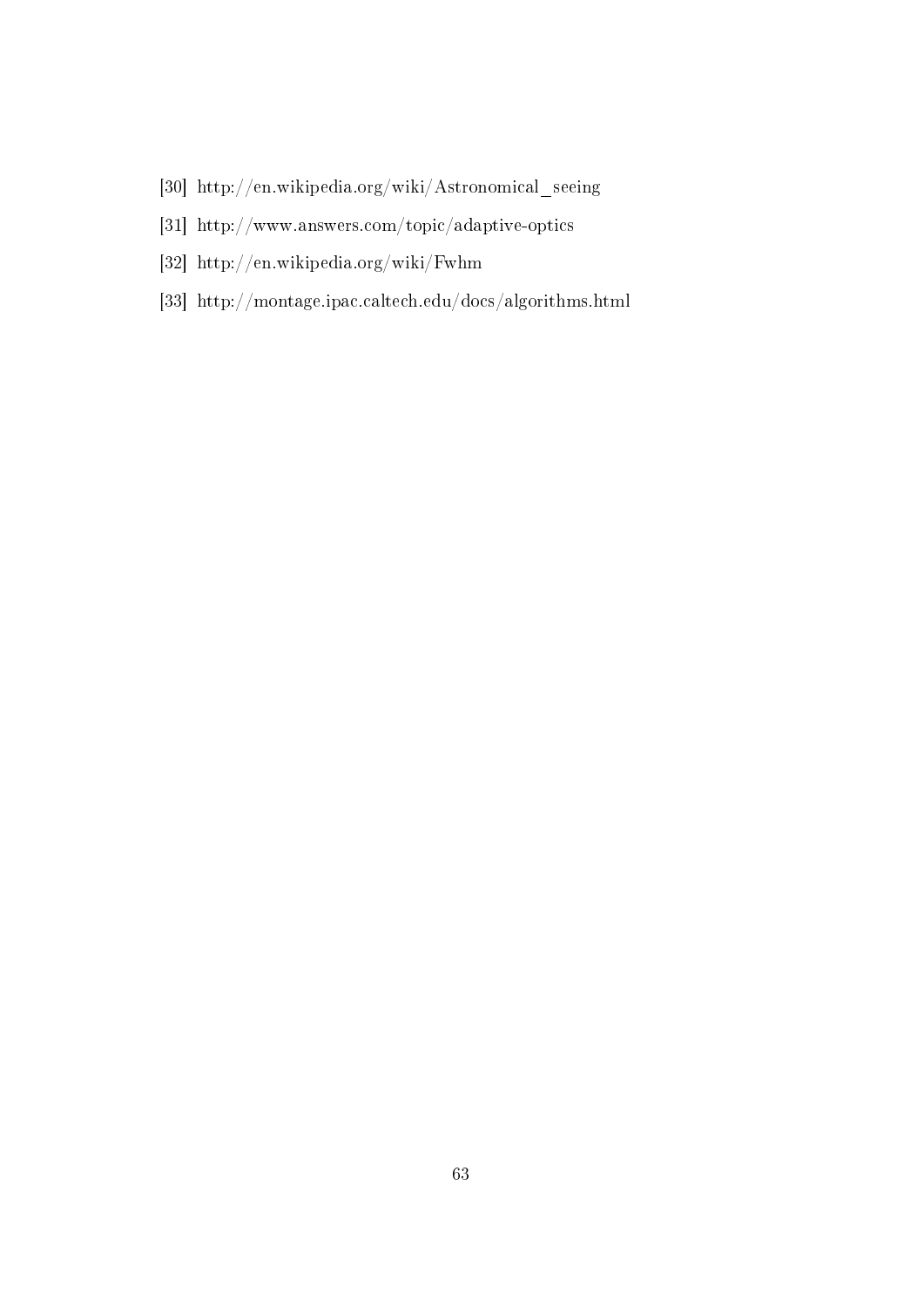[30] http://en.wikipedia.org/wiki/Astronomical_seeing

[31] http://www.answers.com/topic/adaptive-optics

[32] http://en.wikipedia.org/wiki/Fwhm

[33] http://montage.ipac.caltech.edu/docs/algorithms.html